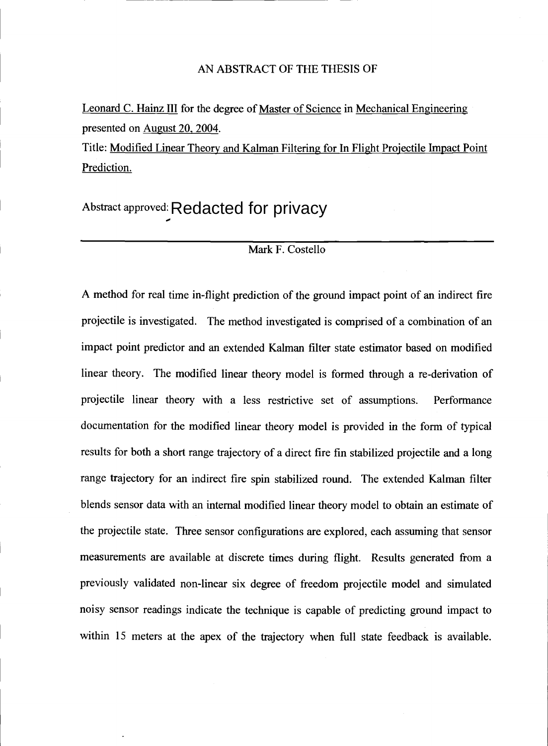AN ABSTRACT OF THE THESIS OF

Leonard C. Hainz III for the degree of Master of Science in Mechanical Engineering presented on August 20, 2004.

Title: Modified Linear Theory and Kalman Filtering for In Flight Projectile Impact Point Prediction.

Abstract approved: Redacted for privacy

Mark F. Costello

A method for real time in-flight prediction of the ground impact point of an indirect fire projectile is investigated. The method investigated is comprised of a combination of an impact point predictor and an extended Kalman filter state estimator based on modified linear theory. The modified linear theory model is formed through a re-derivation of projectile linear theory with a less restrictive set of assumptions. Performance documentation for the modified linear theory model is provided in the form of typical results for both a short range trajectory of a direct fire fin stabilized projectile and a long range trajectory for an indirect fire spin stabilized round. The extended Kalman filter blends sensor data with an internal modified linear theory model to obtain an estimate of the projectile state. Three sensor configurations are explored, each assuming that sensor measurements are available at discrete times during flight. Results generated from a previously validated non-linear six degree of freedom projectile model and simulated noisy sensor readings indicate the technique is capable of predicting ground impact to within 15 meters at the apex of the trajectory when full state feedback is available.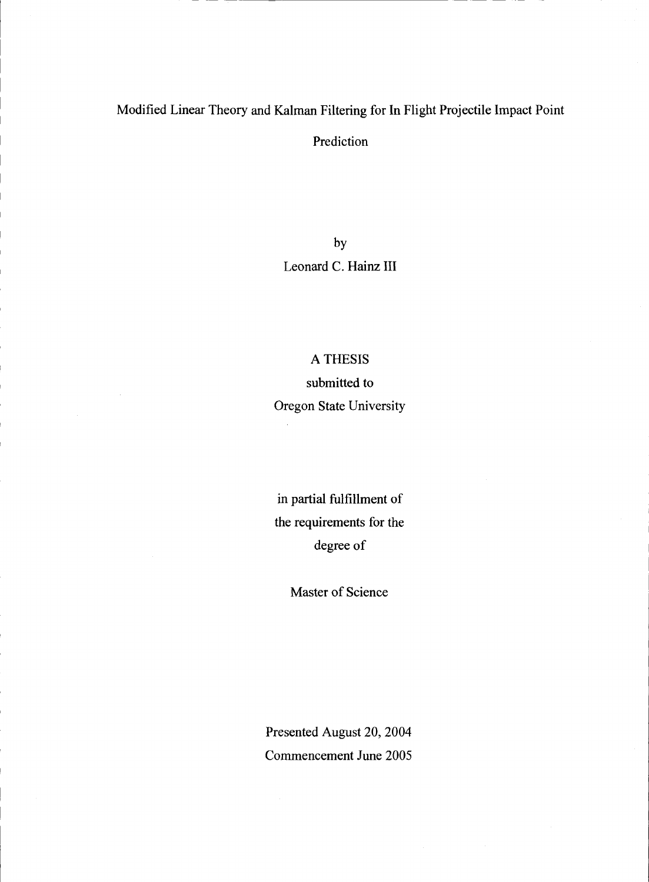# Modified Linear Theory and Kalman Filtering for In Flight Projectile Impact Point Prediction

by

Leonard C. Hainz III

A THESIS

submitted to

Oregon State University

in partial fulfillment of
the requirements for the
degree of

Master of Science

Presented August 20, 2004
Commencement June 2005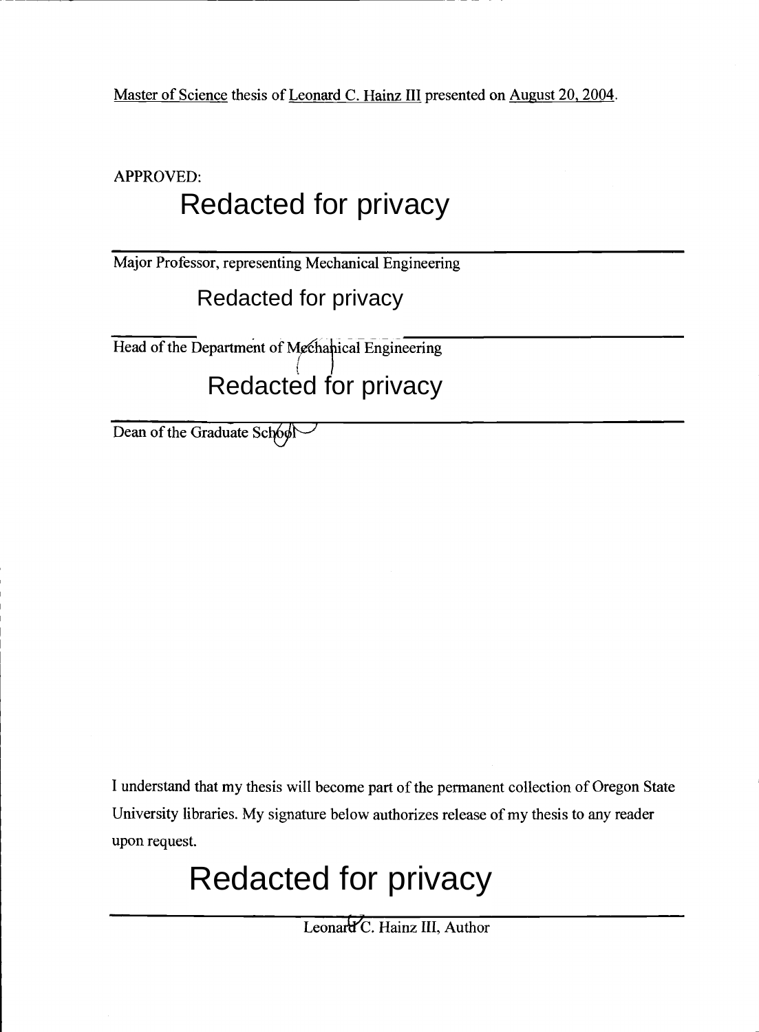Master of Science thesis of Leonard C. Hainz III presented on August 20, 2004.

APPROVED:

Redacted for privacy

Major Professor, representing Mechanical Engineering

Redacted for privacy

Head of the Department of Mechanical Engineering

Redacted for privacy

Dean of the Graduate School

I understand that my thesis will become part of the permanent collection of Oregon State University libraries. My signature below authorizes release of my thesis to any reader upon request.

Redacted for privacy

Leonard C. Hainz III, Author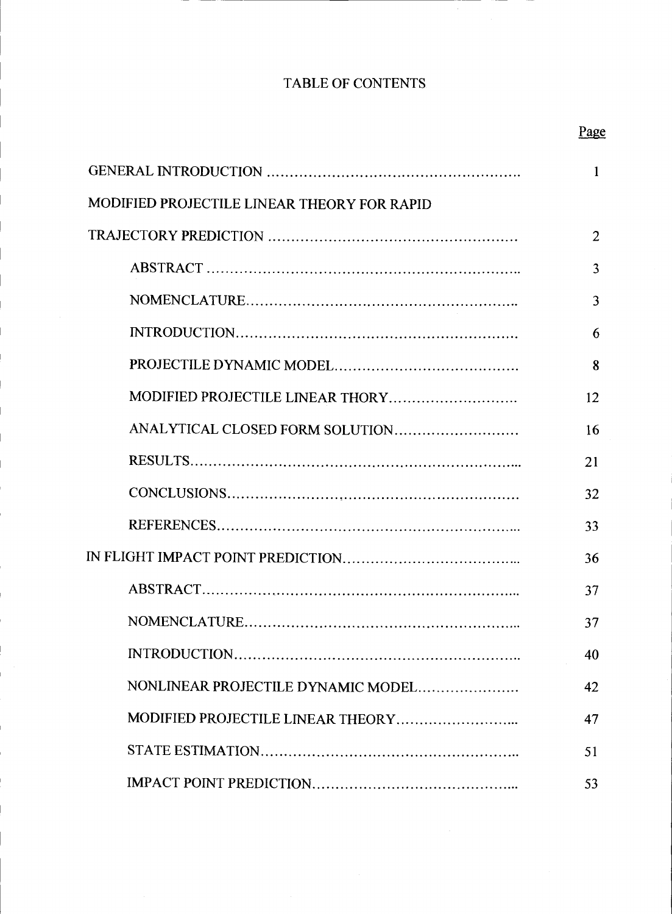# TABLE OF CONTENTS

| | Page |
|---|---|
| GENERAL INTRODUCTION | 1 |
| MODIFIED PROJECTILE LINEAR THEORY FOR RAPID TRAJECTORY PREDICTION | 2 |
| ABSTRACT | 3 |
| NOMENCLATURE | 3 |
| INTRODUCTION | 6 |
| PROJECTILE DYNAMIC MODEL | 8 |
| MODIFIED PROJECTILE LINEAR THORY | 12 |
| ANALYTICAL CLOSED FORM SOLUTION | 16 |
| RESULTS | 21 |
| CONCLUSIONS | 32 |
| REFERENCES | 33 |
| IN FLIGHT IMPACT POINT PREDICTION | 36 |
| ABSTRACT | 37 |
| NOMENCLATURE | 37 |
| INTRODUCTION | 40 |
| NONLINEAR PROJECTILE DYNAMIC MODEL | 42 |
| MODIFIED PROJECTILE LINEAR THEORY | 47 |
| STATE ESTIMATION | 51 |
| IMPACT POINT PREDICTION | 53 |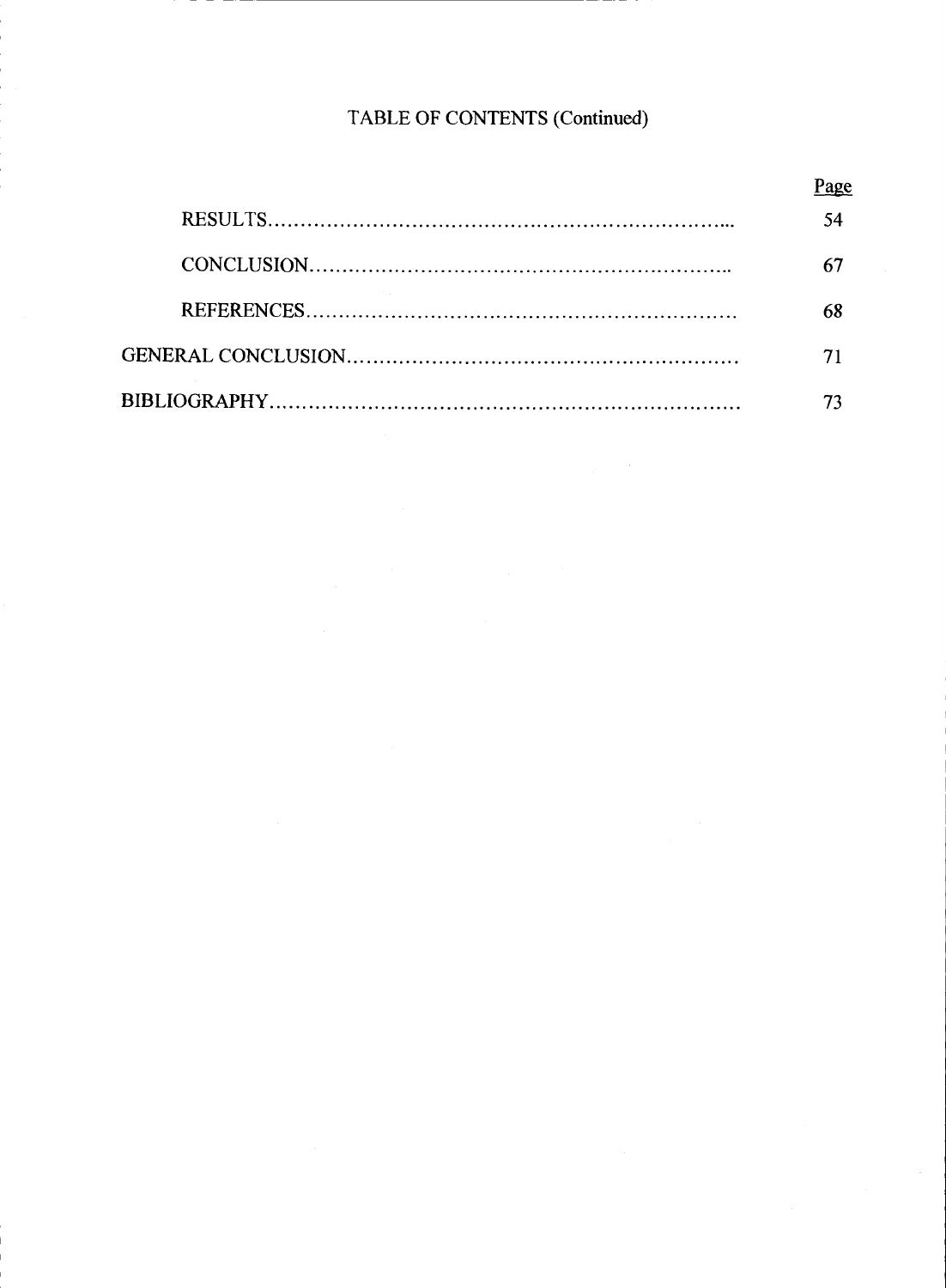# TABLE OF CONTENTS (Continued)

| | Page |
|---|---|
| &nbsp;&nbsp;&nbsp;&nbsp;RESULTS | 54 |
| &nbsp;&nbsp;&nbsp;&nbsp;CONCLUSION | 67 |
| &nbsp;&nbsp;&nbsp;&nbsp;REFERENCES | 68 |
| GENERAL CONCLUSION | 71 |
| BIBLIOGRAPHY | 73 |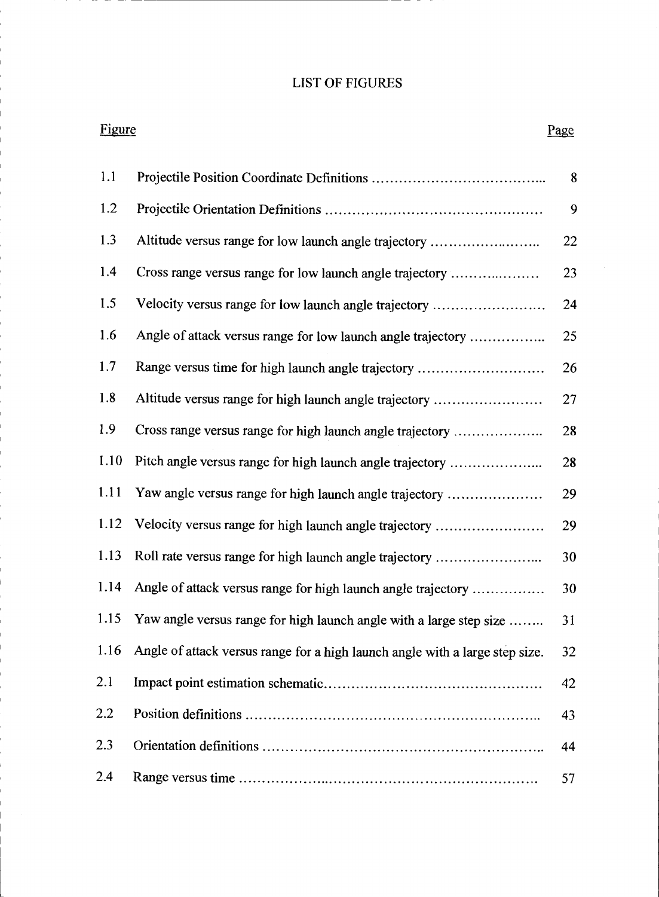# LIST OF FIGURES

| Figure | | Page |
|---|---|---|
| 1.1 | Projectile Position Coordinate Definitions | 8 |
| 1.2 | Projectile Orientation Definitions | 9 |
| 1.3 | Altitude versus range for low launch angle trajectory | 22 |
| 1.4 | Cross range versus range for low launch angle trajectory | 23 |
| 1.5 | Velocity versus range for low launch angle trajectory | 24 |
| 1.6 | Angle of attack versus range for low launch angle trajectory | 25 |
| 1.7 | Range versus time for high launch angle trajectory | 26 |
| 1.8 | Altitude versus range for high launch angle trajectory | 27 |
| 1.9 | Cross range versus range for high launch angle trajectory | 28 |
| 1.10 | Pitch angle versus range for high launch angle trajectory | 28 |
| 1.11 | Yaw angle versus range for high launch angle trajectory | 29 |
| 1.12 | Velocity versus range for high launch angle trajectory | 29 |
| 1.13 | Roll rate versus range for high launch angle trajectory | 30 |
| 1.14 | Angle of attack versus range for high launch angle trajectory | 30 |
| 1.15 | Yaw angle versus range for high launch angle with a large step size | 31 |
| 1.16 | Angle of attack versus range for a high launch angle with a large step size. | 32 |
| 2.1 | Impact point estimation schematic | 42 |
| 2.2 | Position definitions | 43 |
| 2.3 | Orientation definitions | 44 |
| 2.4 | Range versus time | 57 |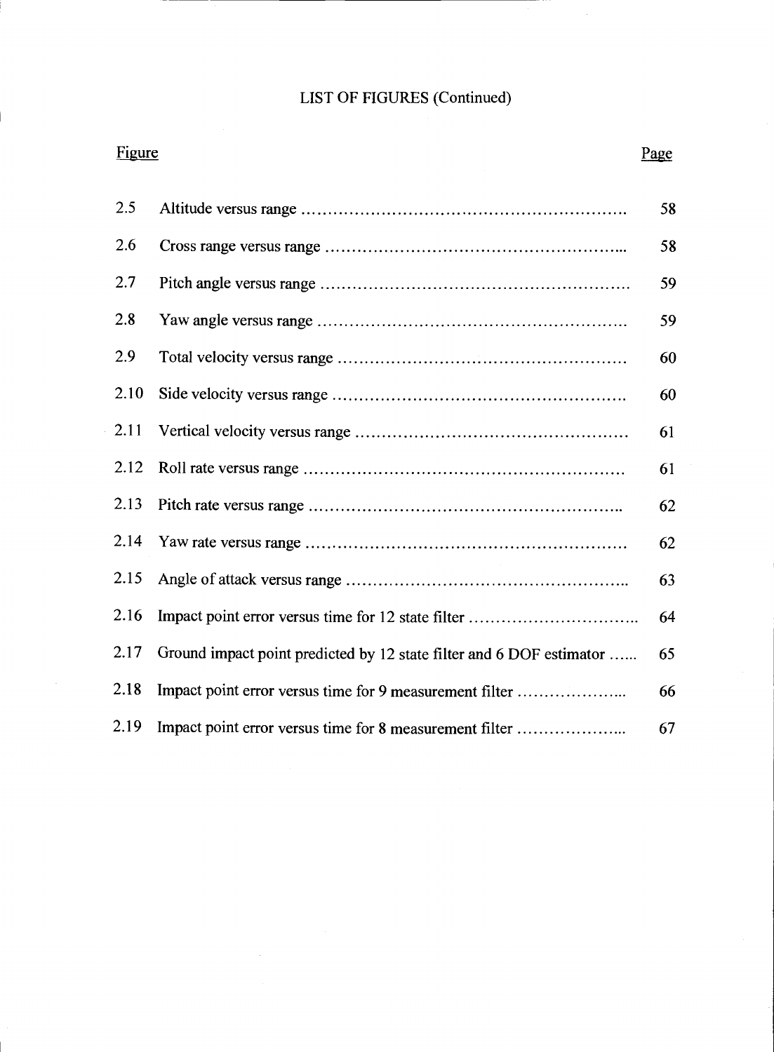# LIST OF FIGURES (Continued)

| Figure | | Page |
| --- | --- | --- |
| 2.5 | Altitude versus range | 58 |
| 2.6 | Cross range versus range | 58 |
| 2.7 | Pitch angle versus range | 59 |
| 2.8 | Yaw angle versus range | 59 |
| 2.9 | Total velocity versus range | 60 |
| 2.10 | Side velocity versus range | 60 |
| 2.11 | Vertical velocity versus range | 61 |
| 2.12 | Roll rate versus range | 61 |
| 2.13 | Pitch rate versus range | 62 |
| 2.14 | Yaw rate versus range | 62 |
| 2.15 | Angle of attack versus range | 63 |
| 2.16 | Impact point error versus time for 12 state filter | 64 |
| 2.17 | Ground impact point predicted by 12 state filter and 6 DOF estimator | 65 |
| 2.18 | Impact point error versus time for 9 measurement filter | 66 |
| 2.19 | Impact point error versus time for 8 measurement filter | 67 |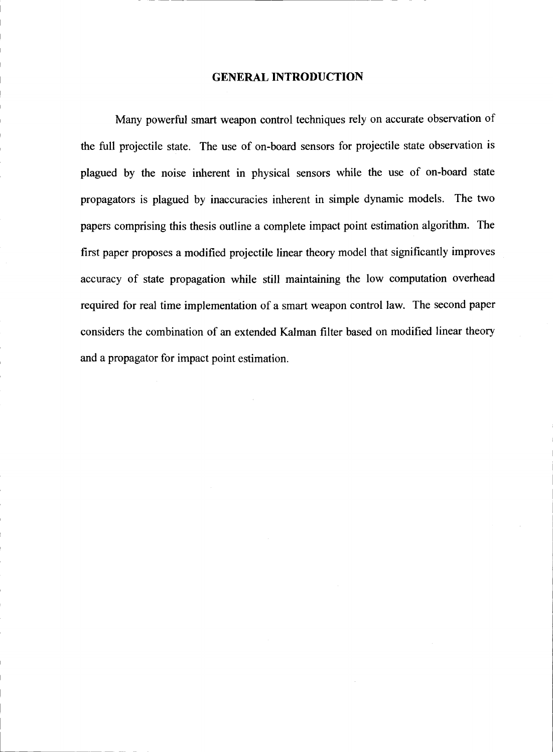# GENERAL INTRODUCTION

Many powerful smart weapon control techniques rely on accurate observation of the full projectile state. The use of on-board sensors for projectile state observation is plagued by the noise inherent in physical sensors while the use of on-board state propagators is plagued by inaccuracies inherent in simple dynamic models. The two papers comprising this thesis outline a complete impact point estimation algorithm. The first paper proposes a modified projectile linear theory model that significantly improves accuracy of state propagation while still maintaining the low computation overhead required for real time implementation of a smart weapon control law. The second paper considers the combination of an extended Kalman filter based on modified linear theory and a propagator for impact point estimation.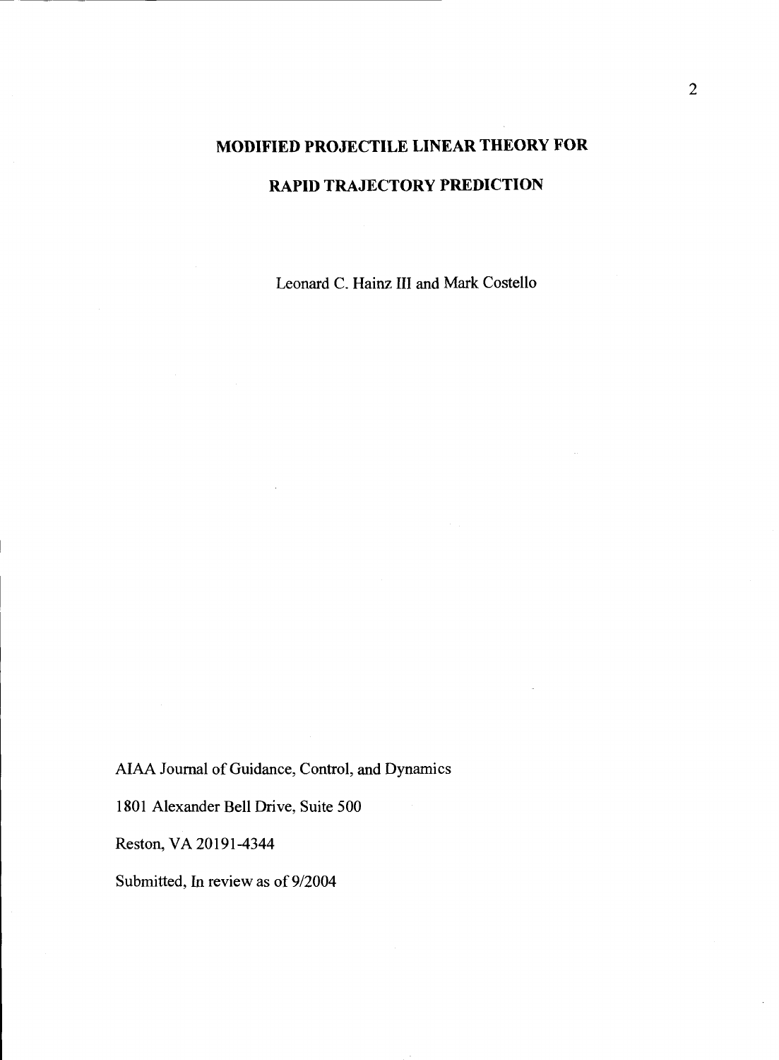# MODIFIED PROJECTILE LINEAR THEORY FOR

# RAPID TRAJECTORY PREDICTION

Leonard C. Hainz III and Mark Costello

AIAA Journal of Guidance, Control, and Dynamics

1801 Alexander Bell Drive, Suite 500

Reston, VA 20191-4344

Submitted, In review as of 9/2004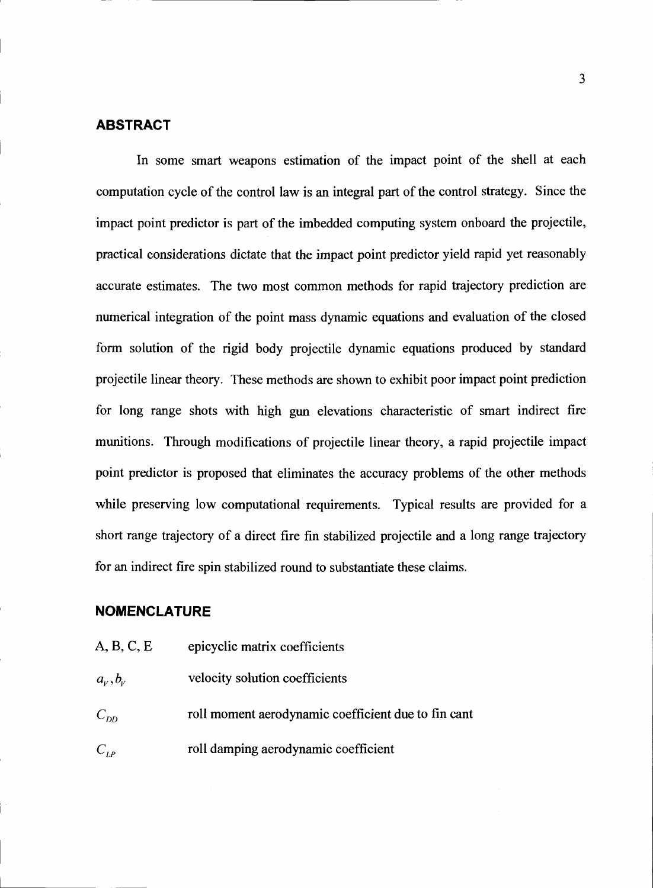## ABSTRACT

In some smart weapons estimation of the impact point of the shell at each computation cycle of the control law is an integral part of the control strategy. Since the impact point predictor is part of the imbedded computing system onboard the projectile, practical considerations dictate that the impact point predictor yield rapid yet reasonably accurate estimates. The two most common methods for rapid trajectory prediction are numerical integration of the point mass dynamic equations and evaluation of the closed form solution of the rigid body projectile dynamic equations produced by standard projectile linear theory. These methods are shown to exhibit poor impact point prediction for long range shots with high gun elevations characteristic of smart indirect fire munitions. Through modifications of projectile linear theory, a rapid projectile impact point predictor is proposed that eliminates the accuracy problems of the other methods while preserving low computational requirements. Typical results are provided for a short range trajectory of a direct fire fin stabilized projectile and a long range trajectory for an indirect fire spin stabilized round to substantiate these claims.

## NOMENCLATURE

| | |
|---|---|
| A, B, C, E | epicyclic matrix coefficients |
| $a_V, b_V$ | velocity solution coefficients |
| $C_{DD}$ | roll moment aerodynamic coefficient due to fin cant |
| $C_{LP}$ | roll damping aerodynamic coefficient |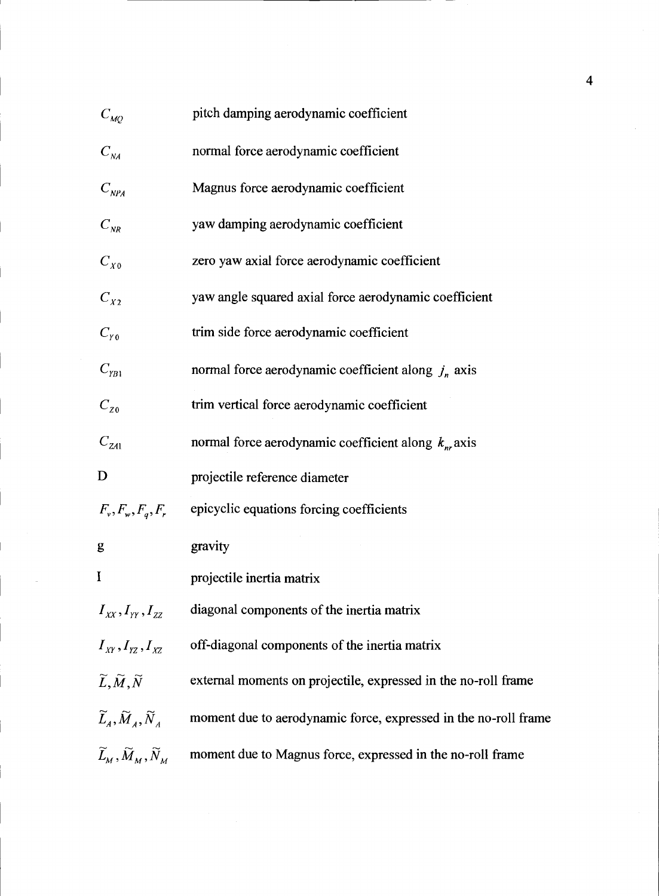| | |
|---|---|
| $C_{MQ}$ | pitch damping aerodynamic coefficient |
| $C_{NA}$ | normal force aerodynamic coefficient |
| $C_{NPA}$ | Magnus force aerodynamic coefficient |
| $C_{NR}$ | yaw damping aerodynamic coefficient |
| $C_{X0}$ | zero yaw axial force aerodynamic coefficient |
| $C_{X2}$ | yaw angle squared axial force aerodynamic coefficient |
| $C_{Y0}$ | trim side force aerodynamic coefficient |
| $C_{YB1}$ | normal force aerodynamic coefficient along $j_n$ axis |
| $C_{Z0}$ | trim vertical force aerodynamic coefficient |
| $C_{ZA1}$ | normal force aerodynamic coefficient along $k_{nr}$ axis |
| D | projectile reference diameter |
| $F_v, F_w, F_q, F_r$ | epicyclic equations forcing coefficients |
| g | gravity |
| I | projectile inertia matrix |
| $I_{XX}, I_{YY}, I_{ZZ}$ | diagonal components of the inertia matrix |
| $I_{XY}, I_{YZ}, I_{XZ}$ | off-diagonal components of the inertia matrix |
| $\widetilde{L}, \widetilde{M}, \widetilde{N}$ | external moments on projectile, expressed in the no-roll frame |
| $\widetilde{L}_A, \widetilde{M}_A, \widetilde{N}_A$ | moment due to aerodynamic force, expressed in the no-roll frame |
| $\widetilde{L}_M, \widetilde{M}_M, \widetilde{N}_M$ | moment due to Magnus force, expressed in the no-roll frame |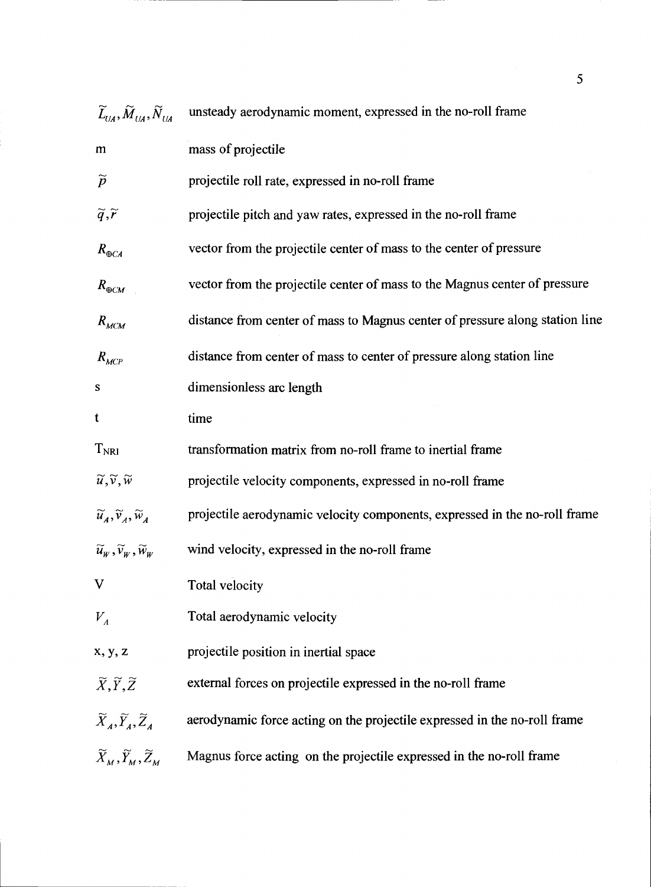| | |
|---|---|
| $\widetilde{L}_{UA}, \widetilde{M}_{UA}, \widetilde{N}_{UA}$ | unsteady aerodynamic moment, expressed in the no-roll frame |
| m | mass of projectile |
| $\widetilde{p}$ | projectile roll rate, expressed in no-roll frame |
| $\widetilde{q}, \widetilde{r}$ | projectile pitch and yaw rates, expressed in the no-roll frame |
| $R_{\oplus CA}$ | vector from the projectile center of mass to the center of pressure |
| $R_{\oplus CM}$ | vector from the projectile center of mass to the Magnus center of pressure |
| $R_{MCM}$ | distance from center of mass to Magnus center of pressure along station line |
| $R_{MCP}$ | distance from center of mass to center of pressure along station line |
| s | dimensionless arc length |
| t | time |
| $T_{NRI}$ | transformation matrix from no-roll frame to inertial frame |
| $\widetilde{u}, \widetilde{v}, \widetilde{w}$ | projectile velocity components, expressed in no-roll frame |
| $\widetilde{u}_A, \widetilde{v}_A, \widetilde{w}_A$ | projectile aerodynamic velocity components, expressed in the no-roll frame |
| $\widetilde{u}_W, \widetilde{v}_W, \widetilde{w}_W$ | wind velocity, expressed in the no-roll frame |
| V | Total velocity |
| $V_A$ | Total aerodynamic velocity |
| x, y, z | projectile position in inertial space |
| $\widetilde{X}, \widetilde{Y}, \widetilde{Z}$ | external forces on projectile expressed in the no-roll frame |
| $\widetilde{X}_A, \widetilde{Y}_A, \widetilde{Z}_A$ | aerodynamic force acting on the projectile expressed in the no-roll frame |
| $\widetilde{X}_M, \widetilde{Y}_M, \widetilde{Z}_M$ | Magnus force acting on the projectile expressed in the no-roll frame |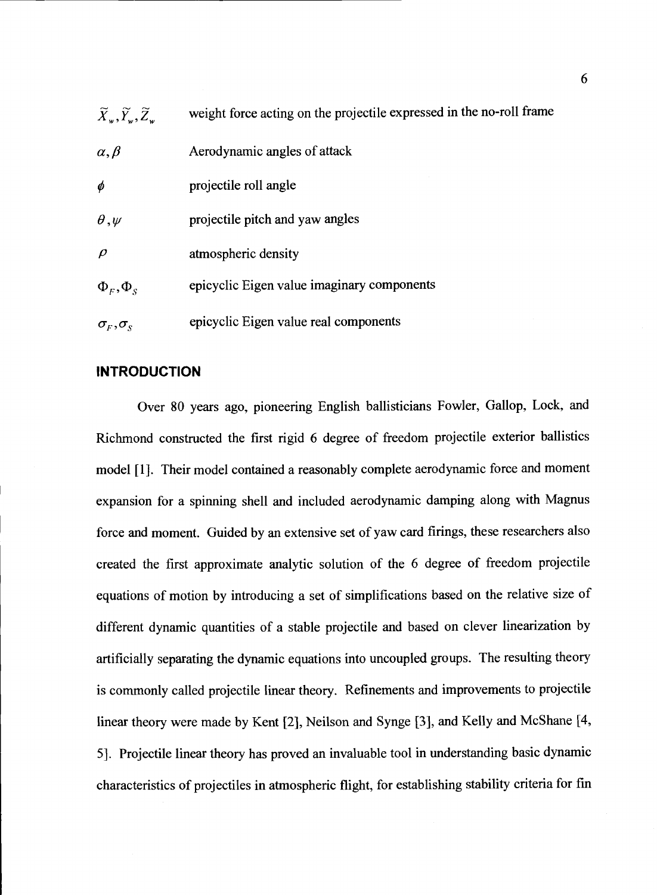| | |
|---|---|
| $\widetilde{X}_w, \widetilde{Y}_w, \widetilde{Z}_w$ | weight force acting on the projectile expressed in the no-roll frame |
| $\alpha, \beta$ | Aerodynamic angles of attack |
| $\phi$ | projectile roll angle |
| $\theta, \psi$ | projectile pitch and yaw angles |
| $\rho$ | atmospheric density |
| $\Phi_F, \Phi_S$ | epicyclic Eigen value imaginary components |
| $\sigma_F, \sigma_S$ | epicyclic Eigen value real components |

## INTRODUCTION

Over 80 years ago, pioneering English ballisticians Fowler, Gallop, Lock, and Richmond constructed the first rigid 6 degree of freedom projectile exterior ballistics model [1]. Their model contained a reasonably complete aerodynamic force and moment expansion for a spinning shell and included aerodynamic damping along with Magnus force and moment. Guided by an extensive set of yaw card firings, these researchers also created the first approximate analytic solution of the 6 degree of freedom projectile equations of motion by introducing a set of simplifications based on the relative size of different dynamic quantities of a stable projectile and based on clever linearization by artificially separating the dynamic equations into uncoupled groups. The resulting theory is commonly called projectile linear theory. Refinements and improvements to projectile linear theory were made by Kent [2], Neilson and Synge [3], and Kelly and McShane [4, 5]. Projectile linear theory has proved an invaluable tool in understanding basic dynamic characteristics of projectiles in atmospheric flight, for establishing stability criteria for fin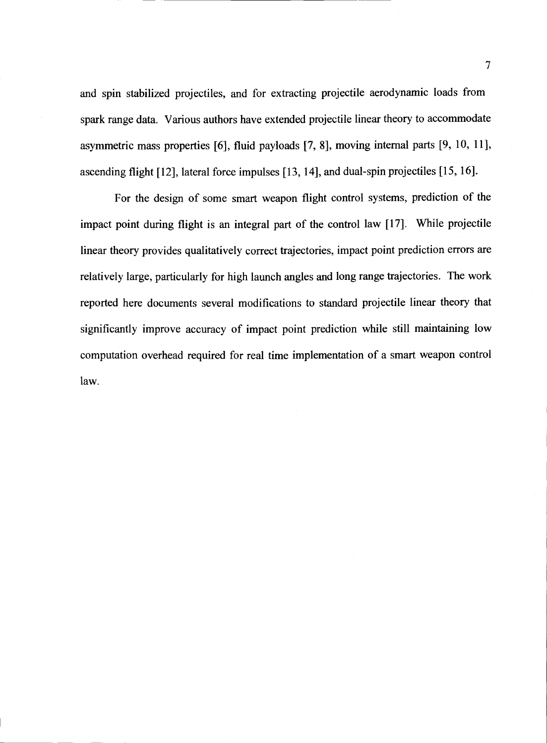and spin stabilized projectiles, and for extracting projectile aerodynamic loads from spark range data. Various authors have extended projectile linear theory to accommodate asymmetric mass properties [6], fluid payloads [7, 8], moving internal parts [9, 10, 11], ascending flight [12], lateral force impulses [13, 14], and dual-spin projectiles [15, 16].

For the design of some smart weapon flight control systems, prediction of the impact point during flight is an integral part of the control law [17]. While projectile linear theory provides qualitatively correct trajectories, impact point prediction errors are relatively large, particularly for high launch angles and long range trajectories. The work reported here documents several modifications to standard projectile linear theory that significantly improve accuracy of impact point prediction while still maintaining low computation overhead required for real time implementation of a smart weapon control law.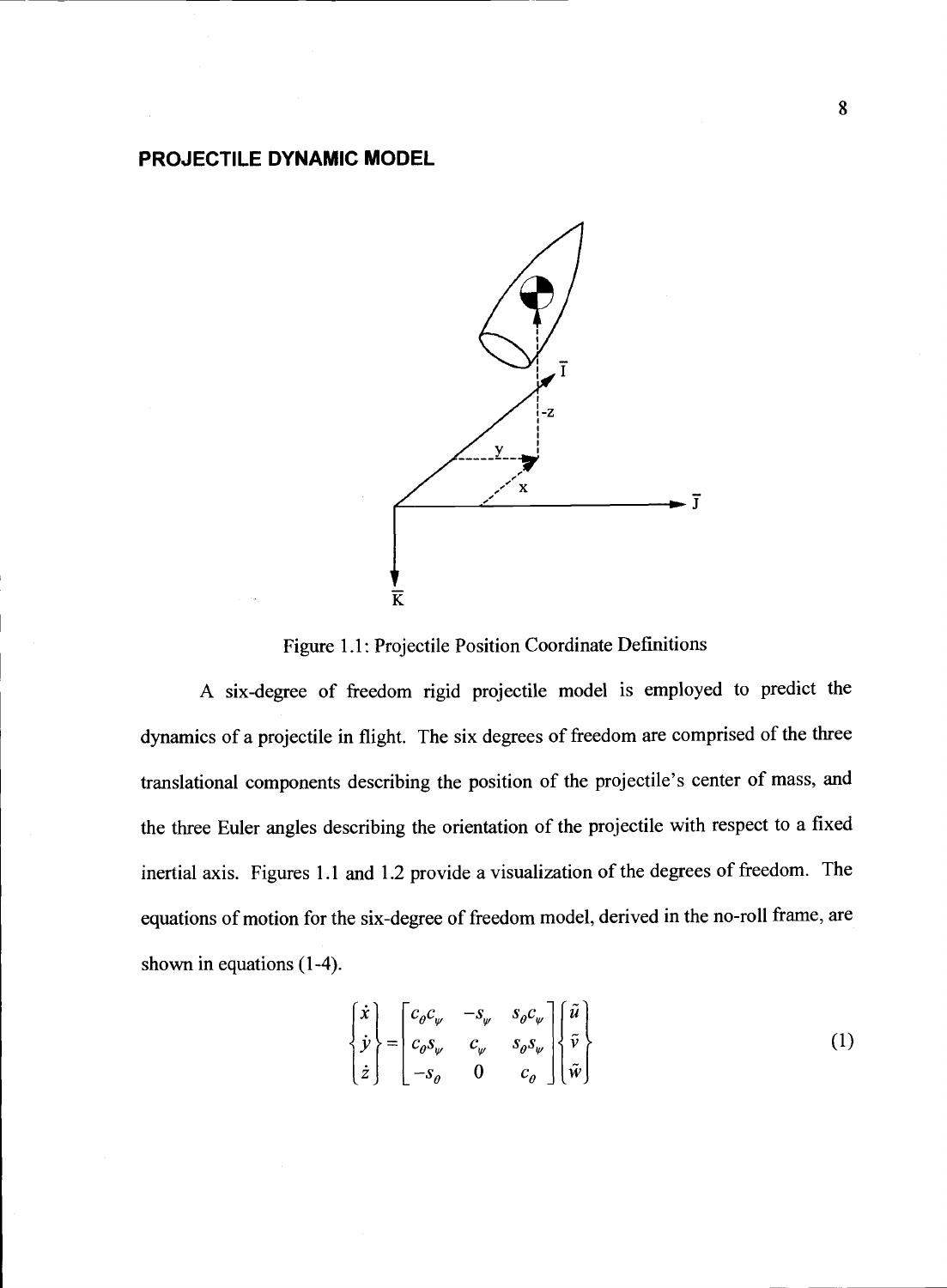## PROJECTILE DYNAMIC MODEL

Figure 1.1: Projectile Position Coordinate Definitions

A six-degree of freedom rigid projectile model is employed to predict the dynamics of a projectile in flight. The six degrees of freedom are comprised of the three translational components describing the position of the projectile's center of mass, and the three Euler angles describing the orientation of the projectile with respect to a fixed inertial axis. Figures 1.1 and 1.2 provide a visualization of the degrees of freedom. The equations of motion for the six-degree of freedom model, derived in the no-roll frame, are shown in equations (1-4).

$$\begin{Bmatrix} \dot{x} \\ \dot{y} \\ \dot{z} \end{Bmatrix} = \begin{bmatrix} c_\theta c_\psi & -s_\psi & s_\theta c_\psi \\ c_\theta s_\psi & c_\psi & s_\theta s_\psi \\ -s_\theta & 0 & c_\theta \end{bmatrix} \begin{Bmatrix} \tilde{u} \\ \tilde{v} \\ \tilde{w} \end{Bmatrix} \tag{1}$$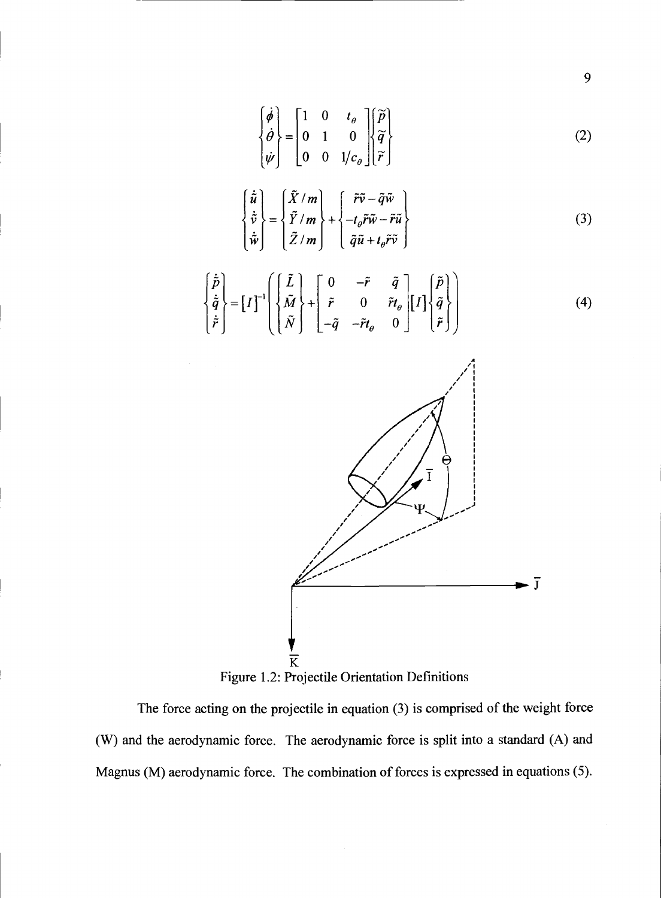$$
\begin{Bmatrix} \dot{\phi} \\ \dot{\theta} \\ \dot{\psi} \end{Bmatrix} = \begin{bmatrix} 1 & 0 & t_\theta \\ 0 & 1 & 0 \\ 0 & 0 & 1/c_\theta \end{bmatrix} \begin{Bmatrix} \tilde{p} \\ \tilde{q} \\ \tilde{r} \end{Bmatrix} \tag{2}
$$

$$
\begin{Bmatrix} \dot{\tilde{u}} \\ \dot{\tilde{v}} \\ \dot{\tilde{w}} \end{Bmatrix} = \begin{Bmatrix} \tilde{X}/m \\ \tilde{Y}/m \\ \tilde{Z}/m \end{Bmatrix} + \begin{Bmatrix} \tilde{r}\tilde{v} - \tilde{q}\tilde{w} \\ -t_\theta \tilde{r}\tilde{w} - \tilde{r}\tilde{u} \\ \tilde{q}\tilde{u} + t_\theta \tilde{r}\tilde{v} \end{Bmatrix} \tag{3}
$$

$$
\begin{Bmatrix} \dot{\tilde{p}} \\ \dot{\tilde{q}} \\ \dot{\tilde{r}} \end{Bmatrix} = [I]^{-1} \left( \begin{Bmatrix} \tilde{L} \\ \tilde{M} \\ \tilde{N} \end{Bmatrix} + \begin{bmatrix} 0 & -\tilde{r} & \tilde{q} \\ \tilde{r} & 0 & \tilde{r}t_\theta \\ -\tilde{q} & -\tilde{r}t_\theta & 0 \end{bmatrix} [I] \begin{Bmatrix} \tilde{p} \\ \tilde{q} \\ \tilde{r} \end{Bmatrix} \right) \tag{4}
$$

Figure 1.2: Projectile Orientation Definitions

The force acting on the projectile in equation (3) is comprised of the weight force (W) and the aerodynamic force. The aerodynamic force is split into a standard (A) and Magnus (M) aerodynamic force. The combination of forces is expressed in equations (5).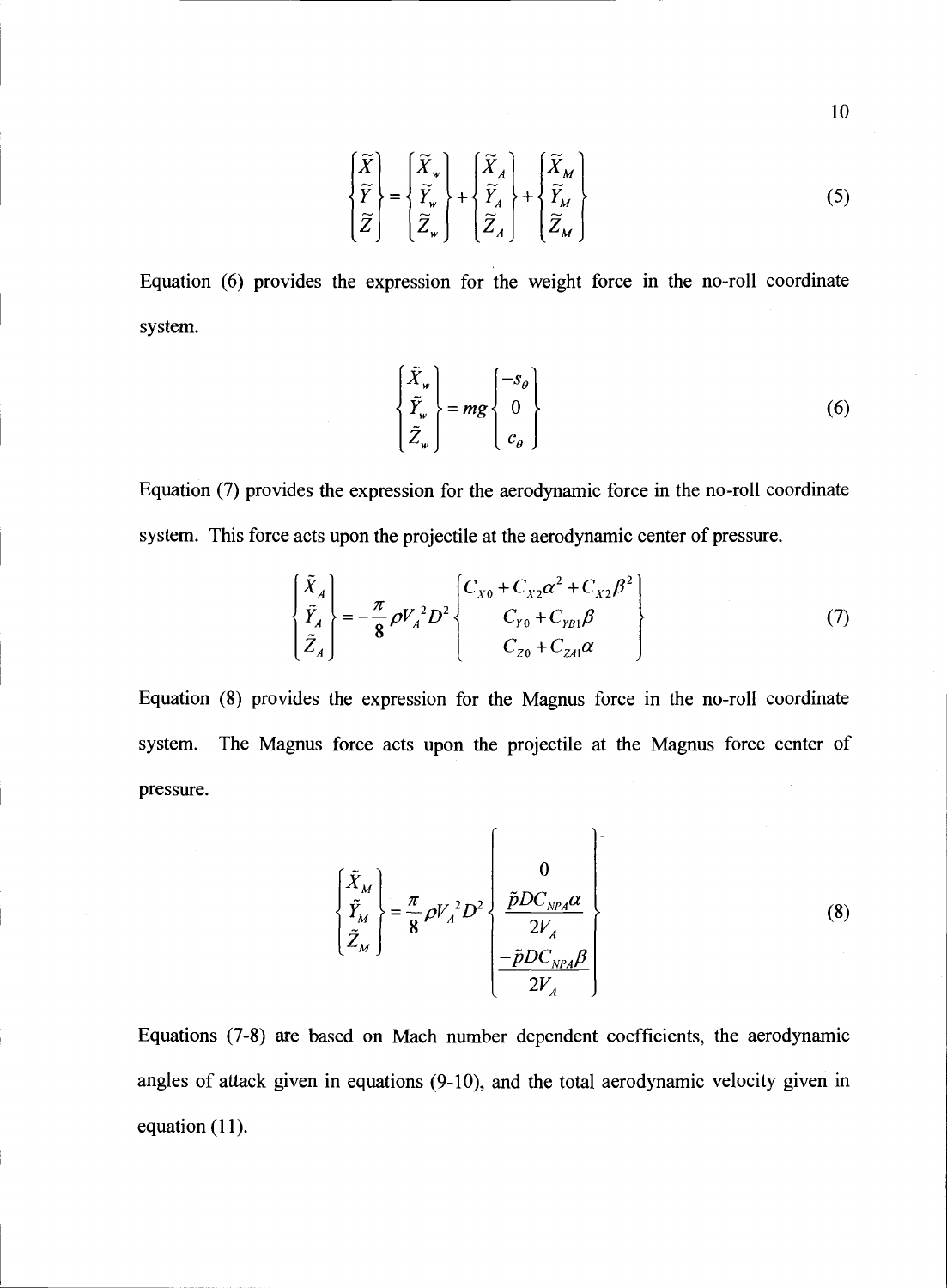$$\begin{Bmatrix} \tilde{X} \\ \tilde{Y} \\ \tilde{Z} \end{Bmatrix} = \begin{Bmatrix} \tilde{X}_w \\ \tilde{Y}_w \\ \tilde{Z}_w \end{Bmatrix} + \begin{Bmatrix} \tilde{X}_A \\ \tilde{Y}_A \\ \tilde{Z}_A \end{Bmatrix} + \begin{Bmatrix} \tilde{X}_M \\ \tilde{Y}_M \\ \tilde{Z}_M \end{Bmatrix} \tag{5}$$

Equation (6) provides the expression for the weight force in the no-roll coordinate system.

$$\begin{Bmatrix} \tilde{X}_w \\ \tilde{Y}_w \\ \tilde{Z}_w \end{Bmatrix} = mg \begin{Bmatrix} -s_\theta \\ 0 \\ c_\theta \end{Bmatrix} \tag{6}$$

Equation (7) provides the expression for the aerodynamic force in the no-roll coordinate system. This force acts upon the projectile at the aerodynamic center of pressure.

$$\begin{Bmatrix} \tilde{X}_A \\ \tilde{Y}_A \\ \tilde{Z}_A \end{Bmatrix} = -\frac{\pi}{8}\rho V_A^{\,2} D^2 \begin{Bmatrix} C_{X0} + C_{X2}\alpha^2 + C_{X2}\beta^2 \\ C_{Y0} + C_{YB1}\beta \\ C_{Z0} + C_{ZA1}\alpha \end{Bmatrix} \tag{7}$$

Equation (8) provides the expression for the Magnus force in the no-roll coordinate system. The Magnus force acts upon the projectile at the Magnus force center of pressure.

$$\begin{Bmatrix} \tilde{X}_M \\ \tilde{Y}_M \\ \tilde{Z}_M \end{Bmatrix} = \frac{\pi}{8}\rho V_A^{\,2} D^2 \begin{Bmatrix} 0 \\ \dfrac{\tilde{p} D C_{NPA}\alpha}{2V_A} \\ \dfrac{-\tilde{p} D C_{NPA}\beta}{2V_A} \end{Bmatrix} \tag{8}$$

Equations (7-8) are based on Mach number dependent coefficients, the aerodynamic angles of attack given in equations (9-10), and the total aerodynamic velocity given in equation (11).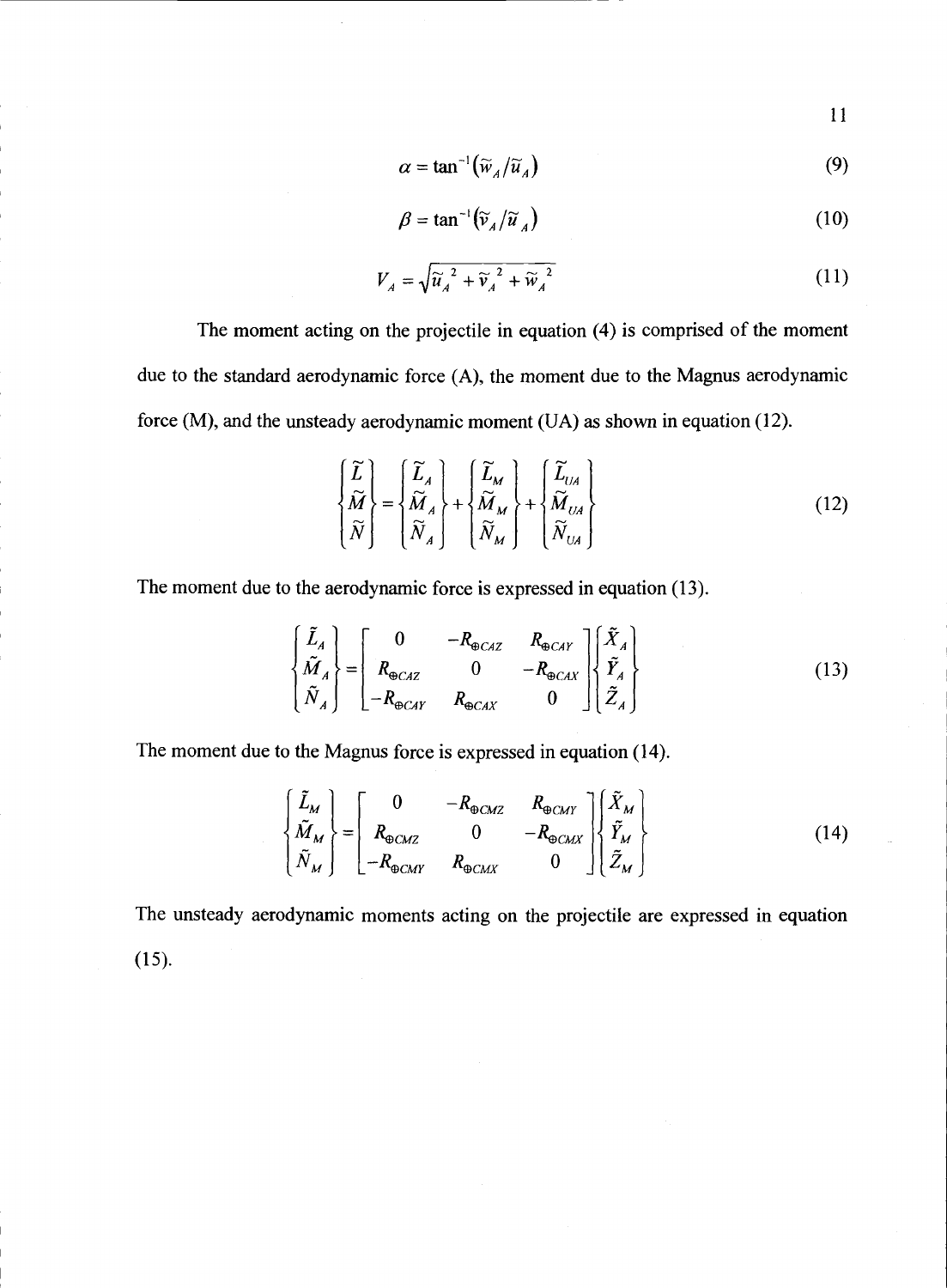$$\alpha = \tan^{-1}\left(\tilde{w}_A / \tilde{u}_A\right) \tag{9}$$

$$\beta = \tan^{-1}\left(\tilde{v}_A / \tilde{u}_A\right) \tag{10}$$

$$V_A = \sqrt{\tilde{u}_A^{\,2} + \tilde{v}_A^{\,2} + \tilde{w}_A^{\,2}} \tag{11}$$

The moment acting on the projectile in equation (4) is comprised of the moment due to the standard aerodynamic force (A), the moment due to the Magnus aerodynamic force (M), and the unsteady aerodynamic moment (UA) as shown in equation (12).

$$\begin{Bmatrix} \tilde{L} \\ \tilde{M} \\ \tilde{N} \end{Bmatrix} = \begin{Bmatrix} \tilde{L}_A \\ \tilde{M}_A \\ \tilde{N}_A \end{Bmatrix} + \begin{Bmatrix} \tilde{L}_M \\ \tilde{M}_M \\ \tilde{N}_M \end{Bmatrix} + \begin{Bmatrix} \tilde{L}_{UA} \\ \tilde{M}_{UA} \\ \tilde{N}_{UA} \end{Bmatrix} \tag{12}$$

The moment due to the aerodynamic force is expressed in equation (13).

$$\begin{Bmatrix} \tilde{L}_A \\ \tilde{M}_A \\ \tilde{N}_A \end{Bmatrix} = \begin{bmatrix} 0 & -R_{\oplus CAZ} & R_{\oplus CAY} \\ R_{\oplus CAZ} & 0 & -R_{\oplus CAX} \\ -R_{\oplus CAY} & R_{\oplus CAX} & 0 \end{bmatrix} \begin{Bmatrix} \tilde{X}_A \\ \tilde{Y}_A \\ \tilde{Z}_A \end{Bmatrix} \tag{13}$$

The moment due to the Magnus force is expressed in equation (14).

$$\begin{Bmatrix} \tilde{L}_M \\ \tilde{M}_M \\ \tilde{N}_M \end{Bmatrix} = \begin{bmatrix} 0 & -R_{\oplus CMZ} & R_{\oplus CMY} \\ R_{\oplus CMZ} & 0 & -R_{\oplus CMX} \\ -R_{\oplus CMY} & R_{\oplus CMX} & 0 \end{bmatrix} \begin{Bmatrix} \tilde{X}_M \\ \tilde{Y}_M \\ \tilde{Z}_M \end{Bmatrix} \tag{14}$$

The unsteady aerodynamic moments acting on the projectile are expressed in equation (15).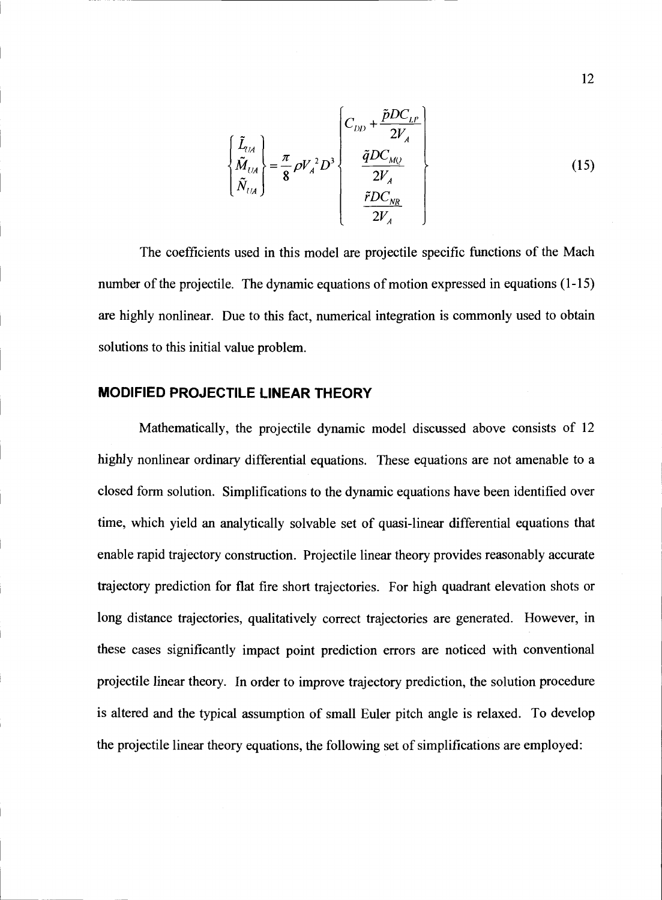$$\begin{Bmatrix} \tilde{L}_{UA} \\ \tilde{M}_{UA} \\ \tilde{N}_{UA} \end{Bmatrix} = \frac{\pi}{8} \rho V_A^2 D^3 \begin{Bmatrix} C_{DD} + \dfrac{\tilde{p} D C_{LP}}{2V_A} \\ \dfrac{\tilde{q} D C_{MQ}}{2V_A} \\ \dfrac{\tilde{r} D C_{NR}}{2V_A} \end{Bmatrix} \tag{15}$$

The coefficients used in this model are projectile specific functions of the Mach number of the projectile. The dynamic equations of motion expressed in equations (1-15) are highly nonlinear. Due to this fact, numerical integration is commonly used to obtain solutions to this initial value problem.

## MODIFIED PROJECTILE LINEAR THEORY

Mathematically, the projectile dynamic model discussed above consists of 12 highly nonlinear ordinary differential equations. These equations are not amenable to a closed form solution. Simplifications to the dynamic equations have been identified over time, which yield an analytically solvable set of quasi-linear differential equations that enable rapid trajectory construction. Projectile linear theory provides reasonably accurate trajectory prediction for flat fire short trajectories. For high quadrant elevation shots or long distance trajectories, qualitatively correct trajectories are generated. However, in these cases significantly impact point prediction errors are noticed with conventional projectile linear theory. In order to improve trajectory prediction, the solution procedure is altered and the typical assumption of small Euler pitch angle is relaxed. To develop the projectile linear theory equations, the following set of simplifications are employed: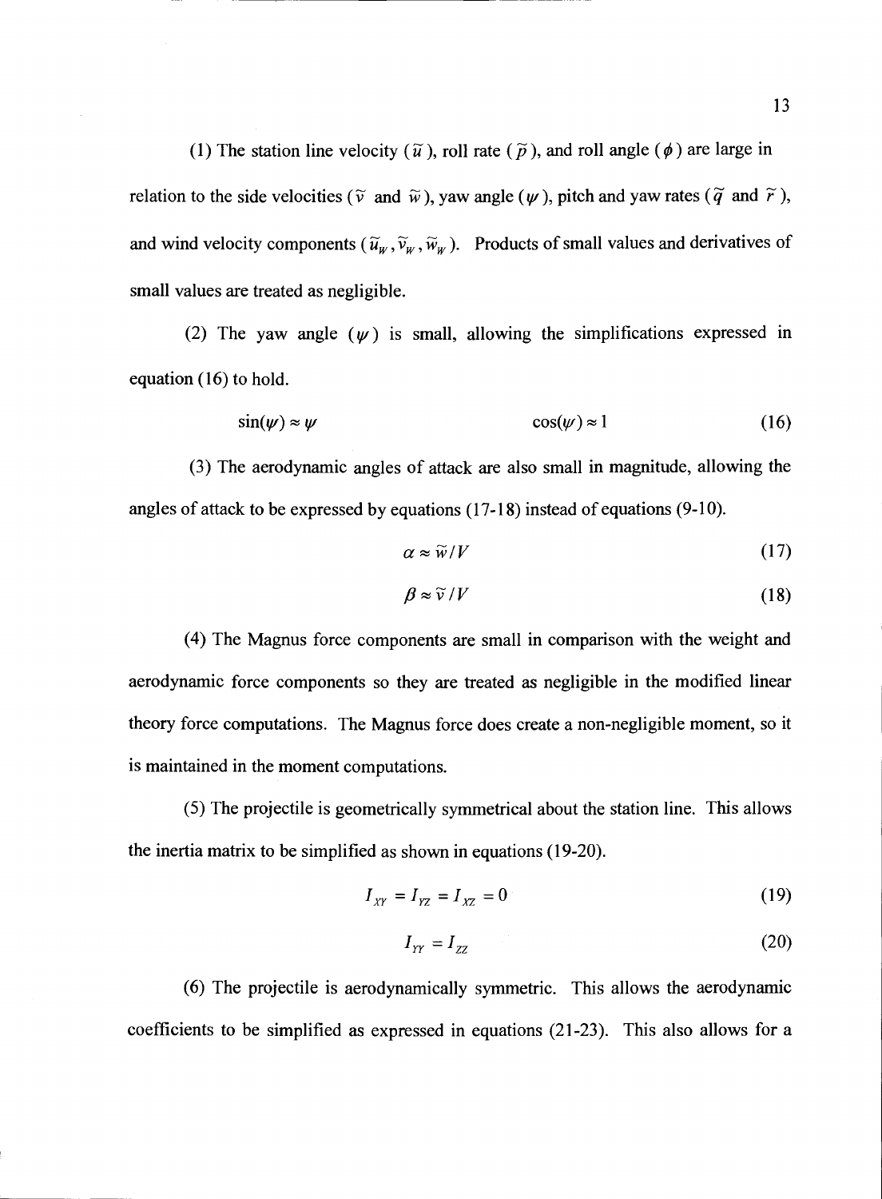(1) The station line velocity ($\tilde{u}$), roll rate ($\tilde{p}$), and roll angle ($\phi$) are large in relation to the side velocities ($\tilde{v}$ and $\tilde{w}$), yaw angle ($\psi$), pitch and yaw rates ($\tilde{q}$ and $\tilde{r}$), and wind velocity components ($\tilde{u}_W, \tilde{v}_W, \tilde{w}_W$). Products of small values and derivatives of small values are treated as negligible.

(2) The yaw angle ($\psi$) is small, allowing the simplifications expressed in equation (16) to hold.

$$\sin(\psi) \approx \psi \qquad\qquad \cos(\psi) \approx 1 \tag{16}$$

(3) The aerodynamic angles of attack are also small in magnitude, allowing the angles of attack to be expressed by equations (17-18) instead of equations (9-10).

$$\alpha \approx \tilde{w}/V \tag{17}$$

$$\beta \approx \tilde{v}/V \tag{18}$$

(4) The Magnus force components are small in comparison with the weight and aerodynamic force components so they are treated as negligible in the modified linear theory force computations. The Magnus force does create a non-negligible moment, so it is maintained in the moment computations.

(5) The projectile is geometrically symmetrical about the station line. This allows the inertia matrix to be simplified as shown in equations (19-20).

$$I_{XY} = I_{YZ} = I_{XZ} = 0 \tag{19}$$

$$I_{YY} = I_{ZZ} \tag{20}$$

(6) The projectile is aerodynamically symmetric. This allows the aerodynamic coefficients to be simplified as expressed in equations (21-23). This also allows for a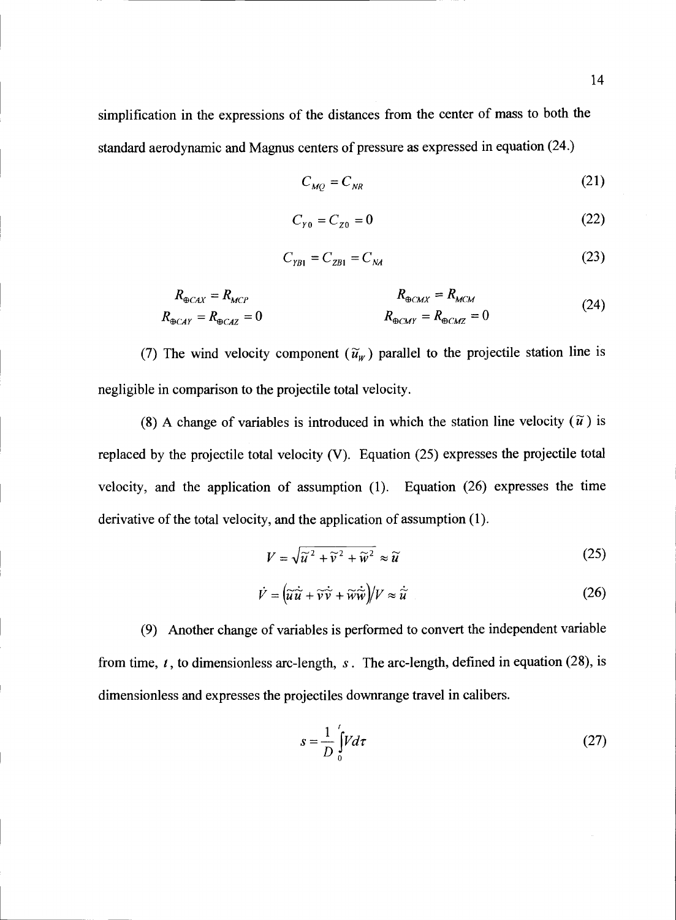simplification in the expressions of the distances from the center of mass to both the standard aerodynamic and Magnus centers of pressure as expressed in equation (24.)

$$C_{MQ} = C_{NR} \tag{21}$$

$$C_{Y0} = C_{Z0} = 0 \tag{22}$$

$$C_{YB1} = C_{ZB1} = C_{NA} \tag{23}$$

$$\begin{aligned} R_{\oplus CAX} &= R_{MCP} & \quad R_{\oplus CMX} &= R_{MCM} \\ R_{\oplus CAY} &= R_{\oplus CAZ} = 0 & \quad R_{\oplus CMY} &= R_{\oplus CMZ} = 0 \end{aligned} \tag{24}$$

(7) The wind velocity component ($\tilde{u}_W$) parallel to the projectile station line is negligible in comparison to the projectile total velocity.

(8) A change of variables is introduced in which the station line velocity ($\tilde{u}$) is replaced by the projectile total velocity (V). Equation (25) expresses the projectile total velocity, and the application of assumption (1). Equation (26) expresses the time derivative of the total velocity, and the application of assumption (1).

$$V = \sqrt{\tilde{u}^2 + \tilde{v}^2 + \tilde{w}^2} \approx \tilde{u} \tag{25}$$

$$\dot{V} = \left(\tilde{u}\dot{\tilde{u}} + \tilde{v}\dot{\tilde{v}} + \tilde{w}\dot{\tilde{w}}\right)/V \approx \dot{\tilde{u}} \tag{26}$$

(9) Another change of variables is performed to convert the independent variable from time, $t$, to dimensionless arc-length, $s$. The arc-length, defined in equation (28), is dimensionless and expresses the projectiles downrange travel in calibers.

$$s = \frac{1}{D}\int_0^t V d\tau \tag{27}$$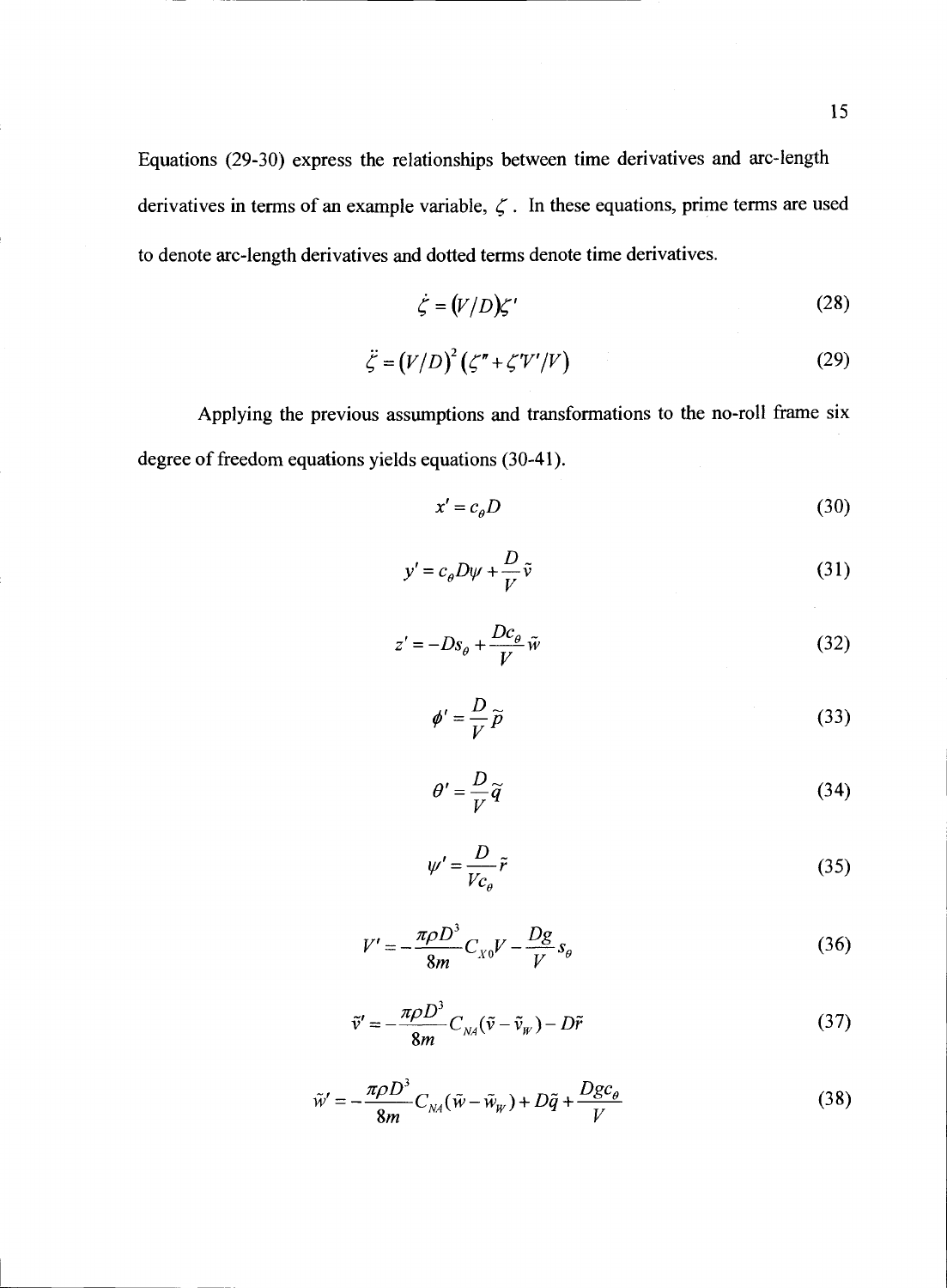Equations (29-30) express the relationships between time derivatives and arc-length derivatives in terms of an example variable, $\zeta$. In these equations, prime terms are used to denote arc-length derivatives and dotted terms denote time derivatives.

$$\dot{\zeta} = (V/D)\zeta' \tag{28}$$

$$\ddot{\zeta} = (V/D)^2 (\zeta'' + \zeta' V'/V) \tag{29}$$

Applying the previous assumptions and transformations to the no-roll frame six degree of freedom equations yields equations (30-41).

$$x' = c_\theta D \tag{30}$$

$$y' = c_\theta D\psi + \frac{D}{V}\tilde{v} \tag{31}$$

$$z' = -Ds_\theta + \frac{Dc_\theta}{V}\tilde{w} \tag{32}$$

$$\phi' = \frac{D}{V}\tilde{p} \tag{33}$$

$$\theta' = \frac{D}{V}\tilde{q} \tag{34}$$

$$\psi' = \frac{D}{Vc_\theta}\tilde{r} \tag{35}$$

$$V' = -\frac{\pi\rho D^3}{8m}C_{X0}V - \frac{Dg}{V}s_\theta \tag{36}$$

$$\tilde{v}' = -\frac{\pi\rho D^3}{8m}C_{NA}(\tilde{v} - \tilde{v}_W) - D\tilde{r} \tag{37}$$

$$\tilde{w}' = -\frac{\pi\rho D^3}{8m}C_{NA}(\tilde{w} - \tilde{w}_W) + D\tilde{q} + \frac{Dgc_\theta}{V} \tag{38}$$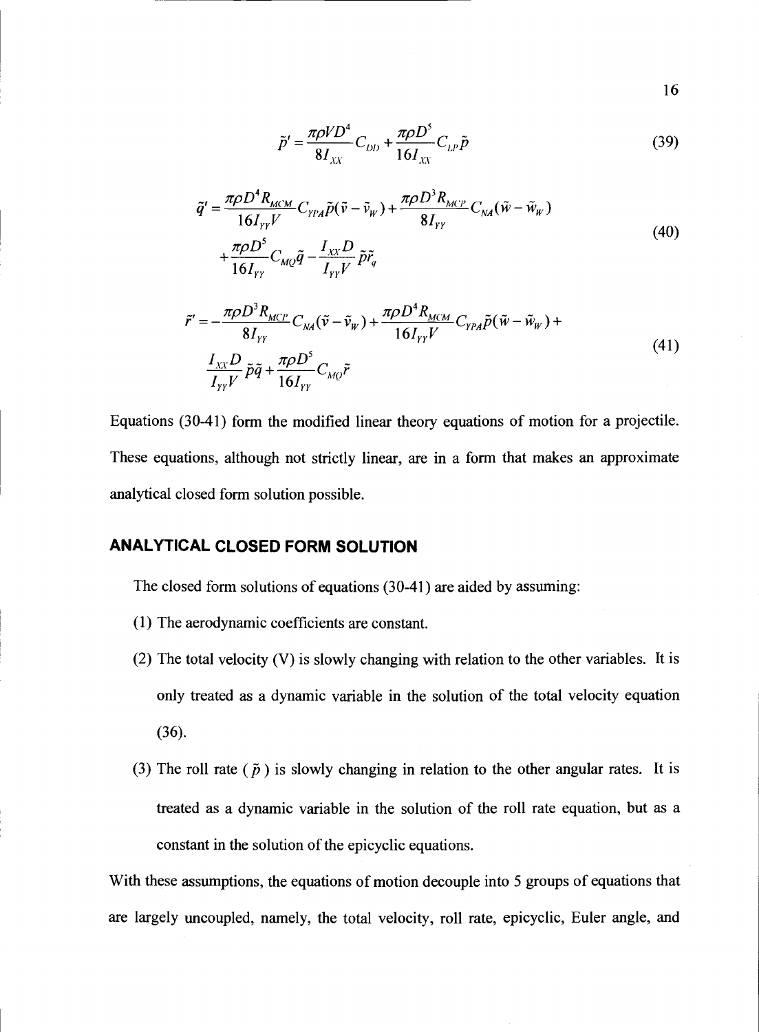$$\tilde{p}' = \frac{\pi \rho V D^4}{8 I_{XX}} C_{DD} + \frac{\pi \rho D^5}{16 I_{XX}} C_{LP} \tilde{p} \tag{39}$$

$$\begin{aligned} \tilde{q}' = & \frac{\pi \rho D^4 R_{MCM}}{16 I_{YY} V} C_{YPA} \tilde{p} (\tilde{v} - \tilde{v}_W) + \frac{\pi \rho D^3 R_{MCP}}{8 I_{YY}} C_{NA} (\tilde{w} - \tilde{w}_W) \\ & + \frac{\pi \rho D^5}{16 I_{YY}} C_{MQ} \tilde{q} - \frac{I_{XX} D}{I_{YY} V} \tilde{p} \tilde{r}_q \end{aligned} \tag{40}$$

$$\begin{aligned} \tilde{r}' = & -\frac{\pi \rho D^3 R_{MCP}}{8 I_{YY}} C_{NA} (\tilde{v} - \tilde{v}_W) + \frac{\pi \rho D^4 R_{MCM}}{16 I_{YY} V} C_{YPA} \tilde{p} (\tilde{w} - \tilde{w}_W) + \\ & \frac{I_{XX} D}{I_{YY} V} \tilde{p} \tilde{q} + \frac{\pi \rho D^5}{16 I_{YY}} C_{MQ} \tilde{r} \end{aligned} \tag{41}$$

Equations (30-41) form the modified linear theory equations of motion for a projectile. These equations, although not strictly linear, are in a form that makes an approximate analytical closed form solution possible.

## ANALYTICAL CLOSED FORM SOLUTION

The closed form solutions of equations (30-41) are aided by assuming:

(1) The aerodynamic coefficients are constant.

(2) The total velocity (V) is slowly changing with relation to the other variables. It is only treated as a dynamic variable in the solution of the total velocity equation (36).

(3) The roll rate ( $\tilde{p}$ ) is slowly changing in relation to the other angular rates. It is treated as a dynamic variable in the solution of the roll rate equation, but as a constant in the solution of the epicyclic equations.

With these assumptions, the equations of motion decouple into 5 groups of equations that are largely uncoupled, namely, the total velocity, roll rate, epicyclic, Euler angle, and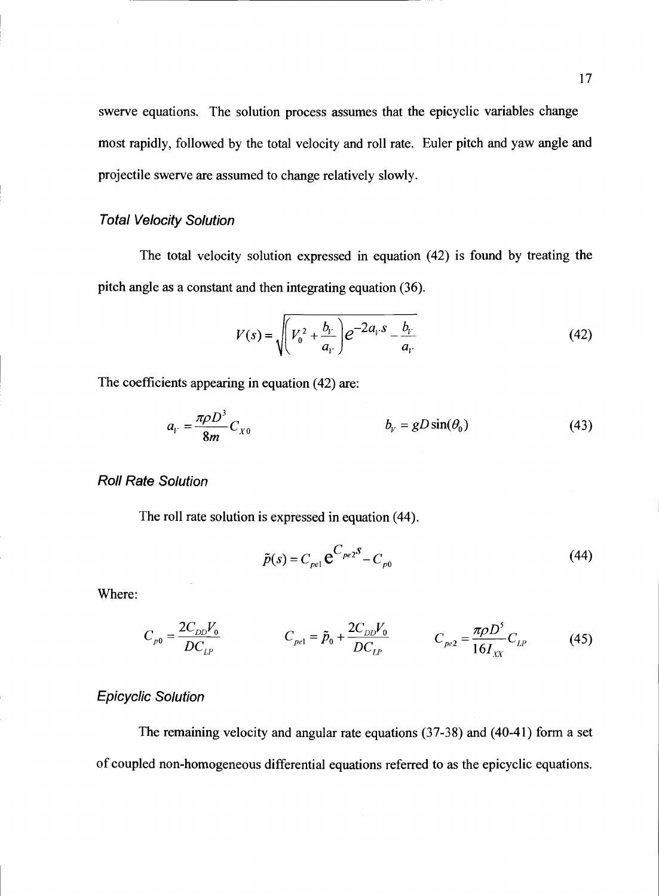swerve equations. The solution process assumes that the epicyclic variables change most rapidly, followed by the total velocity and roll rate. Euler pitch and yaw angle and projectile swerve are assumed to change relatively slowly.

### *Total Velocity Solution*

The total velocity solution expressed in equation (42) is found by treating the pitch angle as a constant and then integrating equation (36).

$$V(s) = \sqrt{\left(V_0^2 + \frac{b_V}{a_V}\right)e^{-2a_V s} - \frac{b_V}{a_V}} \tag{42}$$

The coefficients appearing in equation (42) are:

$$a_V = \frac{\pi \rho D^3}{8m} C_{X0} \qquad\qquad b_V = gD\sin(\theta_0) \tag{43}$$

### *Roll Rate Solution*

The roll rate solution is expressed in equation (44).

$$\tilde{p}(s) = C_{pe1} e^{C_{pe2} s} - C_{p0} \tag{44}$$

Where:

$$C_{p0} = \frac{2C_{DD}V_0}{DC_{LP}} \qquad C_{pe1} = \tilde{p}_0 + \frac{2C_{DD}V_0}{DC_{LP}} \qquad C_{pe2} = \frac{\pi \rho D^5}{16 I_{XX}} C_{LP} \tag{45}$$

### *Epicyclic Solution*

The remaining velocity and angular rate equations (37-38) and (40-41) form a set of coupled non-homogeneous differential equations referred to as the epicyclic equations.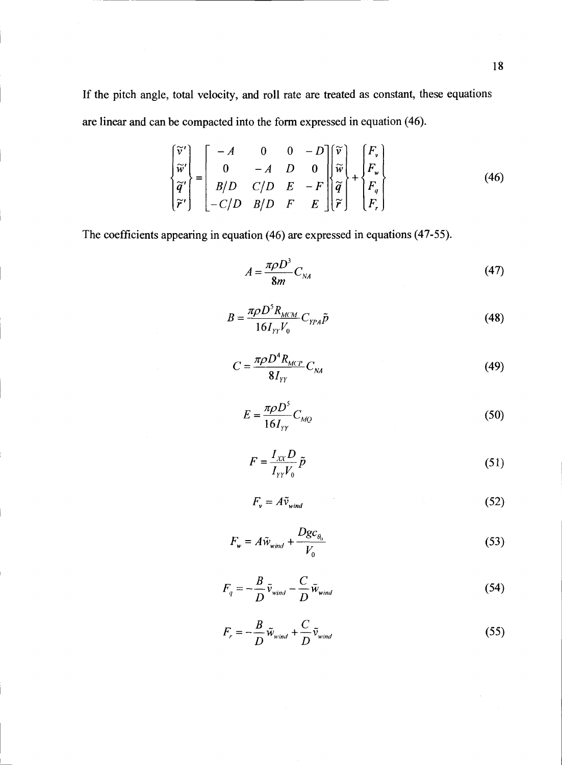If the pitch angle, total velocity, and roll rate are treated as constant, these equations are linear and can be compacted into the form expressed in equation (46).

$$\begin{Bmatrix} \tilde{v}' \\ \tilde{w}' \\ \tilde{q}' \\ \tilde{r}' \end{Bmatrix} = \begin{bmatrix} -A & 0 & 0 & -D \\ 0 & -A & D & 0 \\ B/D & C/D & E & -F \\ -C/D & B/D & F & E \end{bmatrix} \begin{Bmatrix} \tilde{v} \\ \tilde{w} \\ \tilde{q} \\ \tilde{r} \end{Bmatrix} + \begin{Bmatrix} F_v \\ F_w \\ F_q \\ F_r \end{Bmatrix} \tag{46}$$

The coefficients appearing in equation (46) are expressed in equations (47-55).

$$A = \frac{\pi \rho D^3}{8m} C_{NA} \tag{47}$$

$$B = \frac{\pi \rho D^5 R_{MCM}}{16 I_{YY} V_0} C_{YPA} \tilde{p} \tag{48}$$

$$C = \frac{\pi \rho D^4 R_{MCP}}{8 I_{YY}} C_{NA} \tag{49}$$

$$E = \frac{\pi \rho D^5}{16 I_{YY}} C_{MQ} \tag{50}$$

$$F = \frac{I_{XX} D}{I_{YY} V_0} \tilde{p} \tag{51}$$

$$F_v = A \tilde{v}_{wind} \tag{52}$$

$$F_w = A \tilde{w}_{wind} + \frac{D g c_{\theta_0}}{V_0} \tag{53}$$

$$F_q = -\frac{B}{D} \tilde{v}_{wind} - \frac{C}{D} \tilde{w}_{wind} \tag{54}$$

$$F_r = -\frac{B}{D} \tilde{w}_{wind} + \frac{C}{D} \tilde{v}_{wind} \tag{55}$$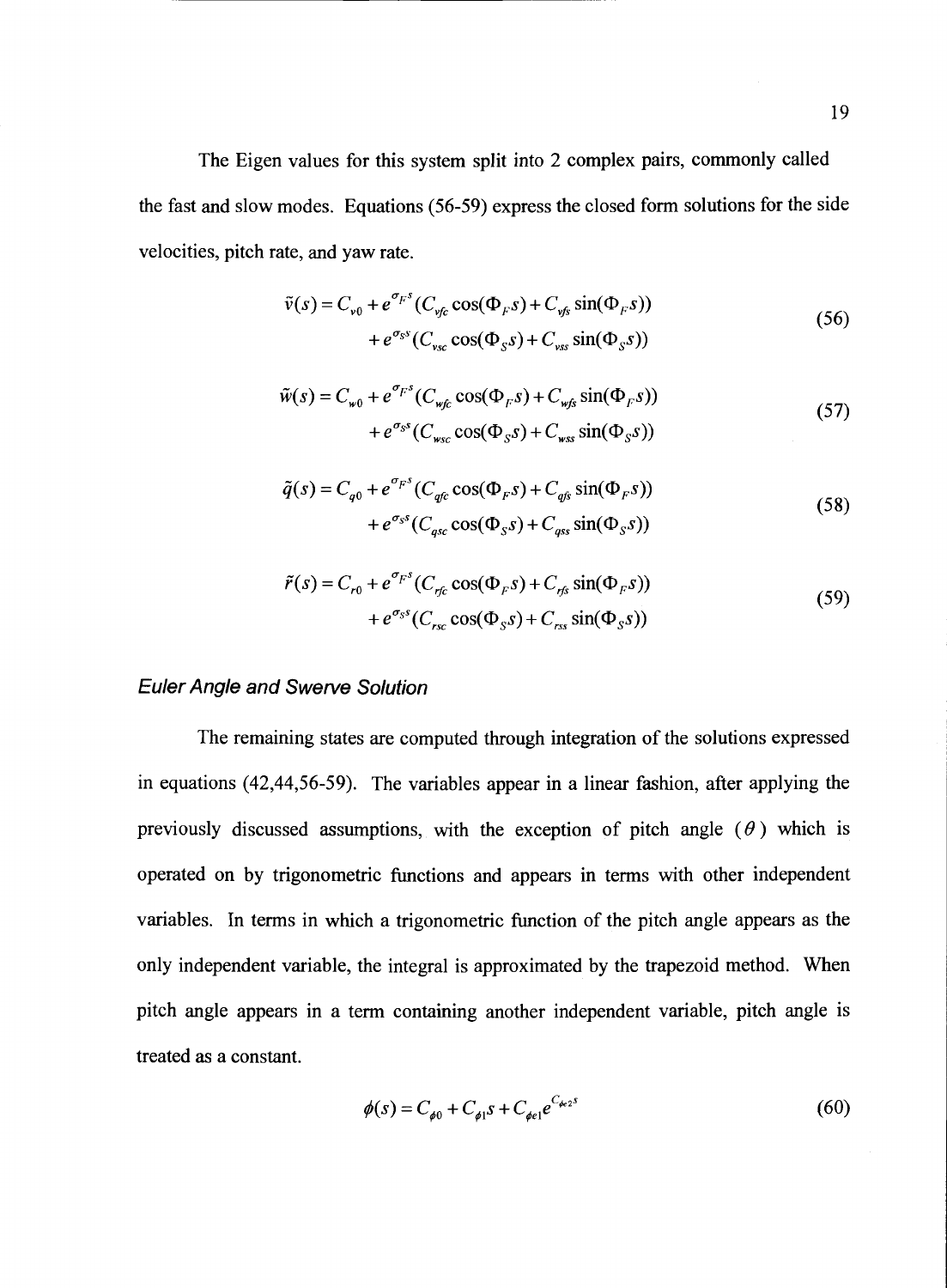The Eigen values for this system split into 2 complex pairs, commonly called the fast and slow modes. Equations (56-59) express the closed form solutions for the side velocities, pitch rate, and yaw rate.

$$\tilde{v}(s) = C_{v0} + e^{\sigma_F s}(C_{vfc}\cos(\Phi_F s) + C_{vfs}\sin(\Phi_F s)) + e^{\sigma_S s}(C_{vsc}\cos(\Phi_S s) + C_{vss}\sin(\Phi_S s)) \tag{56}$$

$$\tilde{w}(s) = C_{w0} + e^{\sigma_F s}(C_{wfc}\cos(\Phi_F s) + C_{wfs}\sin(\Phi_F s)) + e^{\sigma_S s}(C_{wsc}\cos(\Phi_S s) + C_{wss}\sin(\Phi_S s)) \tag{57}$$

$$\tilde{q}(s) = C_{q0} + e^{\sigma_F s}(C_{qfc}\cos(\Phi_F s) + C_{qfs}\sin(\Phi_F s)) + e^{\sigma_S s}(C_{qsc}\cos(\Phi_S s) + C_{qss}\sin(\Phi_S s)) \tag{58}$$

$$\tilde{r}(s) = C_{r0} + e^{\sigma_F s}(C_{rfc}\cos(\Phi_F s) + C_{rfs}\sin(\Phi_F s)) + e^{\sigma_S s}(C_{rsc}\cos(\Phi_S s) + C_{rss}\sin(\Phi_S s)) \tag{59}$$

### *Euler Angle and Swerve Solution*

The remaining states are computed through integration of the solutions expressed in equations (42,44,56-59). The variables appear in a linear fashion, after applying the previously discussed assumptions, with the exception of pitch angle ($\theta$) which is operated on by trigonometric functions and appears in terms with other independent variables. In terms in which a trigonometric function of the pitch angle appears as the only independent variable, the integral is approximated by the trapezoid method. When pitch angle appears in a term containing another independent variable, pitch angle is treated as a constant.

$$\phi(s) = C_{\phi 0} + C_{\phi 1}s + C_{\phi e1}e^{C_{\phi e2}s} \tag{60}$$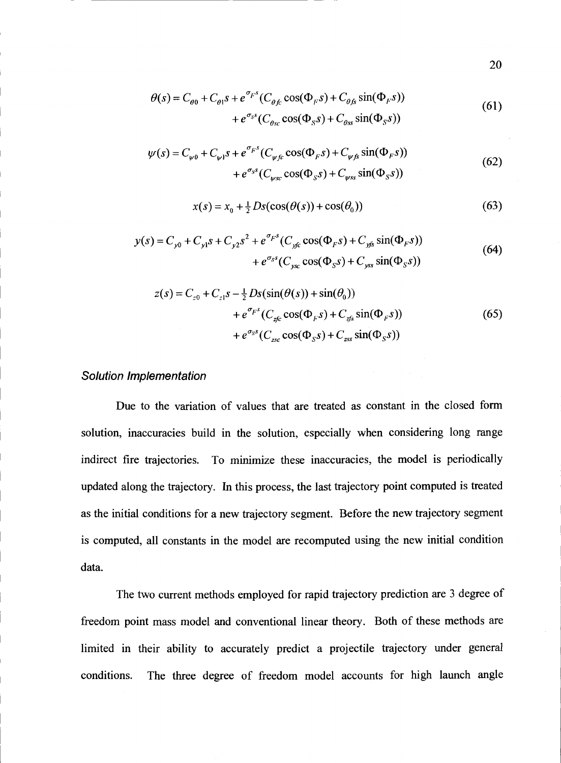$$\theta(s) = C_{\theta 0} + C_{\theta 1}s + e^{\sigma_F s}(C_{\theta fc}\cos(\Phi_F s) + C_{\theta fs}\sin(\Phi_F s)) + e^{\sigma_S s}(C_{\theta sc}\cos(\Phi_S s) + C_{\theta ss}\sin(\Phi_S s)) \tag{61}$$

$$\psi(s) = C_{\psi 0} + C_{\psi 1}s + e^{\sigma_F s}(C_{\psi fc}\cos(\Phi_F s) + C_{\psi fs}\sin(\Phi_F s)) + e^{\sigma_S s}(C_{\psi sc}\cos(\Phi_S s) + C_{\psi ss}\sin(\Phi_S s)) \tag{62}$$

$$x(s) = x_0 + \tfrac{1}{2}Ds(\cos(\theta(s)) + \cos(\theta_0)) \tag{63}$$

$$y(s) = C_{y0} + C_{y1}s + C_{y2}s^2 + e^{\sigma_F s}(C_{yfc}\cos(\Phi_F s) + C_{yfs}\sin(\Phi_F s)) + e^{\sigma_S s}(C_{ysc}\cos(\Phi_S s) + C_{yss}\sin(\Phi_S s)) \tag{64}$$

$$z(s) = C_{z0} + C_{z1}s - \tfrac{1}{2}Ds(\sin(\theta(s)) + \sin(\theta_0)) + e^{\sigma_F s}(C_{zfc}\cos(\Phi_F s) + C_{zfs}\sin(\Phi_F s)) + e^{\sigma_S s}(C_{zsc}\cos(\Phi_S s) + C_{zss}\sin(\Phi_S s)) \tag{65}$$

### *Solution Implementation*

Due to the variation of values that are treated as constant in the closed form solution, inaccuracies build in the solution, especially when considering long range indirect fire trajectories. To minimize these inaccuracies, the model is periodically updated along the trajectory. In this process, the last trajectory point computed is treated as the initial conditions for a new trajectory segment. Before the new trajectory segment is computed, all constants in the model are recomputed using the new initial condition data.

The two current methods employed for rapid trajectory prediction are 3 degree of freedom point mass model and conventional linear theory. Both of these methods are limited in their ability to accurately predict a projectile trajectory under general conditions. The three degree of freedom model accounts for high launch angle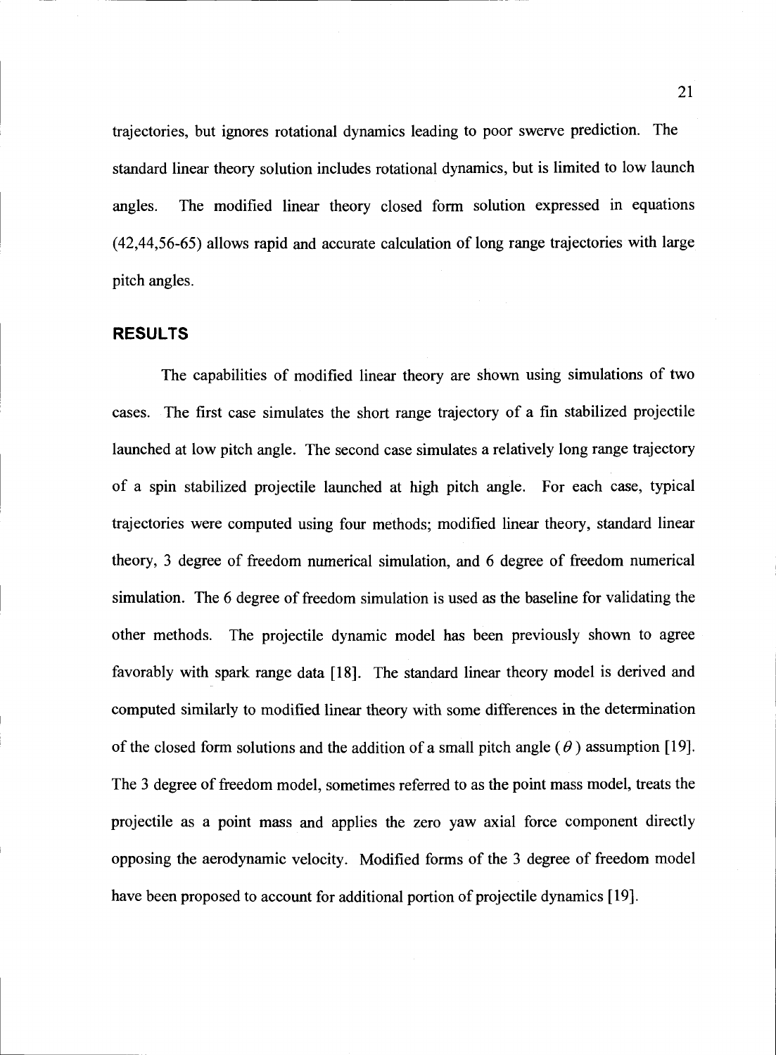trajectories, but ignores rotational dynamics leading to poor swerve prediction. The standard linear theory solution includes rotational dynamics, but is limited to low launch angles. The modified linear theory closed form solution expressed in equations (42,44,56-65) allows rapid and accurate calculation of long range trajectories with large pitch angles.

## RESULTS

The capabilities of modified linear theory are shown using simulations of two cases. The first case simulates the short range trajectory of a fin stabilized projectile launched at low pitch angle. The second case simulates a relatively long range trajectory of a spin stabilized projectile launched at high pitch angle. For each case, typical trajectories were computed using four methods; modified linear theory, standard linear theory, 3 degree of freedom numerical simulation, and 6 degree of freedom numerical simulation. The 6 degree of freedom simulation is used as the baseline for validating the other methods. The projectile dynamic model has been previously shown to agree favorably with spark range data [18]. The standard linear theory model is derived and computed similarly to modified linear theory with some differences in the determination of the closed form solutions and the addition of a small pitch angle ($\theta$) assumption [19]. The 3 degree of freedom model, sometimes referred to as the point mass model, treats the projectile as a point mass and applies the zero yaw axial force component directly opposing the aerodynamic velocity. Modified forms of the 3 degree of freedom model have been proposed to account for additional portion of projectile dynamics [19].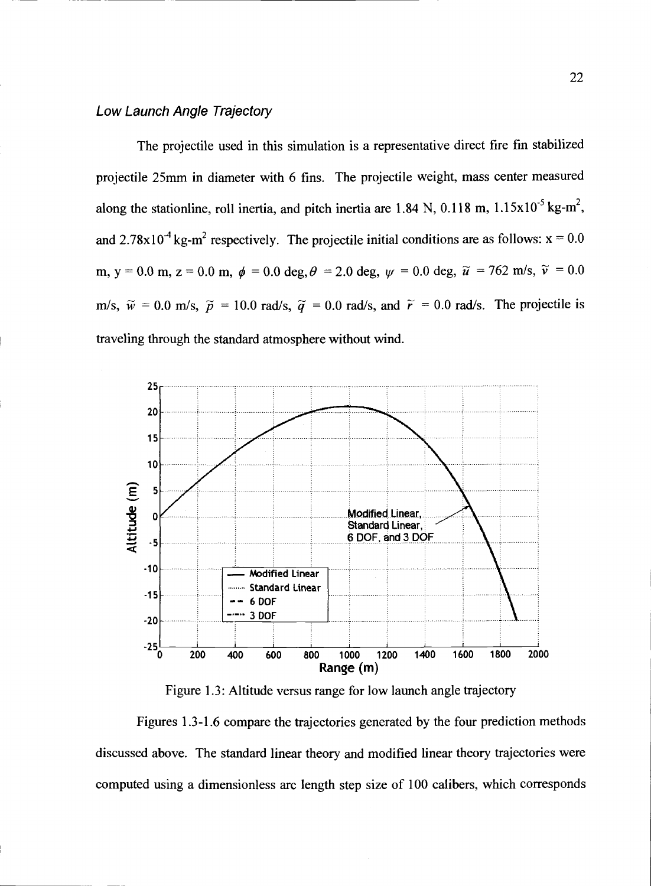### *Low Launch Angle Trajectory*

The projectile used in this simulation is a representative direct fire fin stabilized projectile 25mm in diameter with 6 fins. The projectile weight, mass center measured along the stationline, roll inertia, and pitch inertia are 1.84 N, 0.118 m, $1.15\text{x}10^{-5}$ kg-m$^2$, and $2.78\text{x}10^{-4}$ kg-m$^2$ respectively. The projectile initial conditions are as follows: x = 0.0 m, y = 0.0 m, z = 0.0 m, $\phi$ = 0.0 deg, $\theta$ = 2.0 deg, $\psi$ = 0.0 deg, $\tilde{u}$ = 762 m/s, $\tilde{v}$ = 0.0 m/s, $\tilde{w}$ = 0.0 m/s, $\tilde{p}$ = 10.0 rad/s, $\tilde{q}$ = 0.0 rad/s, and $\tilde{r}$ = 0.0 rad/s. The projectile is traveling through the standard atmosphere without wind.

Figure 1.3: Altitude versus range for low launch angle trajectory

Figures 1.3-1.6 compare the trajectories generated by the four prediction methods discussed above. The standard linear theory and modified linear theory trajectories were computed using a dimensionless arc length step size of 100 calibers, which corresponds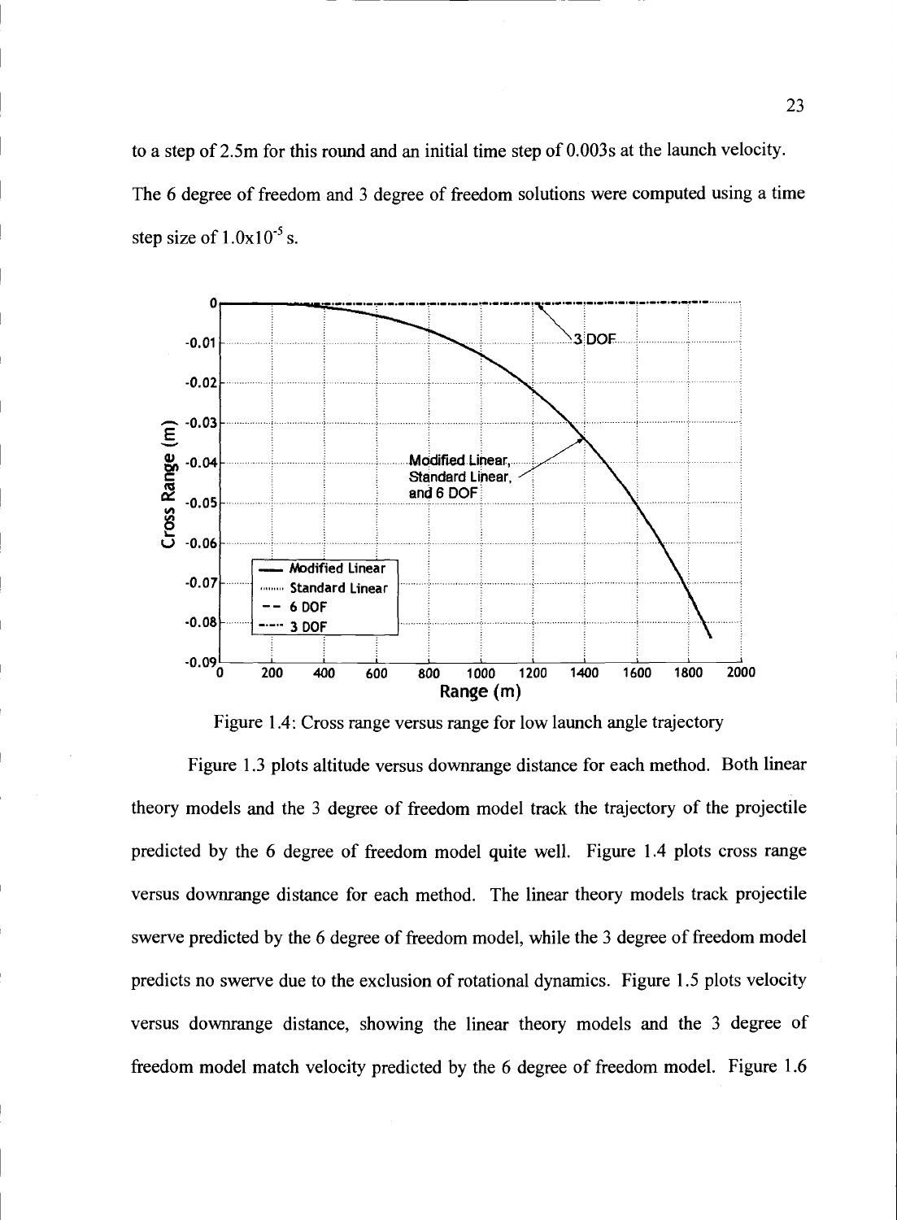to a step of 2.5m for this round and an initial time step of 0.003s at the launch velocity. The 6 degree of freedom and 3 degree of freedom solutions were computed using a time step size of $1.0 \times 10^{-5}$ s.

Figure 1.4: Cross range versus range for low launch angle trajectory

Figure 1.3 plots altitude versus downrange distance for each method. Both linear theory models and the 3 degree of freedom model track the trajectory of the projectile predicted by the 6 degree of freedom model quite well. Figure 1.4 plots cross range versus downrange distance for each method. The linear theory models track projectile swerve predicted by the 6 degree of freedom model, while the 3 degree of freedom model predicts no swerve due to the exclusion of rotational dynamics. Figure 1.5 plots velocity versus downrange distance, showing the linear theory models and the 3 degree of freedom model match velocity predicted by the 6 degree of freedom model. Figure 1.6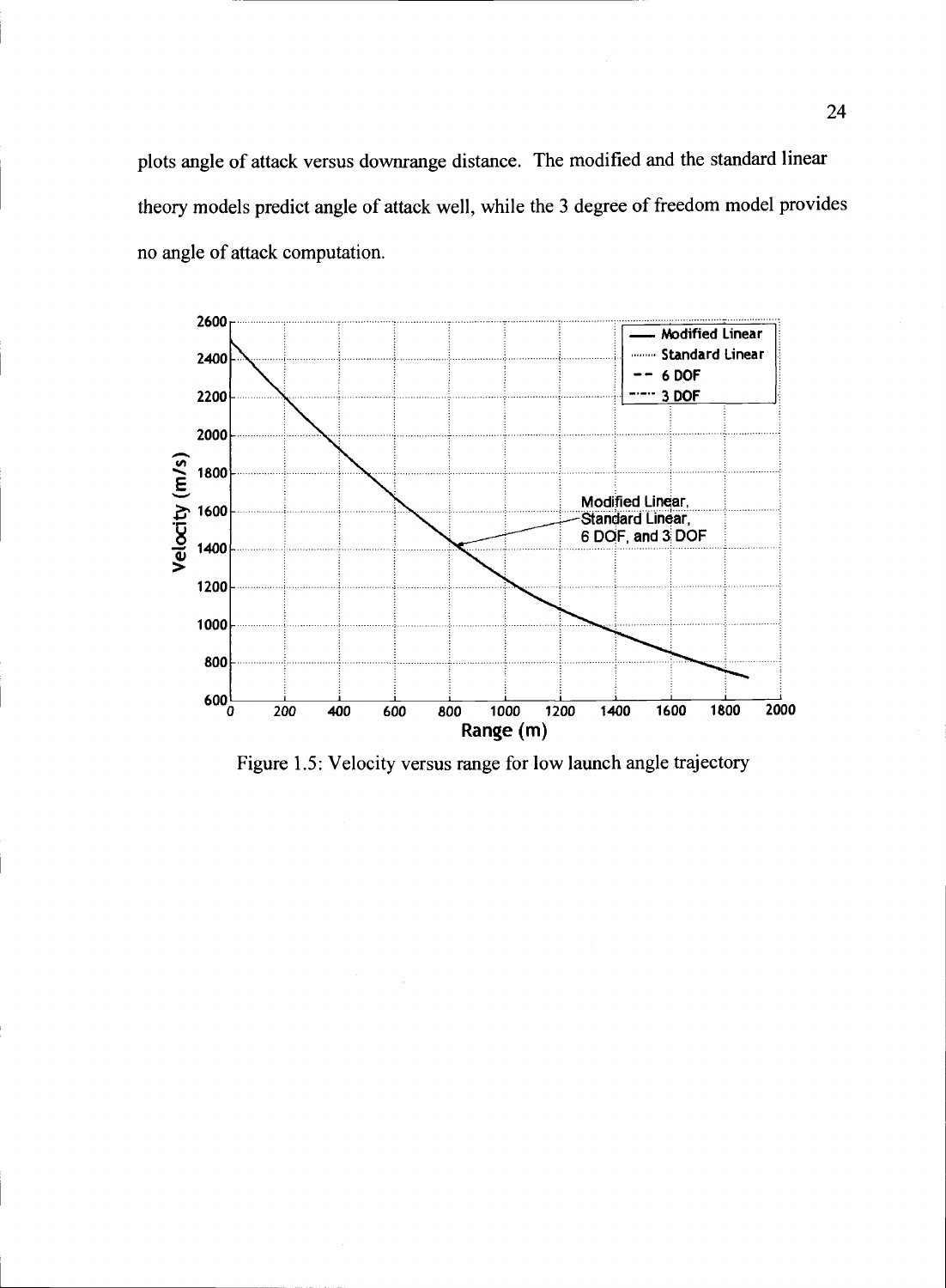plots angle of attack versus downrange distance. The modified and the standard linear theory models predict angle of attack well, while the 3 degree of freedom model provides no angle of attack computation.

Figure 1.5: Velocity versus range for low launch angle trajectory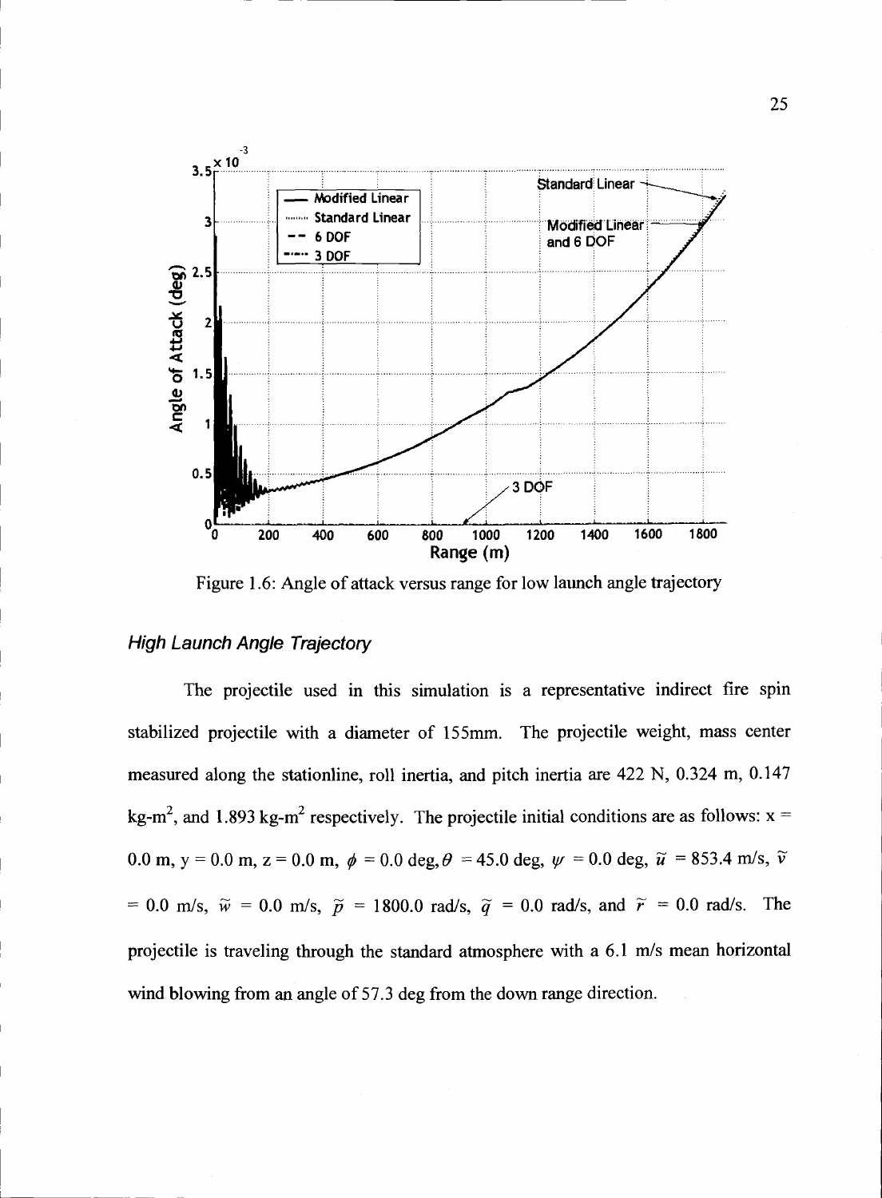Figure 1.6: Angle of attack versus range for low launch angle trajectory

### *High Launch Angle Trajectory*

The projectile used in this simulation is a representative indirect fire spin stabilized projectile with a diameter of 155mm. The projectile weight, mass center measured along the stationline, roll inertia, and pitch inertia are 422 N, 0.324 m, 0.147 kg-m$^2$, and 1.893 kg-m$^2$ respectively. The projectile initial conditions are as follows: x = 0.0 m, y = 0.0 m, z = 0.0 m, $\phi$ = 0.0 deg, $\theta$ = 45.0 deg, $\psi$ = 0.0 deg, $\tilde{u}$ = 853.4 m/s, $\tilde{v}$ = 0.0 m/s, $\tilde{w}$ = 0.0 m/s, $\tilde{p}$ = 1800.0 rad/s, $\tilde{q}$ = 0.0 rad/s, and $\tilde{r}$ = 0.0 rad/s. The projectile is traveling through the standard atmosphere with a 6.1 m/s mean horizontal wind blowing from an angle of 57.3 deg from the down range direction.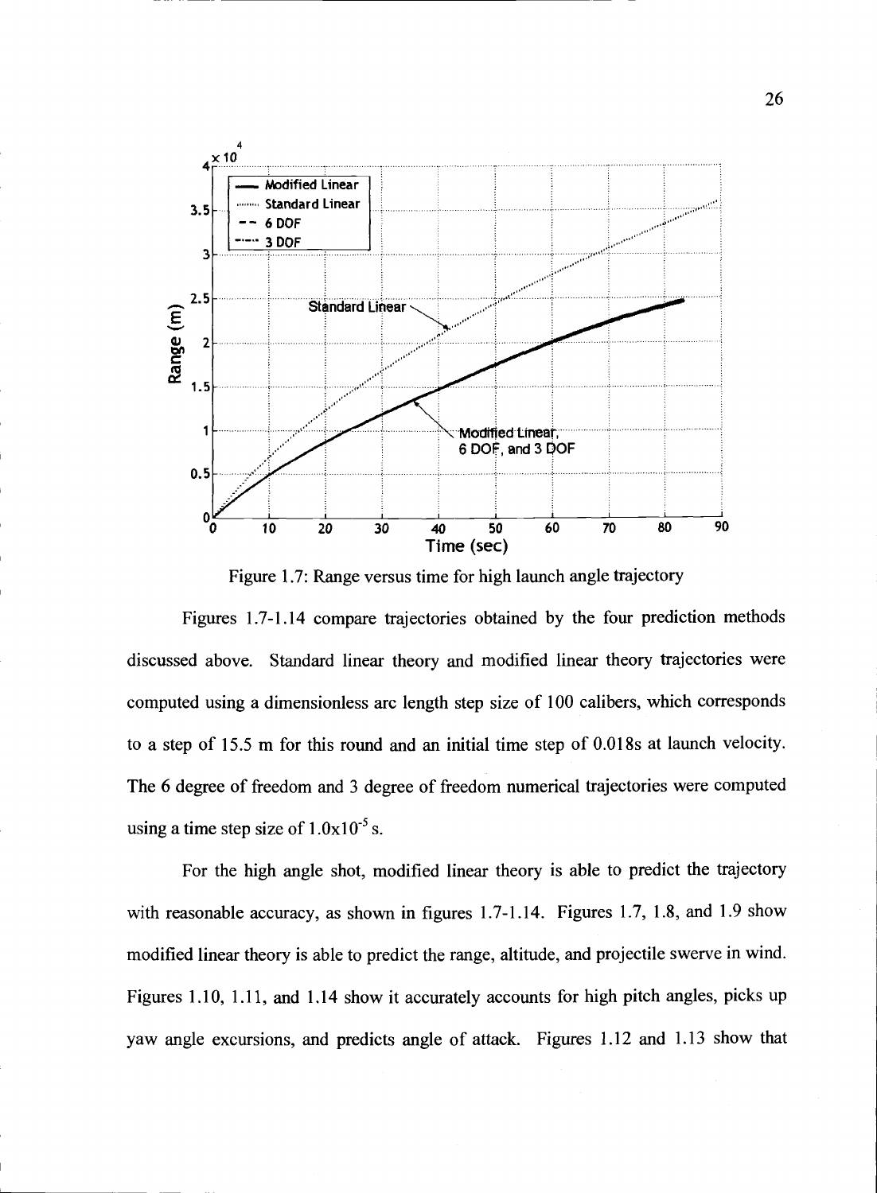Figure 1.7: Range versus time for high launch angle trajectory

Figures 1.7-1.14 compare trajectories obtained by the four prediction methods discussed above. Standard linear theory and modified linear theory trajectories were computed using a dimensionless arc length step size of 100 calibers, which corresponds to a step of 15.5 m for this round and an initial time step of 0.018s at launch velocity. The 6 degree of freedom and 3 degree of freedom numerical trajectories were computed using a time step size of $1.0\text{x}10^{-5}$ s.

For the high angle shot, modified linear theory is able to predict the trajectory with reasonable accuracy, as shown in figures 1.7-1.14. Figures 1.7, 1.8, and 1.9 show modified linear theory is able to predict the range, altitude, and projectile swerve in wind. Figures 1.10, 1.11, and 1.14 show it accurately accounts for high pitch angles, picks up yaw angle excursions, and predicts angle of attack. Figures 1.12 and 1.13 show that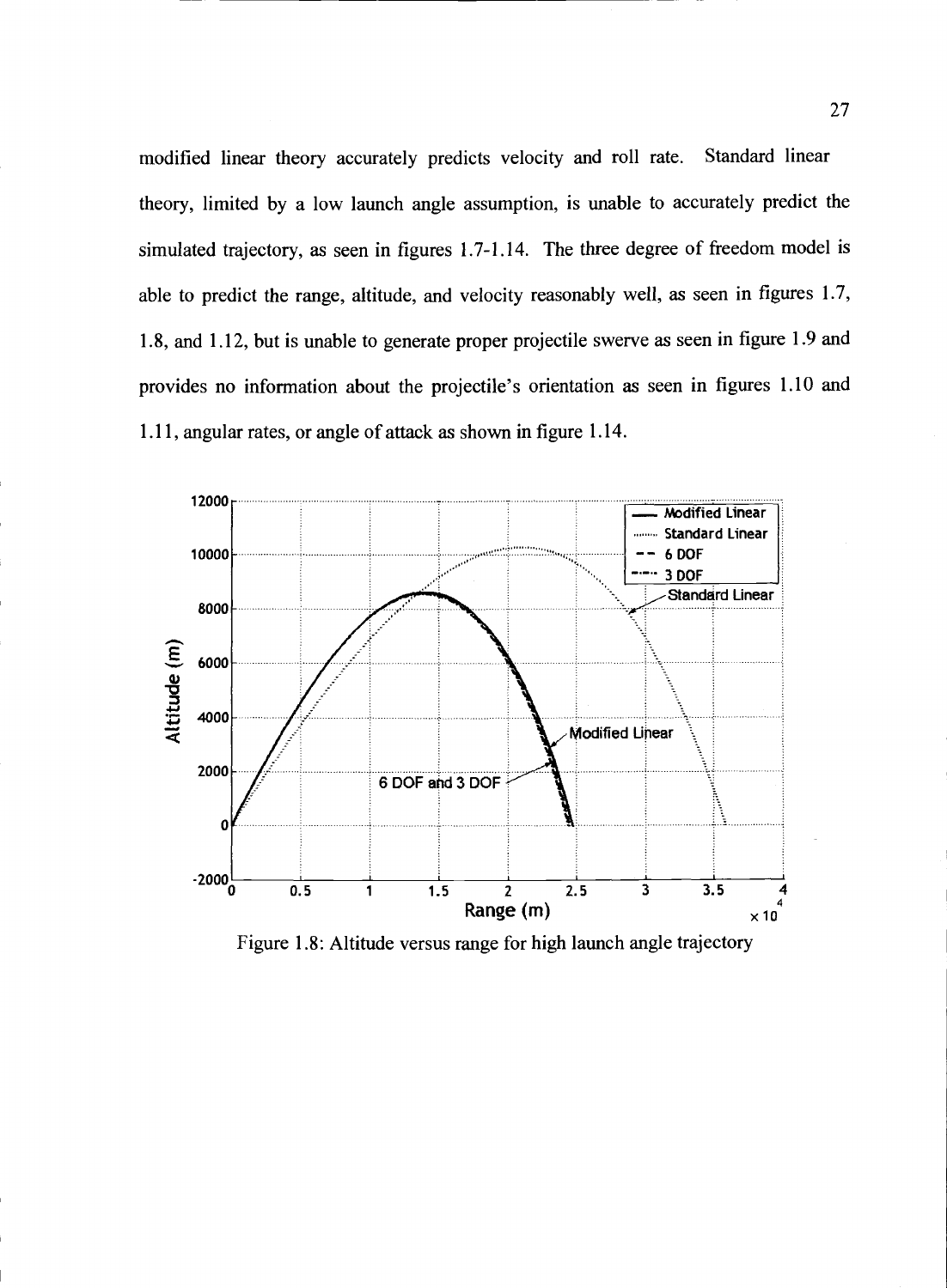modified linear theory accurately predicts velocity and roll rate. Standard linear theory, limited by a low launch angle assumption, is unable to accurately predict the simulated trajectory, as seen in figures 1.7-1.14. The three degree of freedom model is able to predict the range, altitude, and velocity reasonably well, as seen in figures 1.7, 1.8, and 1.12, but is unable to generate proper projectile swerve as seen in figure 1.9 and provides no information about the projectile's orientation as seen in figures 1.10 and 1.11, angular rates, or angle of attack as shown in figure 1.14.

Figure 1.8: Altitude versus range for high launch angle trajectory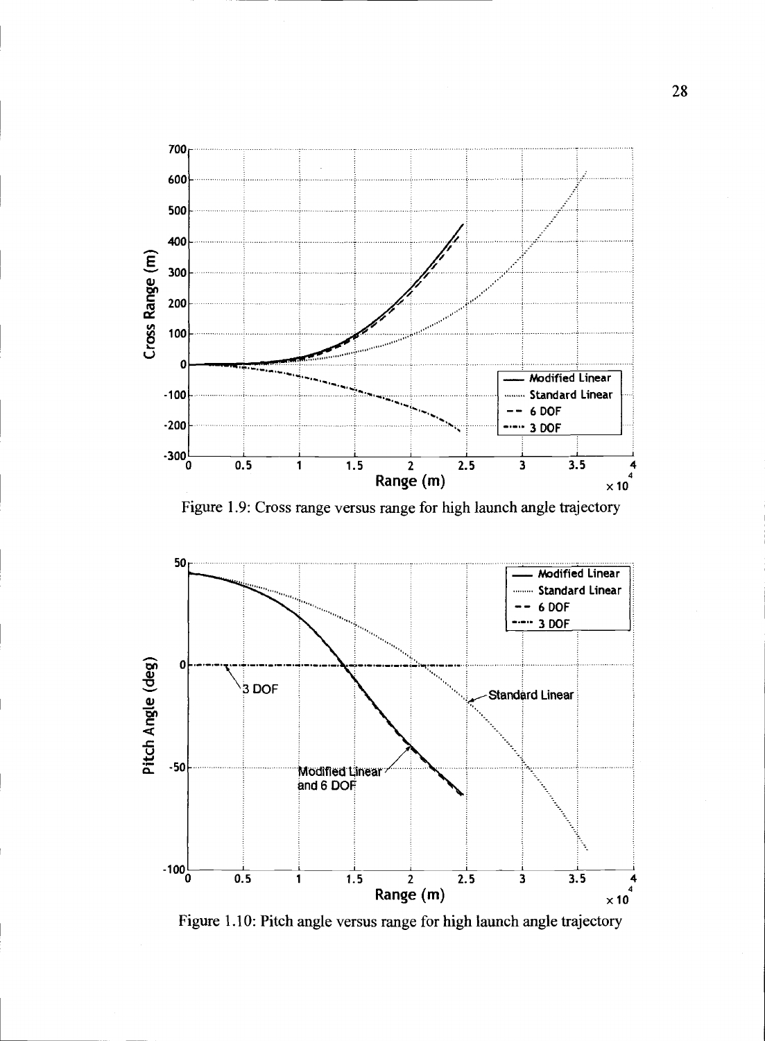Figure 1.9: Cross range versus range for high launch angle trajectory

Figure 1.10: Pitch angle versus range for high launch angle trajectory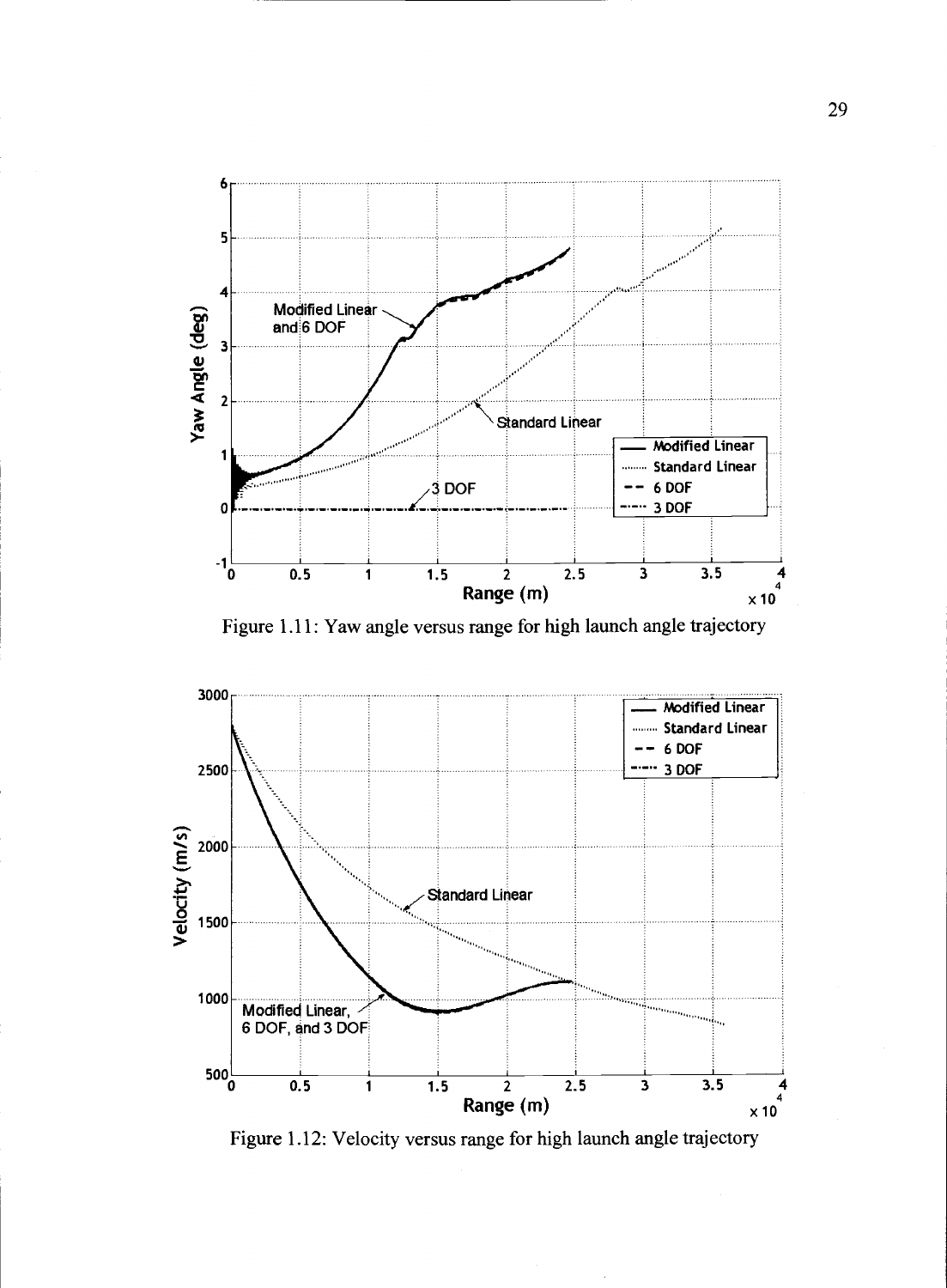Figure 1.11: Yaw angle versus range for high launch angle trajectory

Figure 1.12: Velocity versus range for high launch angle trajectory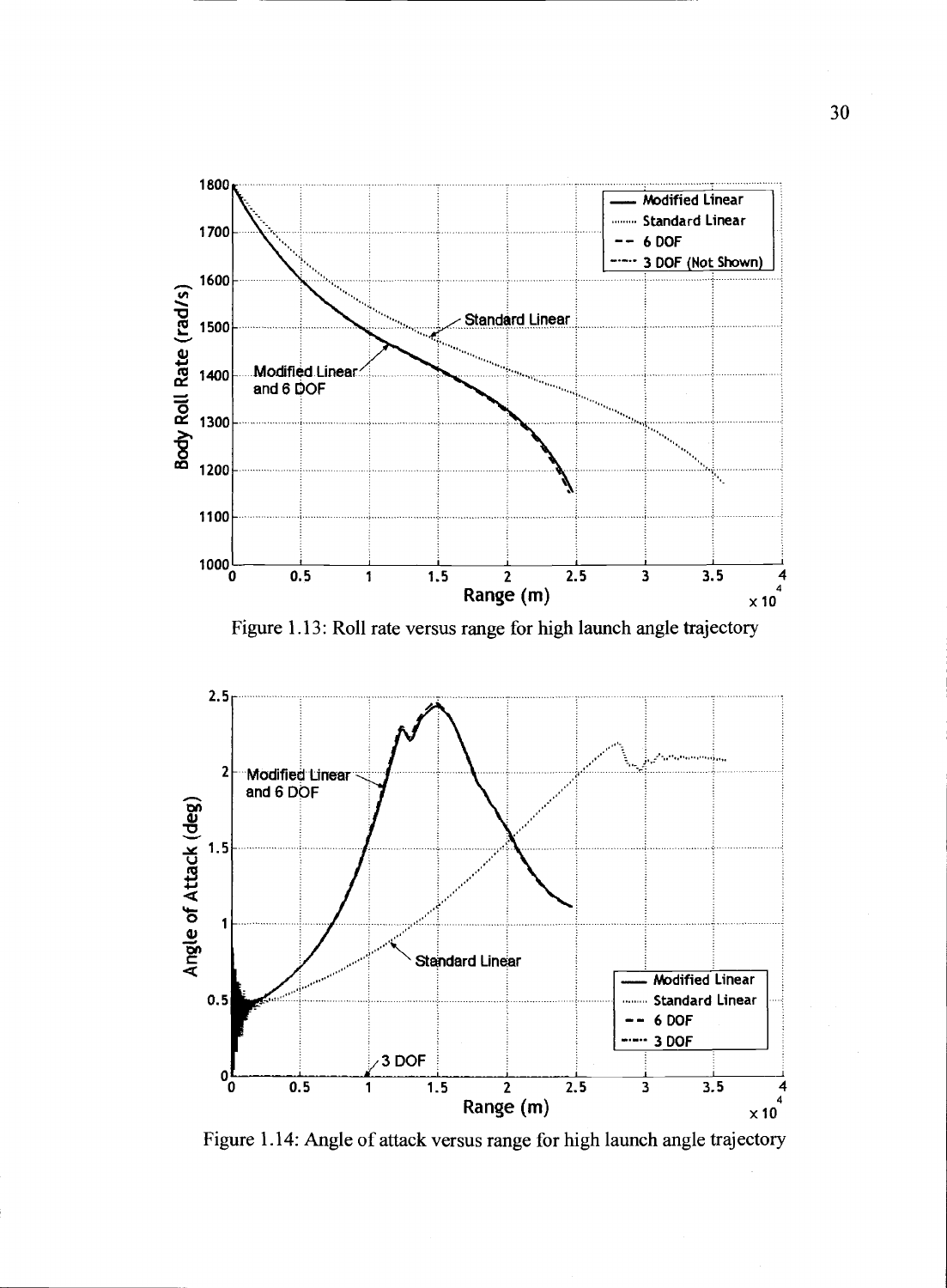Figure 1.13: Roll rate versus range for high launch angle trajectory

Figure 1.14: Angle of attack versus range for high launch angle trajectory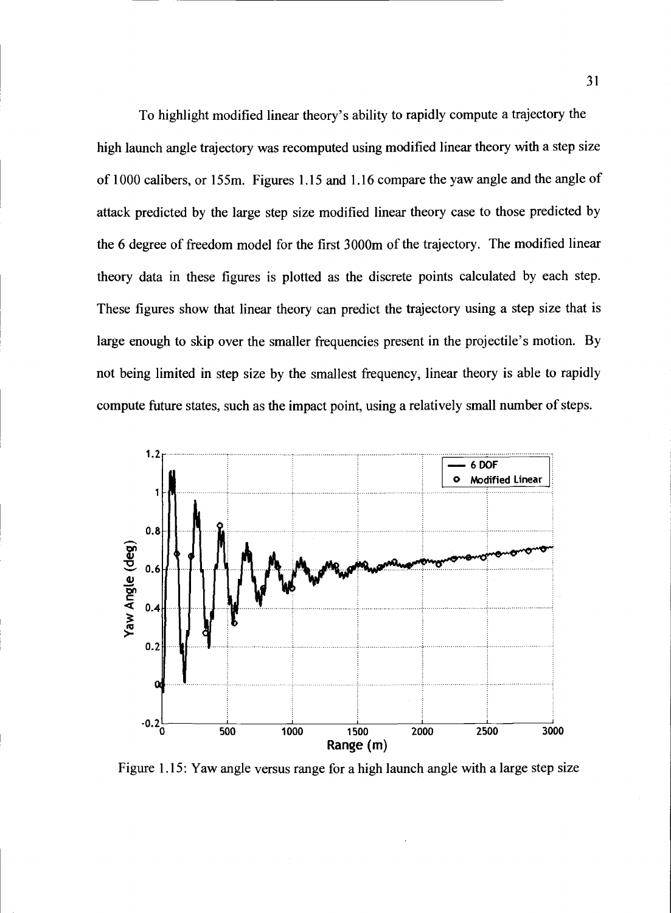To highlight modified linear theory's ability to rapidly compute a trajectory the high launch angle trajectory was recomputed using modified linear theory with a step size of 1000 calibers, or 155m. Figures 1.15 and 1.16 compare the yaw angle and the angle of attack predicted by the large step size modified linear theory case to those predicted by the 6 degree of freedom model for the first 3000m of the trajectory. The modified linear theory data in these figures is plotted as the discrete points calculated by each step. These figures show that linear theory can predict the trajectory using a step size that is large enough to skip over the smaller frequencies present in the projectile's motion. By not being limited in step size by the smallest frequency, linear theory is able to rapidly compute future states, such as the impact point, using a relatively small number of steps.

Figure 1.15: Yaw angle versus range for a high launch angle with a large step size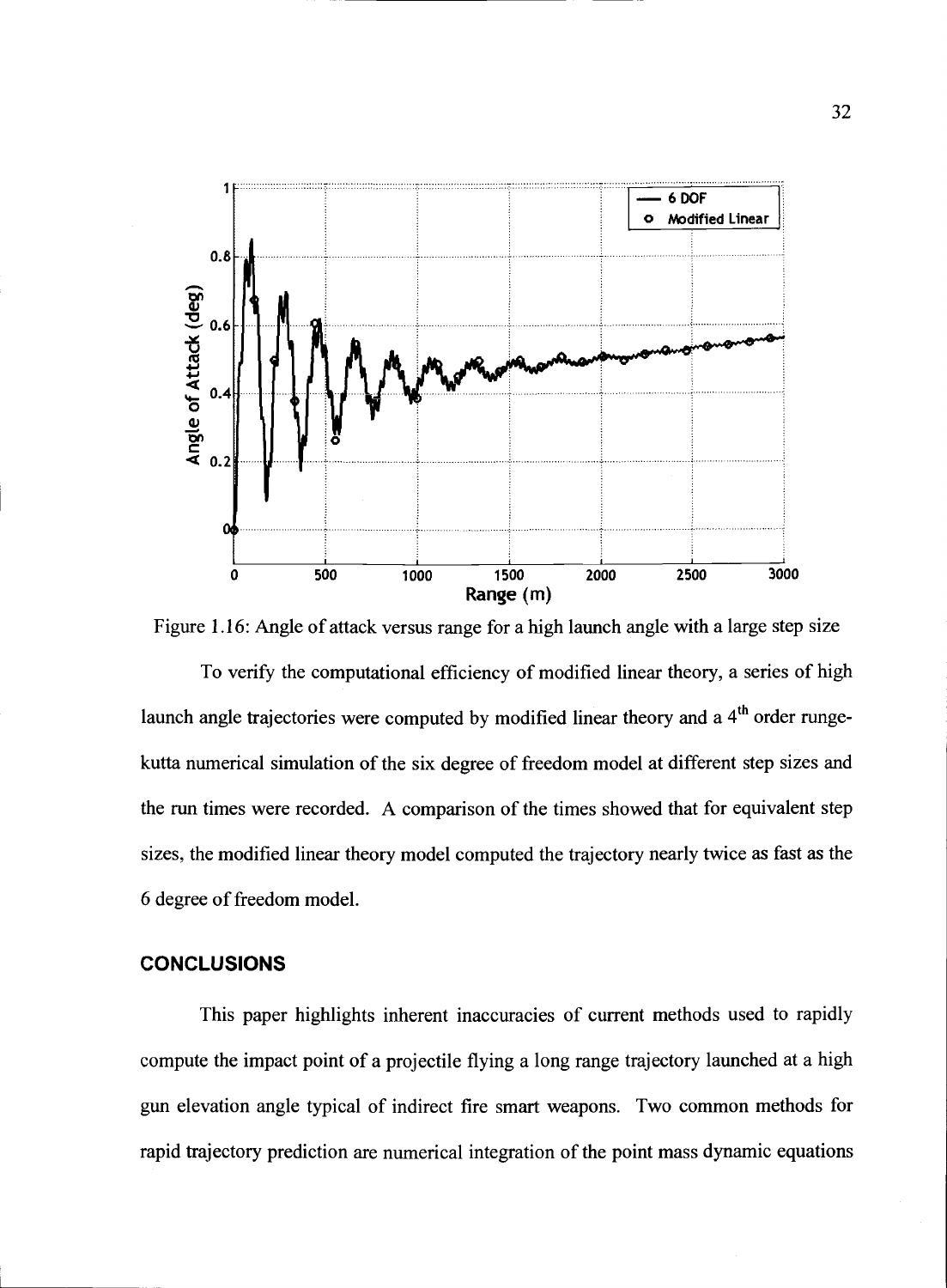Figure 1.16: Angle of attack versus range for a high launch angle with a large step size

To verify the computational efficiency of modified linear theory, a series of high launch angle trajectories were computed by modified linear theory and a 4[th] order runge-kutta numerical simulation of the six degree of freedom model at different step sizes and the run times were recorded. A comparison of the times showed that for equivalent step sizes, the modified linear theory model computed the trajectory nearly twice as fast as the 6 degree of freedom model.

## CONCLUSIONS

This paper highlights inherent inaccuracies of current methods used to rapidly compute the impact point of a projectile flying a long range trajectory launched at a high gun elevation angle typical of indirect fire smart weapons. Two common methods for rapid trajectory prediction are numerical integration of the point mass dynamic equations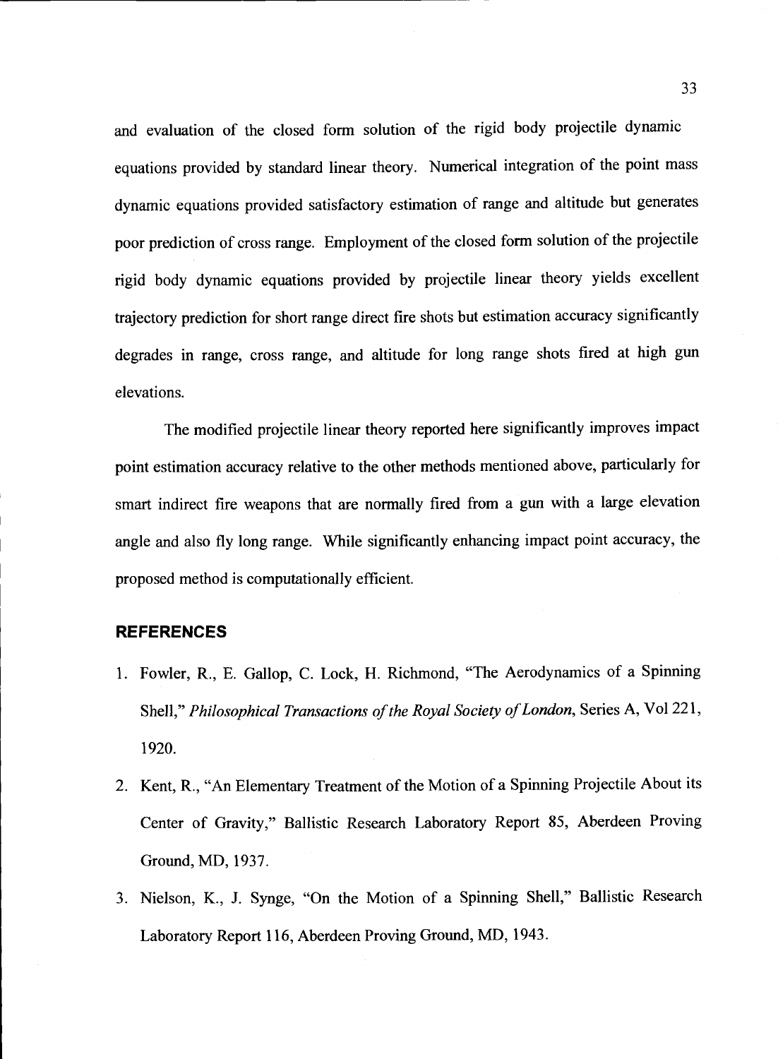and evaluation of the closed form solution of the rigid body projectile dynamic equations provided by standard linear theory. Numerical integration of the point mass dynamic equations provided satisfactory estimation of range and altitude but generates poor prediction of cross range. Employment of the closed form solution of the projectile rigid body dynamic equations provided by projectile linear theory yields excellent trajectory prediction for short range direct fire shots but estimation accuracy significantly degrades in range, cross range, and altitude for long range shots fired at high gun elevations.

The modified projectile linear theory reported here significantly improves impact point estimation accuracy relative to the other methods mentioned above, particularly for smart indirect fire weapons that are normally fired from a gun with a large elevation angle and also fly long range. While significantly enhancing impact point accuracy, the proposed method is computationally efficient.

## REFERENCES

1. Fowler, R., E. Gallop, C. Lock, H. Richmond, "The Aerodynamics of a Spinning Shell," *Philosophical Transactions of the Royal Society of London*, Series A, Vol 221, 1920.
2. Kent, R., "An Elementary Treatment of the Motion of a Spinning Projectile About its Center of Gravity," Ballistic Research Laboratory Report 85, Aberdeen Proving Ground, MD, 1937.
3. Nielson, K., J. Synge, "On the Motion of a Spinning Shell," Ballistic Research Laboratory Report 116, Aberdeen Proving Ground, MD, 1943.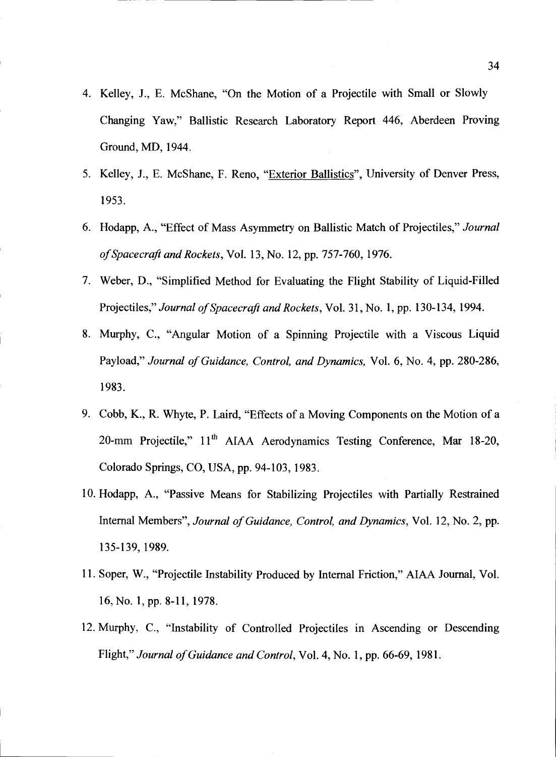4. Kelley, J., E. McShane, "On the Motion of a Projectile with Small or Slowly Changing Yaw," Ballistic Research Laboratory Report 446, Aberdeen Proving Ground, MD, 1944.

5. Kelley, J., E. McShane, F. Reno, "Exterior Ballistics", University of Denver Press, 1953.

6. Hodapp, A., "Effect of Mass Asymmetry on Ballistic Match of Projectiles," *Journal of Spacecraft and Rockets*, Vol. 13, No. 12, pp. 757-760, 1976.

7. Weber, D., "Simplified Method for Evaluating the Flight Stability of Liquid-Filled Projectiles," *Journal of Spacecraft and Rockets*, Vol. 31, No. 1, pp. 130-134, 1994.

8. Murphy, C., "Angular Motion of a Spinning Projectile with a Viscous Liquid Payload," *Journal of Guidance, Control, and Dynamics,* Vol. 6, No. 4, pp. 280-286, 1983.

9. Cobb, K., R. Whyte, P. Laird, "Effects of a Moving Components on the Motion of a 20-mm Projectile," 11th AIAA Aerodynamics Testing Conference, Mar 18-20, Colorado Springs, CO, USA, pp. 94-103, 1983.

10. Hodapp, A., "Passive Means for Stabilizing Projectiles with Partially Restrained Internal Members", *Journal of Guidance, Control, and Dynamics*, Vol. 12, No. 2, pp. 135-139, 1989.

11. Soper, W., "Projectile Instability Produced by Internal Friction," AIAA Journal, Vol. 16, No. 1, pp. 8-11, 1978.

12. Murphy, C., "Instability of Controlled Projectiles in Ascending or Descending Flight," *Journal of Guidance and Control*, Vol. 4, No. 1, pp. 66-69, 1981.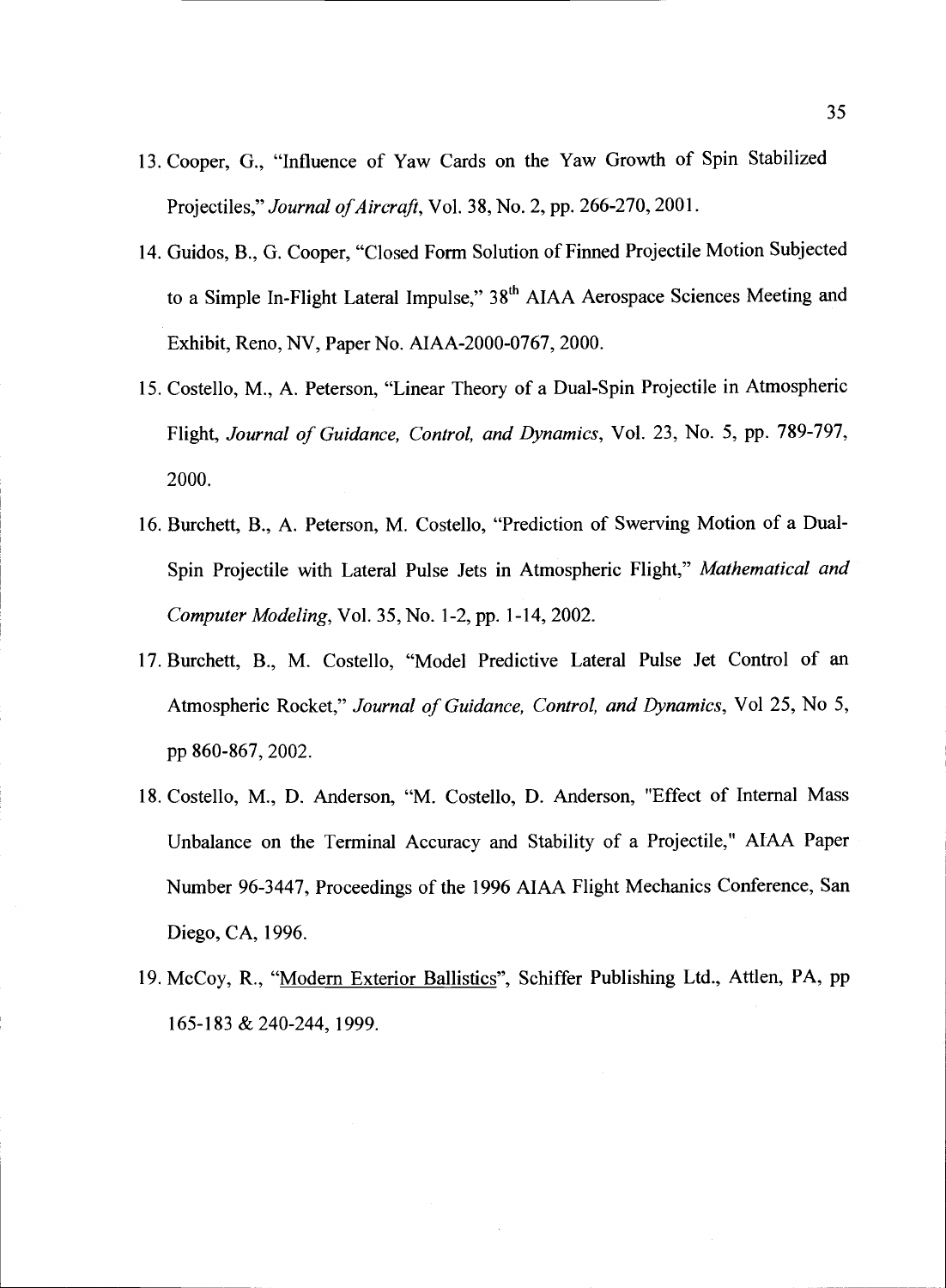13. Cooper, G., "Influence of Yaw Cards on the Yaw Growth of Spin Stabilized Projectiles," *Journal of Aircraft*, Vol. 38, No. 2, pp. 266-270, 2001.

14. Guidos, B., G. Cooper, "Closed Form Solution of Finned Projectile Motion Subjected to a Simple In-Flight Lateral Impulse," 38[th] AIAA Aerospace Sciences Meeting and Exhibit, Reno, NV, Paper No. AIAA-2000-0767, 2000.

15. Costello, M., A. Peterson, "Linear Theory of a Dual-Spin Projectile in Atmospheric Flight, *Journal of Guidance, Control, and Dynamics*, Vol. 23, No. 5, pp. 789-797, 2000.

16. Burchett, B., A. Peterson, M. Costello, "Prediction of Swerving Motion of a Dual-Spin Projectile with Lateral Pulse Jets in Atmospheric Flight," *Mathematical and Computer Modeling*, Vol. 35, No. 1-2, pp. 1-14, 2002.

17. Burchett, B., M. Costello, "Model Predictive Lateral Pulse Jet Control of an Atmospheric Rocket," *Journal of Guidance, Control, and Dynamics*, Vol 25, No 5, pp 860-867, 2002.

18. Costello, M., D. Anderson, "M. Costello, D. Anderson, "Effect of Internal Mass Unbalance on the Terminal Accuracy and Stability of a Projectile," AIAA Paper Number 96-3447, Proceedings of the 1996 AIAA Flight Mechanics Conference, San Diego, CA, 1996.

19. McCoy, R., "Modern Exterior Ballistics", Schiffer Publishing Ltd., Attlen, PA, pp 165-183 & 240-244, 1999.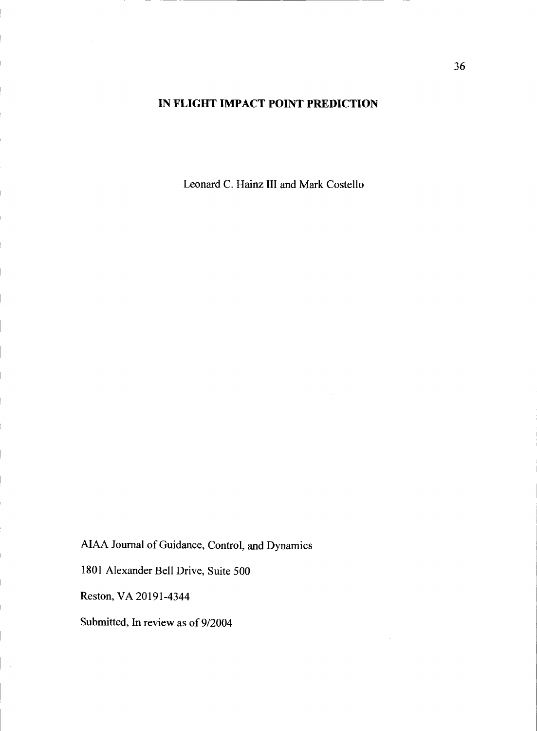# IN FLIGHT IMPACT POINT PREDICTION

Leonard C. Hainz III and Mark Costello

AIAA Journal of Guidance, Control, and Dynamics

1801 Alexander Bell Drive, Suite 500

Reston, VA 20191-4344

Submitted, In review as of 9/2004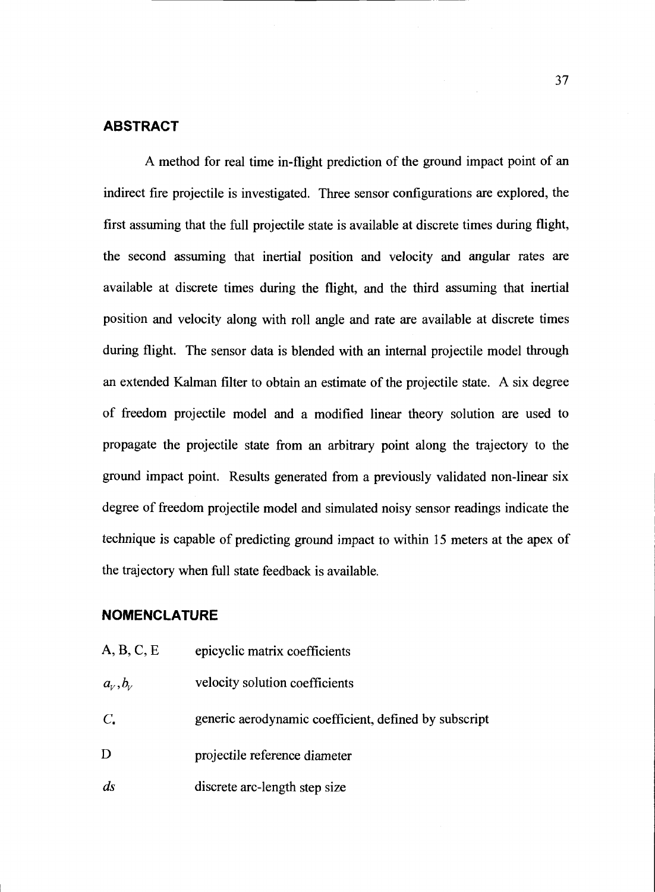## ABSTRACT

A method for real time in-flight prediction of the ground impact point of an indirect fire projectile is investigated. Three sensor configurations are explored, the first assuming that the full projectile state is available at discrete times during flight, the second assuming that inertial position and velocity and angular rates are available at discrete times during the flight, and the third assuming that inertial position and velocity along with roll angle and rate are available at discrete times during flight. The sensor data is blended with an internal projectile model through an extended Kalman filter to obtain an estimate of the projectile state. A six degree of freedom projectile model and a modified linear theory solution are used to propagate the projectile state from an arbitrary point along the trajectory to the ground impact point. Results generated from a previously validated non-linear six degree of freedom projectile model and simulated noisy sensor readings indicate the technique is capable of predicting ground impact to within 15 meters at the apex of the trajectory when full state feedback is available.

## NOMENCLATURE

| | |
|---|---|
| A, B, C, E | epicyclic matrix coefficients |
| $a_V, b_V$ | velocity solution coefficients |
| $C_*$ | generic aerodynamic coefficient, defined by subscript |
| D | projectile reference diameter |
| $ds$ | discrete arc-length step size |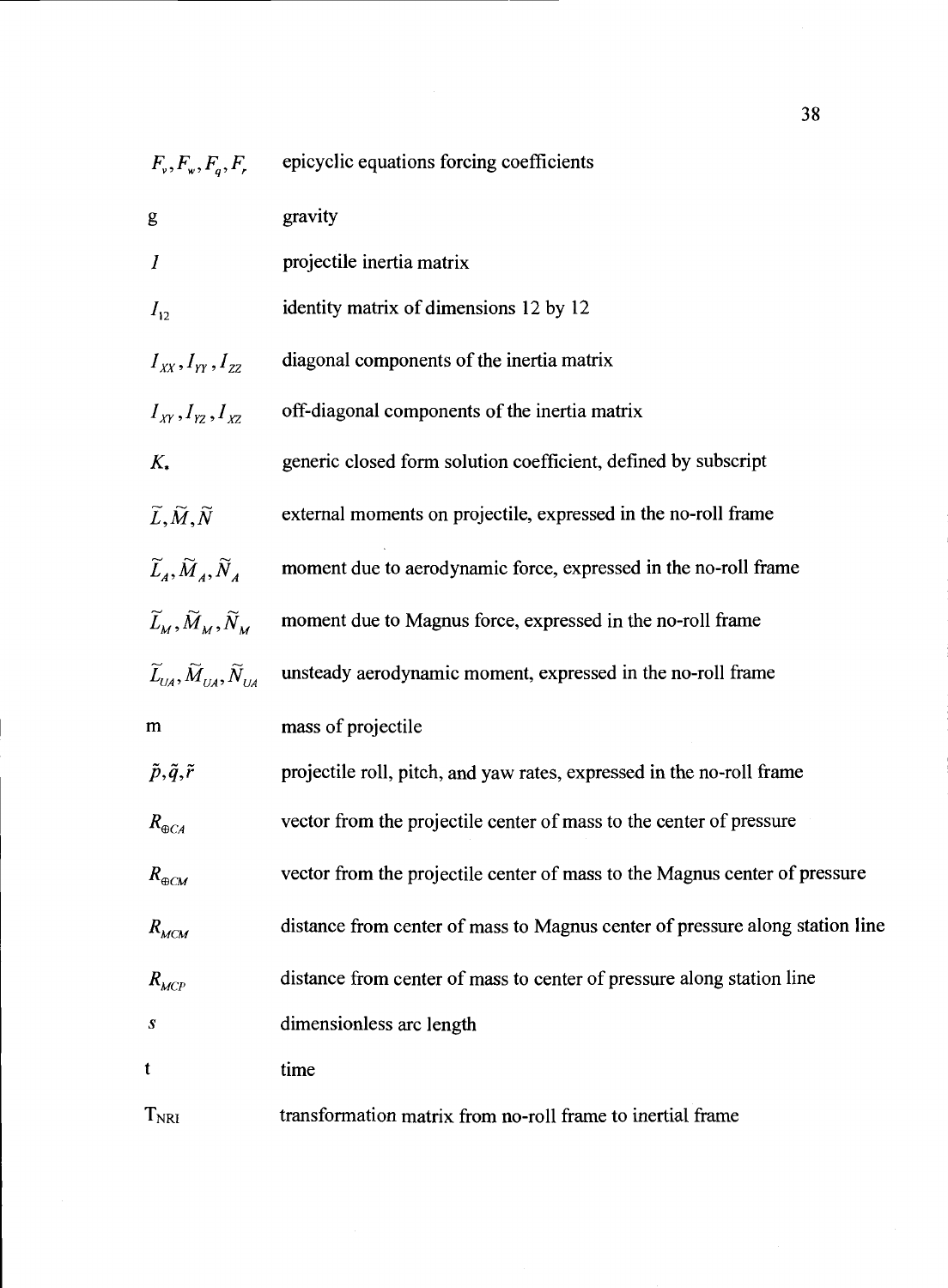| | |
|---|---|
| $F_v, F_w, F_q, F_r$ | epicyclic equations forcing coefficients |
| g | gravity |
| $I$ | projectile inertia matrix |
| $I_{12}$ | identity matrix of dimensions 12 by 12 |
| $I_{XX}, I_{YY}, I_{ZZ}$ | diagonal components of the inertia matrix |
| $I_{XY}, I_{YZ}, I_{XZ}$ | off-diagonal components of the inertia matrix |
| $K_{\bullet}$ | generic closed form solution coefficient, defined by subscript |
| $\widetilde{L}, \widetilde{M}, \widetilde{N}$ | external moments on projectile, expressed in the no-roll frame |
| $\widetilde{L}_A, \widetilde{M}_A, \widetilde{N}_A$ | moment due to aerodynamic force, expressed in the no-roll frame |
| $\widetilde{L}_M, \widetilde{M}_M, \widetilde{N}_M$ | moment due to Magnus force, expressed in the no-roll frame |
| $\widetilde{L}_{UA}, \widetilde{M}_{UA}, \widetilde{N}_{UA}$ | unsteady aerodynamic moment, expressed in the no-roll frame |
| m | mass of projectile |
| $\tilde{p}, \tilde{q}, \tilde{r}$ | projectile roll, pitch, and yaw rates, expressed in the no-roll frame |
| $R_{\oplus CA}$ | vector from the projectile center of mass to the center of pressure |
| $R_{\oplus CM}$ | vector from the projectile center of mass to the Magnus center of pressure |
| $R_{MCM}$ | distance from center of mass to Magnus center of pressure along station line |
| $R_{MCP}$ | distance from center of mass to center of pressure along station line |
| $s$ | dimensionless arc length |
| t | time |
| $T_{NRI}$ | transformation matrix from no-roll frame to inertial frame |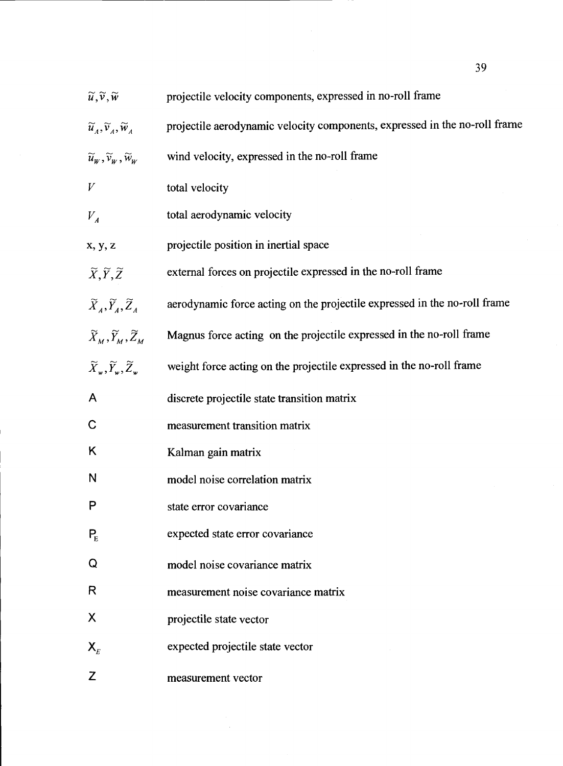| | |
|---|---|
| $\tilde{u}, \tilde{v}, \tilde{w}$ | projectile velocity components, expressed in no-roll frame |
| $\tilde{u}_A, \tilde{v}_A, \tilde{w}_A$ | projectile aerodynamic velocity components, expressed in the no-roll frame |
| $\tilde{u}_W, \tilde{v}_W, \tilde{w}_W$ | wind velocity, expressed in the no-roll frame |
| $V$ | total velocity |
| $V_A$ | total aerodynamic velocity |
| x, y, z | projectile position in inertial space |
| $\tilde{X}, \tilde{Y}, \tilde{Z}$ | external forces on projectile expressed in the no-roll frame |
| $\tilde{X}_A, \tilde{Y}_A, \tilde{Z}_A$ | aerodynamic force acting on the projectile expressed in the no-roll frame |
| $\tilde{X}_M, \tilde{Y}_M, \tilde{Z}_M$ | Magnus force acting on the projectile expressed in the no-roll frame |
| $\tilde{X}_w, \tilde{Y}_w, \tilde{Z}_w$ | weight force acting on the projectile expressed in the no-roll frame |
| A | discrete projectile state transition matrix |
| C | measurement transition matrix |
| K | Kalman gain matrix |
| N | model noise correlation matrix |
| P | state error covariance |
| $P_E$ | expected state error covariance |
| Q | model noise covariance matrix |
| R | measurement noise covariance matrix |
| X | projectile state vector |
| $X_E$ | expected projectile state vector |
| Z | measurement vector |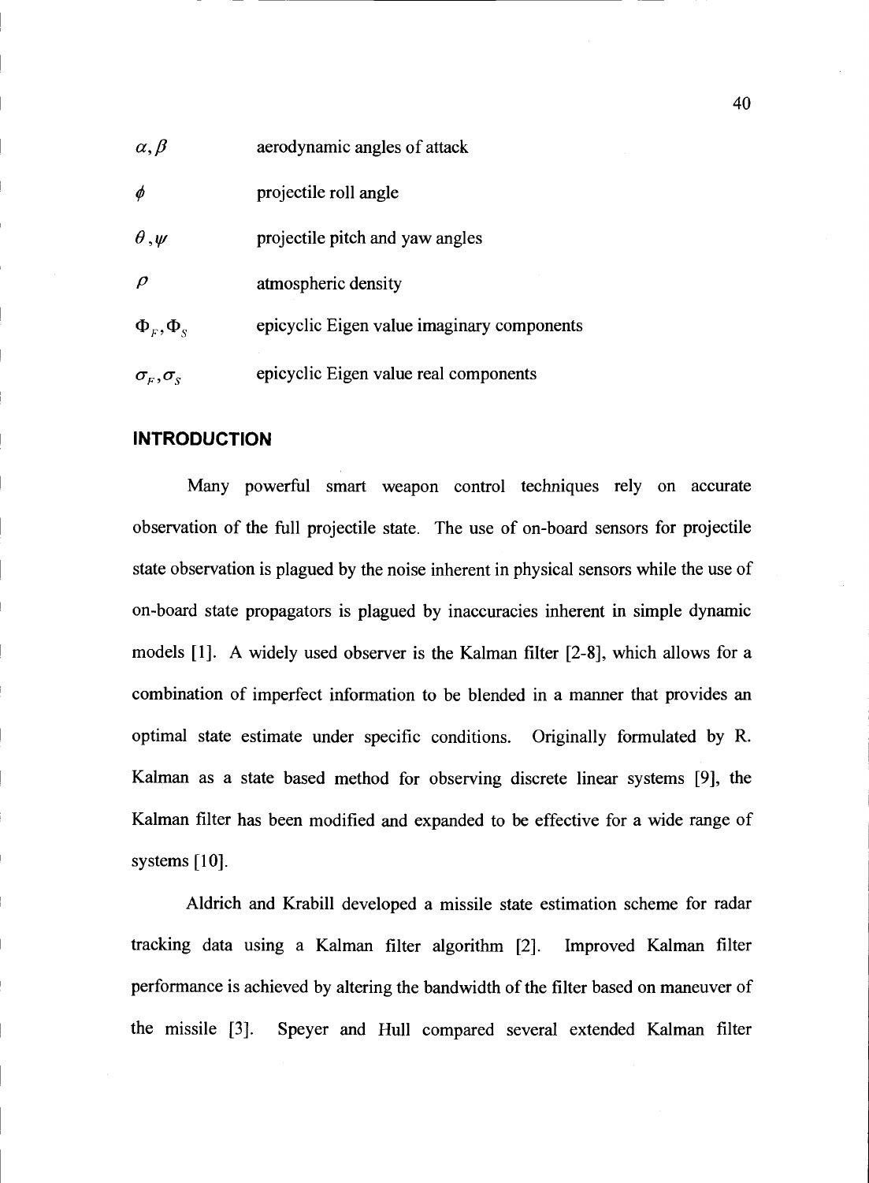| | |
|---|---|
| $\alpha, \beta$ | aerodynamic angles of attack |
| $\phi$ | projectile roll angle |
| $\theta, \psi$ | projectile pitch and yaw angles |
| $\rho$ | atmospheric density |
| $\Phi_F, \Phi_S$ | epicyclic Eigen value imaginary components |
| $\sigma_F, \sigma_S$ | epicyclic Eigen value real components |

## INTRODUCTION

Many powerful smart weapon control techniques rely on accurate observation of the full projectile state. The use of on-board sensors for projectile state observation is plagued by the noise inherent in physical sensors while the use of on-board state propagators is plagued by inaccuracies inherent in simple dynamic models [1]. A widely used observer is the Kalman filter [2-8], which allows for a combination of imperfect information to be blended in a manner that provides an optimal state estimate under specific conditions. Originally formulated by R. Kalman as a state based method for observing discrete linear systems [9], the Kalman filter has been modified and expanded to be effective for a wide range of systems [10].

Aldrich and Krabill developed a missile state estimation scheme for radar tracking data using a Kalman filter algorithm [2]. Improved Kalman filter performance is achieved by altering the bandwidth of the filter based on maneuver of the missile [3]. Speyer and Hull compared several extended Kalman filter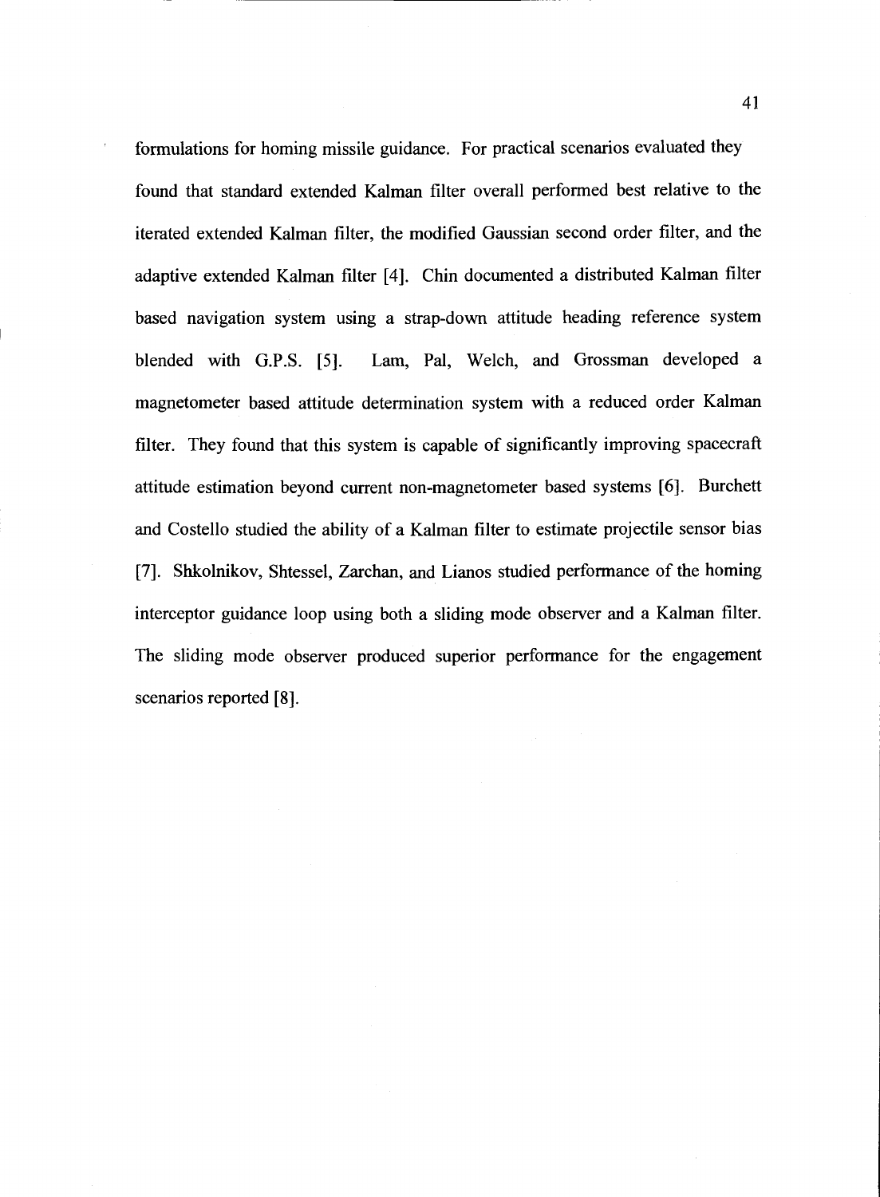formulations for homing missile guidance. For practical scenarios evaluated they found that standard extended Kalman filter overall performed best relative to the iterated extended Kalman filter, the modified Gaussian second order filter, and the adaptive extended Kalman filter [4]. Chin documented a distributed Kalman filter based navigation system using a strap-down attitude heading reference system blended with G.P.S. [5]. Lam, Pal, Welch, and Grossman developed a magnetometer based attitude determination system with a reduced order Kalman filter. They found that this system is capable of significantly improving spacecraft attitude estimation beyond current non-magnetometer based systems [6]. Burchett and Costello studied the ability of a Kalman filter to estimate projectile sensor bias [7]. Shkolnikov, Shtessel, Zarchan, and Lianos studied performance of the homing interceptor guidance loop using both a sliding mode observer and a Kalman filter. The sliding mode observer produced superior performance for the engagement scenarios reported [8].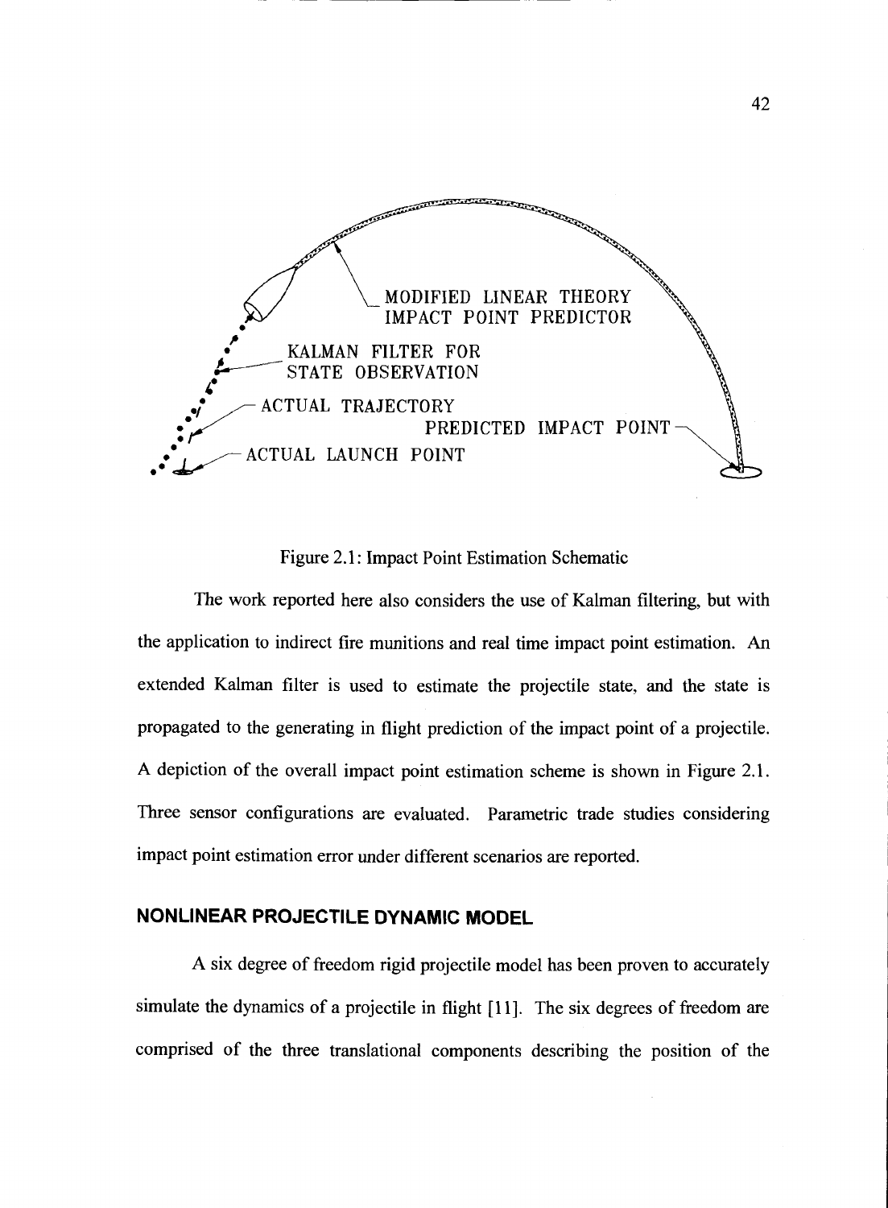MODIFIED LINEAR THEORY IMPACT POINT PREDICTOR

KALMAN FILTER FOR STATE OBSERVATION

ACTUAL TRAJECTORY

PREDICTED IMPACT POINT

ACTUAL LAUNCH POINT

Figure 2.1: Impact Point Estimation Schematic

The work reported here also considers the use of Kalman filtering, but with the application to indirect fire munitions and real time impact point estimation. An extended Kalman filter is used to estimate the projectile state, and the state is propagated to the generating in flight prediction of the impact point of a projectile. A depiction of the overall impact point estimation scheme is shown in Figure 2.1. Three sensor configurations are evaluated. Parametric trade studies considering impact point estimation error under different scenarios are reported.

## NONLINEAR PROJECTILE DYNAMIC MODEL

A six degree of freedom rigid projectile model has been proven to accurately simulate the dynamics of a projectile in flight [11]. The six degrees of freedom are comprised of the three translational components describing the position of the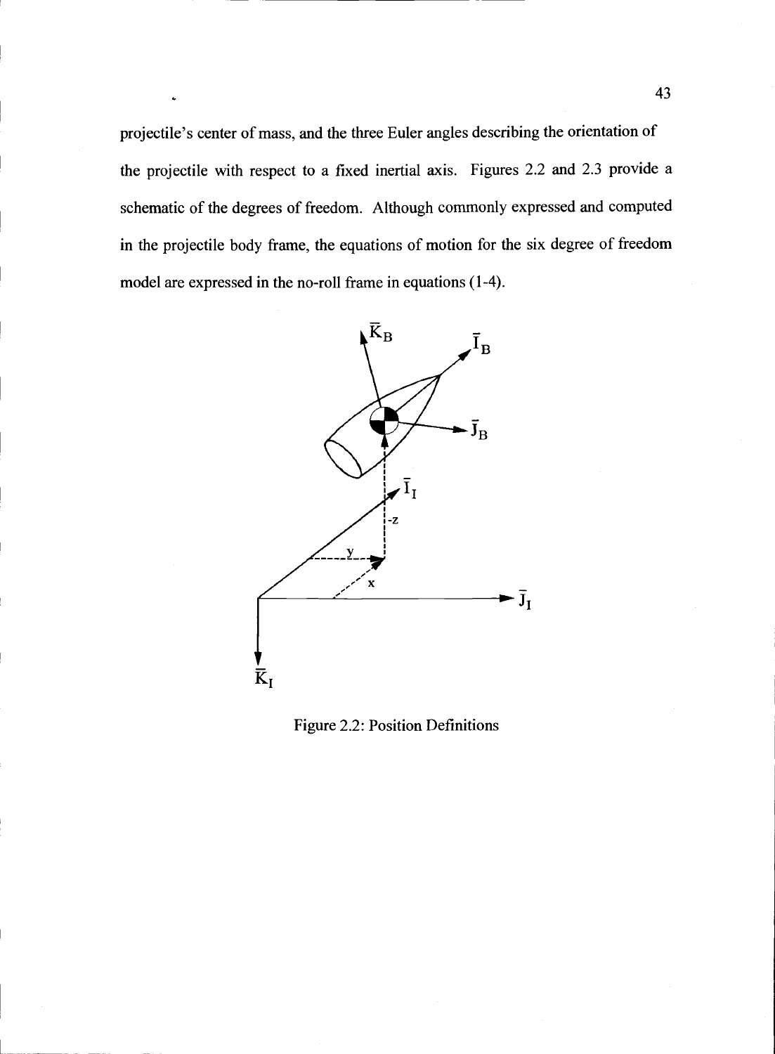projectile's center of mass, and the three Euler angles describing the orientation of the projectile with respect to a fixed inertial axis. Figures 2.2 and 2.3 provide a schematic of the degrees of freedom. Although commonly expressed and computed in the projectile body frame, the equations of motion for the six degree of freedom model are expressed in the no-roll frame in equations (1-4).

Figure 2.2: Position Definitions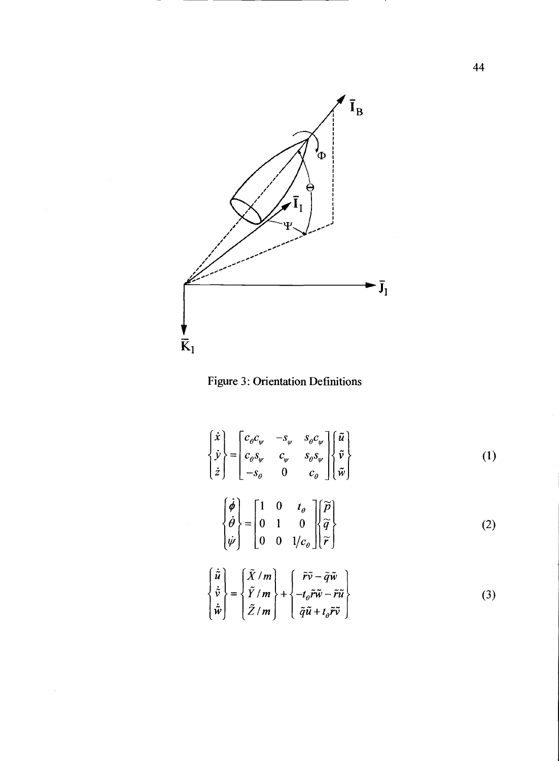Figure 3: Orientation Definitions

$$
\begin{Bmatrix} \dot{x} \\ \dot{y} \\ \dot{z} \end{Bmatrix} = \begin{bmatrix} c_\theta c_\psi & -s_\psi & s_\theta c_\psi \\ c_\theta s_\psi & c_\psi & s_\theta s_\psi \\ -s_\theta & 0 & c_\theta \end{bmatrix} \begin{Bmatrix} \tilde{u} \\ \tilde{v} \\ \tilde{w} \end{Bmatrix} \tag{1}
$$

$$
\begin{Bmatrix} \dot{\phi} \\ \dot{\theta} \\ \dot{\psi} \end{Bmatrix} = \begin{bmatrix} 1 & 0 & t_\theta \\ 0 & 1 & 0 \\ 0 & 0 & 1/c_\theta \end{bmatrix} \begin{Bmatrix} \tilde{p} \\ \tilde{q} \\ \tilde{r} \end{Bmatrix} \tag{2}
$$

$$
\begin{Bmatrix} \dot{\tilde{u}} \\ \dot{\tilde{v}} \\ \dot{\tilde{w}} \end{Bmatrix} = \begin{Bmatrix} \tilde{X}/m \\ \tilde{Y}/m \\ \tilde{Z}/m \end{Bmatrix} + \begin{Bmatrix} \tilde{r}\tilde{v} - \tilde{q}\tilde{w} \\ -t_\theta \tilde{r}\tilde{w} - \tilde{r}\tilde{u} \\ \tilde{q}\tilde{u} + t_\theta \tilde{r}\tilde{v} \end{Bmatrix} \tag{3}
$$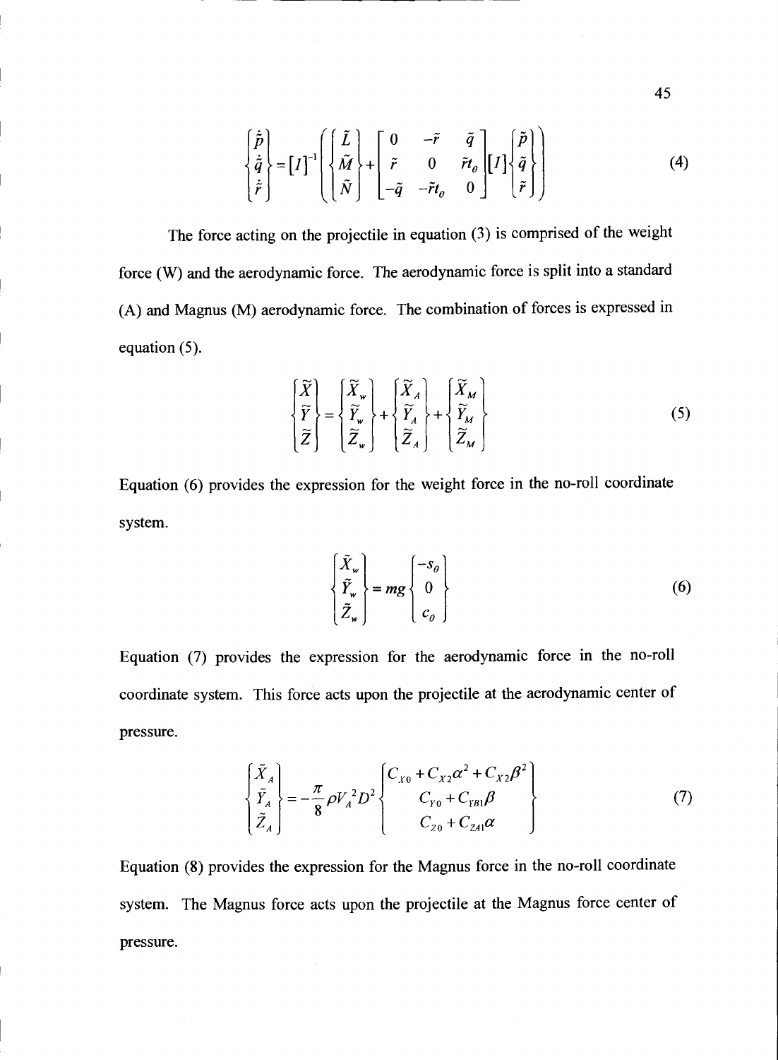$$
\begin{Bmatrix} \dot{\tilde{p}} \\ \dot{\tilde{q}} \\ \dot{\tilde{r}} \end{Bmatrix} = [I]^{-1} \left( \begin{Bmatrix} \tilde{L} \\ \tilde{M} \\ \tilde{N} \end{Bmatrix} + \begin{bmatrix} 0 & -\tilde{r} & \tilde{q} \\ \tilde{r} & 0 & \tilde{r}t_\theta \\ -\tilde{q} & -\tilde{r}t_\theta & 0 \end{bmatrix} [I] \begin{Bmatrix} \tilde{p} \\ \tilde{q} \\ \tilde{r} \end{Bmatrix} \right) \tag{4}
$$

The force acting on the projectile in equation (3) is comprised of the weight force (W) and the aerodynamic force. The aerodynamic force is split into a standard (A) and Magnus (M) aerodynamic force. The combination of forces is expressed in equation (5).

$$
\begin{Bmatrix} \tilde{X} \\ \tilde{Y} \\ \tilde{Z} \end{Bmatrix} = \begin{Bmatrix} \tilde{X}_w \\ \tilde{Y}_w \\ \tilde{Z}_w \end{Bmatrix} + \begin{Bmatrix} \tilde{X}_A \\ \tilde{Y}_A \\ \tilde{Z}_A \end{Bmatrix} + \begin{Bmatrix} \tilde{X}_M \\ \tilde{Y}_M \\ \tilde{Z}_M \end{Bmatrix} \tag{5}
$$

Equation (6) provides the expression for the weight force in the no-roll coordinate system.

$$
\begin{Bmatrix} \tilde{X}_w \\ \tilde{Y}_w \\ \tilde{Z}_w \end{Bmatrix} = mg \begin{Bmatrix} -s_\theta \\ 0 \\ c_\theta \end{Bmatrix} \tag{6}
$$

Equation (7) provides the expression for the aerodynamic force in the no-roll coordinate system. This force acts upon the projectile at the aerodynamic center of pressure.

$$
\begin{Bmatrix} \tilde{X}_A \\ \tilde{Y}_A \\ \tilde{Z}_A \end{Bmatrix} = -\frac{\pi}{8} \rho V_A^{\,2} D^2 \begin{Bmatrix} C_{X0} + C_{X2}\alpha^2 + C_{X2}\beta^2 \\ C_{Y0} + C_{YB1}\beta \\ C_{Z0} + C_{ZA1}\alpha \end{Bmatrix} \tag{7}
$$

Equation (8) provides the expression for the Magnus force in the no-roll coordinate system. The Magnus force acts upon the projectile at the Magnus force center of pressure.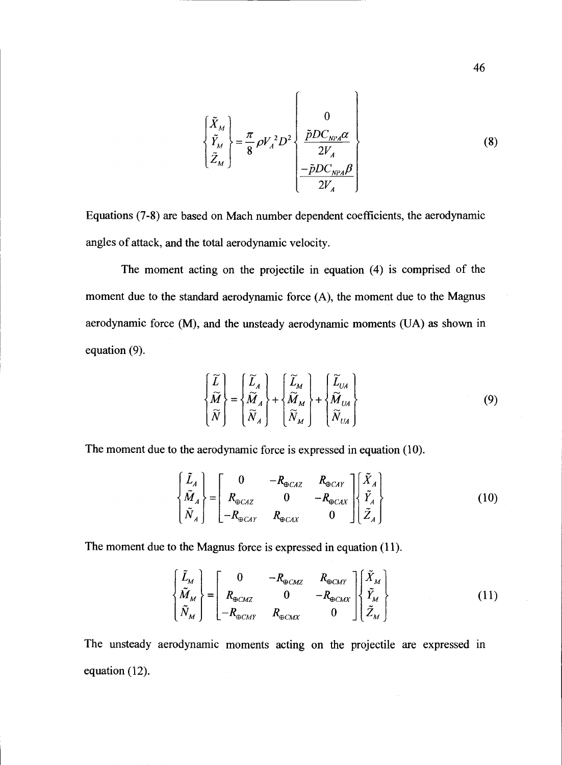$$\begin{Bmatrix} \tilde{X}_M \\ \tilde{Y}_M \\ \tilde{Z}_M \end{Bmatrix} = \frac{\pi}{8}\rho V_A^2 D^2 \begin{Bmatrix} 0 \\ \dfrac{\tilde{p}DC_{NPA}\alpha}{2V_A} \\ \dfrac{-\tilde{p}DC_{NPA}\beta}{2V_A} \end{Bmatrix} \tag{8}$$

Equations (7-8) are based on Mach number dependent coefficients, the aerodynamic angles of attack, and the total aerodynamic velocity.

The moment acting on the projectile in equation (4) is comprised of the moment due to the standard aerodynamic force (A), the moment due to the Magnus aerodynamic force (M), and the unsteady aerodynamic moments (UA) as shown in equation (9).

$$\begin{Bmatrix} \tilde{L} \\ \tilde{M} \\ \tilde{N} \end{Bmatrix} = \begin{Bmatrix} \tilde{L}_A \\ \tilde{M}_A \\ \tilde{N}_A \end{Bmatrix} + \begin{Bmatrix} \tilde{L}_M \\ \tilde{M}_M \\ \tilde{N}_M \end{Bmatrix} + \begin{Bmatrix} \tilde{L}_{UA} \\ \tilde{M}_{UA} \\ \tilde{N}_{UA} \end{Bmatrix} \tag{9}$$

The moment due to the aerodynamic force is expressed in equation (10).

$$\begin{Bmatrix} \tilde{L}_A \\ \tilde{M}_A \\ \tilde{N}_A \end{Bmatrix} = \begin{bmatrix} 0 & -R_{\oplus CAZ} & R_{\oplus CAY} \\ R_{\oplus CAZ} & 0 & -R_{\oplus CAX} \\ -R_{\oplus CAY} & R_{\oplus CAX} & 0 \end{bmatrix} \begin{Bmatrix} \tilde{X}_A \\ \tilde{Y}_A \\ \tilde{Z}_A \end{Bmatrix} \tag{10}$$

The moment due to the Magnus force is expressed in equation (11).

$$\begin{Bmatrix} \tilde{L}_M \\ \tilde{M}_M \\ \tilde{N}_M \end{Bmatrix} = \begin{bmatrix} 0 & -R_{\oplus CMZ} & R_{\oplus CMY} \\ R_{\oplus CMZ} & 0 & -R_{\oplus CMX} \\ -R_{\oplus CMY} & R_{\oplus CMX} & 0 \end{bmatrix} \begin{Bmatrix} \tilde{X}_M \\ \tilde{Y}_M \\ \tilde{Z}_M \end{Bmatrix} \tag{11}$$

The unsteady aerodynamic moments acting on the projectile are expressed in equation (12).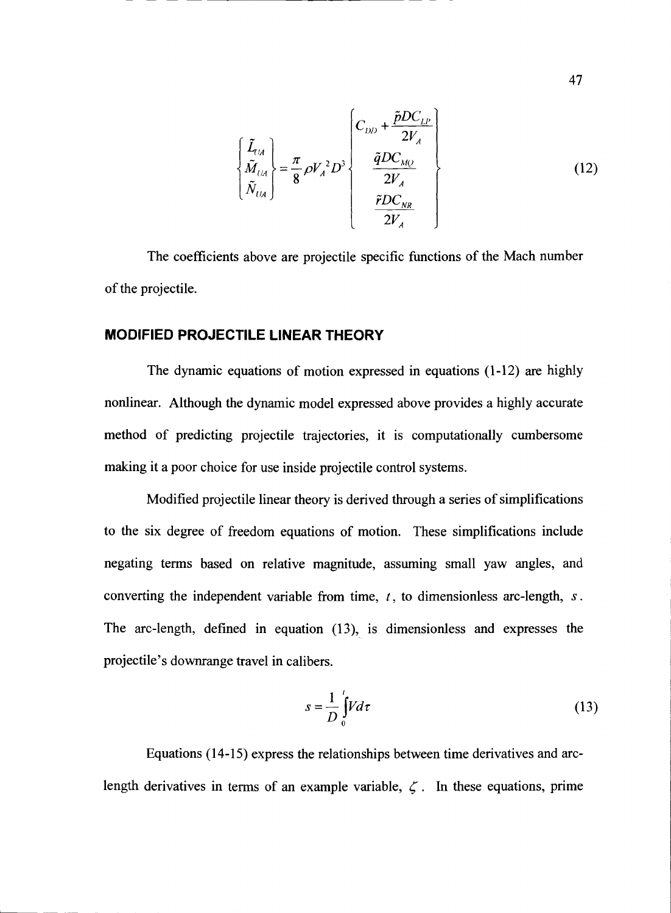$$\begin{Bmatrix} \tilde{L}_{UA} \\ \tilde{M}_{UA} \\ \tilde{N}_{UA} \end{Bmatrix} = \frac{\pi}{8}\rho V_A{}^2 D^3 \begin{Bmatrix} C_{DD} + \dfrac{\tilde{p}DC_{LP}}{2V_A} \\ \dfrac{\tilde{q}DC_{MQ}}{2V_A} \\ \dfrac{\tilde{r}DC_{NR}}{2V_A} \end{Bmatrix} \tag{12}$$

The coefficients above are projectile specific functions of the Mach number of the projectile.

### MODIFIED PROJECTILE LINEAR THEORY

The dynamic equations of motion expressed in equations (1-12) are highly nonlinear. Although the dynamic model expressed above provides a highly accurate method of predicting projectile trajectories, it is computationally cumbersome making it a poor choice for use inside projectile control systems.

Modified projectile linear theory is derived through a series of simplifications to the six degree of freedom equations of motion. These simplifications include negating terms based on relative magnitude, assuming small yaw angles, and converting the independent variable from time, $t$, to dimensionless arc-length, $s$. The arc-length, defined in equation (13), is dimensionless and expresses the projectile's downrange travel in calibers.

$$s = \frac{1}{D}\int_0^t V d\tau \tag{13}$$

Equations (14-15) express the relationships between time derivatives and arc-length derivatives in terms of an example variable, $\zeta$. In these equations, prime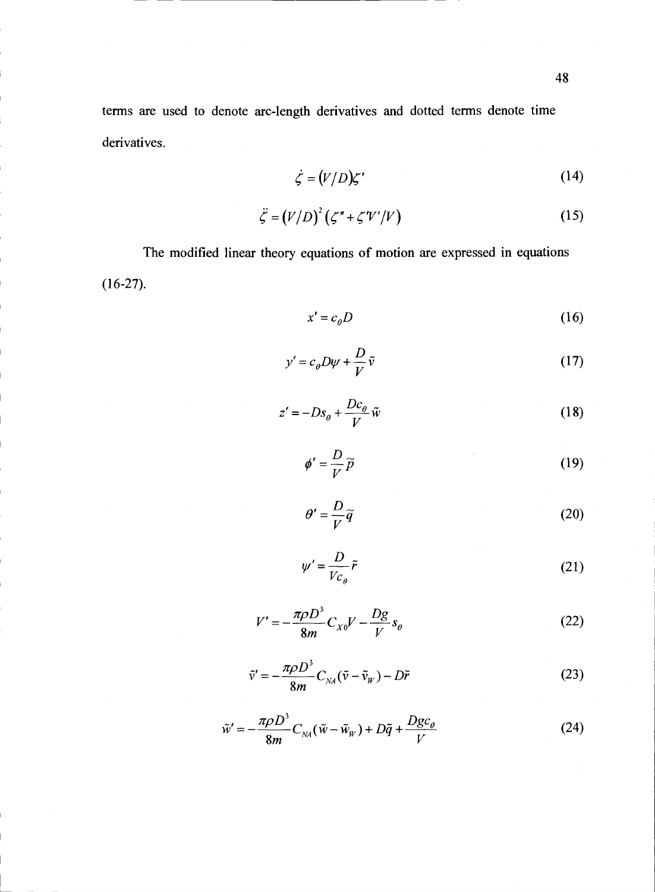terms are used to denote arc-length derivatives and dotted terms denote time derivatives.

$$\dot{\zeta} = (V/D)\zeta' \tag{14}$$

$$\ddot{\zeta} = (V/D)^2 (\zeta'' + \zeta' V'/V) \tag{15}$$

The modified linear theory equations of motion are expressed in equations (16-27).

$$x' = c_\theta D \tag{16}$$

$$y' = c_\theta D\psi + \frac{D}{V}\tilde{v} \tag{17}$$

$$z' = -Ds_\theta + \frac{Dc_\theta}{V}\tilde{w} \tag{18}$$

$$\phi' = \frac{D}{V}\tilde{p} \tag{19}$$

$$\theta' = \frac{D}{V}\tilde{q} \tag{20}$$

$$\psi' = \frac{D}{Vc_\theta}\tilde{r} \tag{21}$$

$$V' = -\frac{\pi\rho D^3}{8m}C_{X0}V - \frac{Dg}{V}s_\theta \tag{22}$$

$$\tilde{v}' = -\frac{\pi\rho D^3}{8m}C_{NA}(\tilde{v} - \tilde{v}_W) - D\tilde{r} \tag{23}$$

$$\tilde{w}' = -\frac{\pi\rho D^3}{8m}C_{NA}(\tilde{w} - \tilde{w}_W) + D\tilde{q} + \frac{Dgc_\theta}{V} \tag{24}$$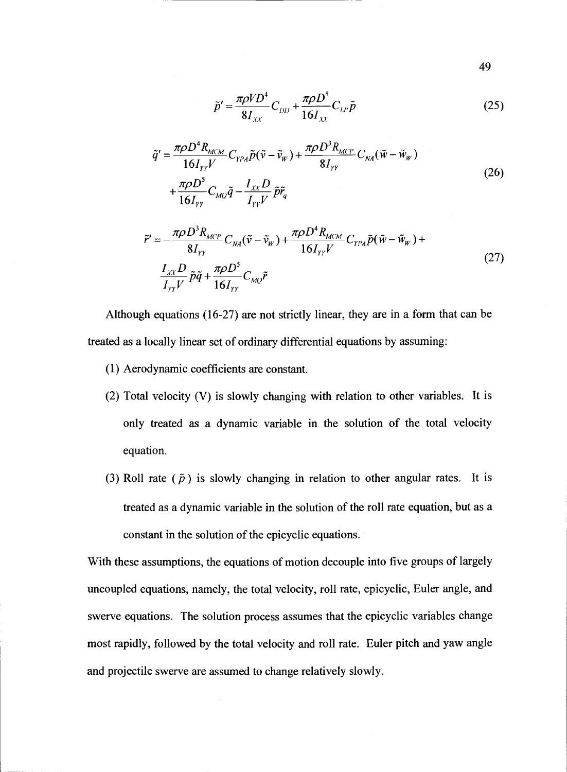$$\tilde{p}' = \frac{\pi\rho V D^4}{8I_{XX}} C_{DD} + \frac{\pi\rho D^5}{16I_{XX}} C_{LP}\tilde{p} \tag{25}$$

$$\begin{aligned} \tilde{q}' = {} & \frac{\pi\rho D^4 R_{MCM}}{16 I_{YY} V} C_{YPA}\tilde{p}(\tilde{v} - \tilde{v}_W) + \frac{\pi\rho D^3 R_{MCP}}{8I_{YY}} C_{NA}(\tilde{w} - \tilde{w}_W) \\ & + \frac{\pi\rho D^5}{16 I_{YY}} C_{MQ}\tilde{q} - \frac{I_{XX} D}{I_{YY} V}\tilde{p}\tilde{r}_q \end{aligned} \tag{26}$$

$$\begin{aligned} \tilde{r}' = {} & -\frac{\pi\rho D^3 R_{MCP}}{8I_{YY}} C_{NA}(\tilde{v} - \tilde{v}_W) + \frac{\pi\rho D^4 R_{MCM}}{16 I_{YY} V} C_{YPA}\tilde{p}(\tilde{w} - \tilde{w}_W) + \\ & \frac{I_{XX} D}{I_{YY} V}\tilde{p}\tilde{q} + \frac{\pi\rho D^5}{16 I_{YY}} C_{MQ}\tilde{r} \end{aligned} \tag{27}$$

Although equations (16-27) are not strictly linear, they are in a form that can be treated as a locally linear set of ordinary differential equations by assuming:

(1) Aerodynamic coefficients are constant.

(2) Total velocity (V) is slowly changing with relation to other variables. It is only treated as a dynamic variable in the solution of the total velocity equation.

(3) Roll rate ($\tilde{p}$) is slowly changing in relation to other angular rates. It is treated as a dynamic variable in the solution of the roll rate equation, but as a constant in the solution of the epicyclic equations.

With these assumptions, the equations of motion decouple into five groups of largely uncoupled equations, namely, the total velocity, roll rate, epicyclic, Euler angle, and swerve equations. The solution process assumes that the epicyclic variables change most rapidly, followed by the total velocity and roll rate. Euler pitch and yaw angle and projectile swerve are assumed to change relatively slowly.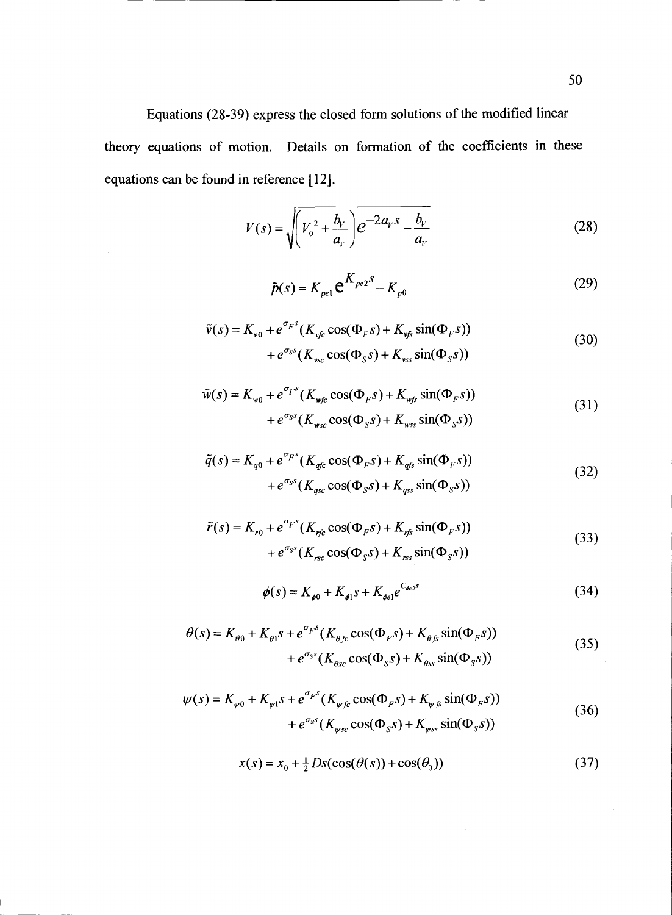Equations (28-39) express the closed form solutions of the modified linear theory equations of motion. Details on formation of the coefficients in these equations can be found in reference [12].

$$V(s) = \sqrt{\left(V_0^2 + \frac{b_V}{a_V}\right)e^{-2a_V s} - \frac{b_V}{a_V}} \tag{28}$$

$$\tilde{p}(s) = K_{pe1}\,e^{K_{pe2}s} - K_{p0} \tag{29}$$

$$\begin{aligned}\tilde{v}(s) = K_{v0} &+ e^{\sigma_F s}(K_{vfc}\cos(\Phi_F s) + K_{vfs}\sin(\Phi_F s)) \\ &+ e^{\sigma_S s}(K_{vsc}\cos(\Phi_S s) + K_{vss}\sin(\Phi_S s))\end{aligned} \tag{30}$$

$$\begin{aligned}\tilde{w}(s) = K_{w0} &+ e^{\sigma_F s}(K_{wfc}\cos(\Phi_F s) + K_{wfs}\sin(\Phi_F s)) \\ &+ e^{\sigma_S s}(K_{wsc}\cos(\Phi_S s) + K_{wss}\sin(\Phi_S s))\end{aligned} \tag{31}$$

$$\begin{aligned}\tilde{q}(s) = K_{q0} &+ e^{\sigma_F s}(K_{qfc}\cos(\Phi_F s) + K_{qfs}\sin(\Phi_F s)) \\ &+ e^{\sigma_S s}(K_{qsc}\cos(\Phi_S s) + K_{qss}\sin(\Phi_S s))\end{aligned} \tag{32}$$

$$\begin{aligned}\tilde{r}(s) = K_{r0} &+ e^{\sigma_F s}(K_{rfc}\cos(\Phi_F s) + K_{rfs}\sin(\Phi_F s)) \\ &+ e^{\sigma_S s}(K_{rsc}\cos(\Phi_S s) + K_{rss}\sin(\Phi_S s))\end{aligned} \tag{33}$$

$$\phi(s) = K_{\phi 0} + K_{\phi 1}s + K_{\phi e1}e^{C_{\phi e2}s} \tag{34}$$

$$\begin{aligned}\theta(s) = K_{\theta 0} + K_{\theta 1}s &+ e^{\sigma_F s}(K_{\theta fc}\cos(\Phi_F s) + K_{\theta fs}\sin(\Phi_F s)) \\ &+ e^{\sigma_S s}(K_{\theta sc}\cos(\Phi_S s) + K_{\theta ss}\sin(\Phi_S s))\end{aligned} \tag{35}$$

$$\begin{aligned}\psi(s) = K_{\psi 0} + K_{\psi 1}s &+ e^{\sigma_F s}(K_{\psi fc}\cos(\Phi_F s) + K_{\psi fs}\sin(\Phi_F s)) \\ &+ e^{\sigma_S s}(K_{\psi sc}\cos(\Phi_S s) + K_{\psi ss}\sin(\Phi_S s))\end{aligned} \tag{36}$$

$$x(s) = x_0 + \tfrac{1}{2}Ds(\cos(\theta(s)) + \cos(\theta_0)) \tag{37}$$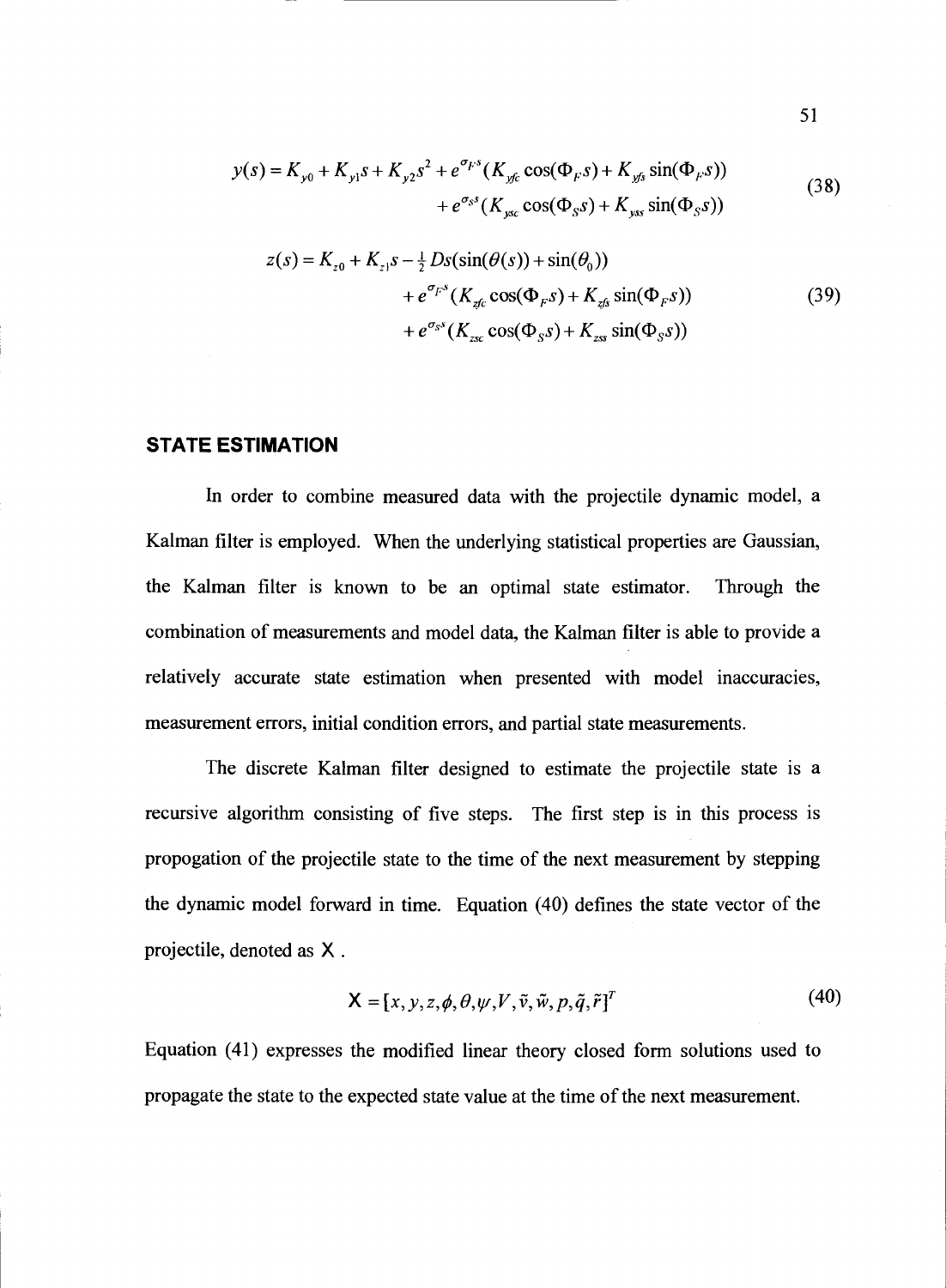$$y(s) = K_{y0} + K_{y1}s + K_{y2}s^2 + e^{\sigma_F s}(K_{yfc}\cos(\Phi_F s) + K_{yfs}\sin(\Phi_F s)) + e^{\sigma_S s}(K_{ysc}\cos(\Phi_S s) + K_{yss}\sin(\Phi_S s)) \tag{38}$$

$$z(s) = K_{z0} + K_{z1}s - \tfrac{1}{2}Ds(\sin(\theta(s)) + \sin(\theta_0)) + e^{\sigma_F s}(K_{zfc}\cos(\Phi_F s) + K_{zfs}\sin(\Phi_F s)) + e^{\sigma_S s}(K_{zsc}\cos(\Phi_S s) + K_{zss}\sin(\Phi_S s)) \tag{39}$$

## STATE ESTIMATION

In order to combine measured data with the projectile dynamic model, a Kalman filter is employed. When the underlying statistical properties are Gaussian, the Kalman filter is known to be an optimal state estimator. Through the combination of measurements and model data, the Kalman filter is able to provide a relatively accurate state estimation when presented with model inaccuracies, measurement errors, initial condition errors, and partial state measurements.

The discrete Kalman filter designed to estimate the projectile state is a recursive algorithm consisting of five steps. The first step is in this process is propogation of the projectile state to the time of the next measurement by stepping the dynamic model forward in time. Equation (40) defines the state vector of the projectile, denoted as $\mathsf{X}$.

$$\mathsf{X} = [x, y, z, \phi, \theta, \psi, V, \tilde{v}, \tilde{w}, p, \tilde{q}, \tilde{r}]^T \tag{40}$$

Equation (41) expresses the modified linear theory closed form solutions used to propagate the state to the expected state value at the time of the next measurement.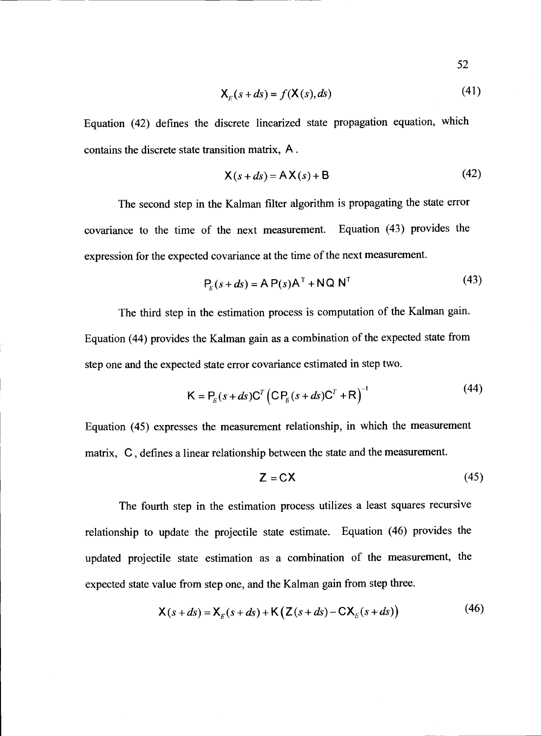$$X_E(s+ds) = f(X(s), ds) \tag{41}$$

Equation (42) defines the discrete linearized state propagation equation, which contains the discrete state transition matrix, $A$.

$$X(s+ds) = A\,X(s) + B \tag{42}$$

The second step in the Kalman filter algorithm is propagating the state error covariance to the time of the next measurement. Equation (43) provides the expression for the expected covariance at the time of the next measurement.

$$P_E(s+ds) = A\,P(s)A^T + N\,Q\,N^T \tag{43}$$

The third step in the estimation process is computation of the Kalman gain. Equation (44) provides the Kalman gain as a combination of the expected state from step one and the expected state error covariance estimated in step two.

$$K = P_E(s+ds)C^T\left(C\,P_E(s+ds)C^T + R\right)^{-1} \tag{44}$$

Equation (45) expresses the measurement relationship, in which the measurement matrix, $C$, defines a linear relationship between the state and the measurement.

$$Z = CX \tag{45}$$

The fourth step in the estimation process utilizes a least squares recursive relationship to update the projectile state estimate. Equation (46) provides the updated projectile state estimation as a combination of the measurement, the expected state value from step one, and the Kalman gain from step three.

$$X(s+ds) = X_E(s+ds) + K\left(Z(s+ds) - CX_E(s+ds)\right) \tag{46}$$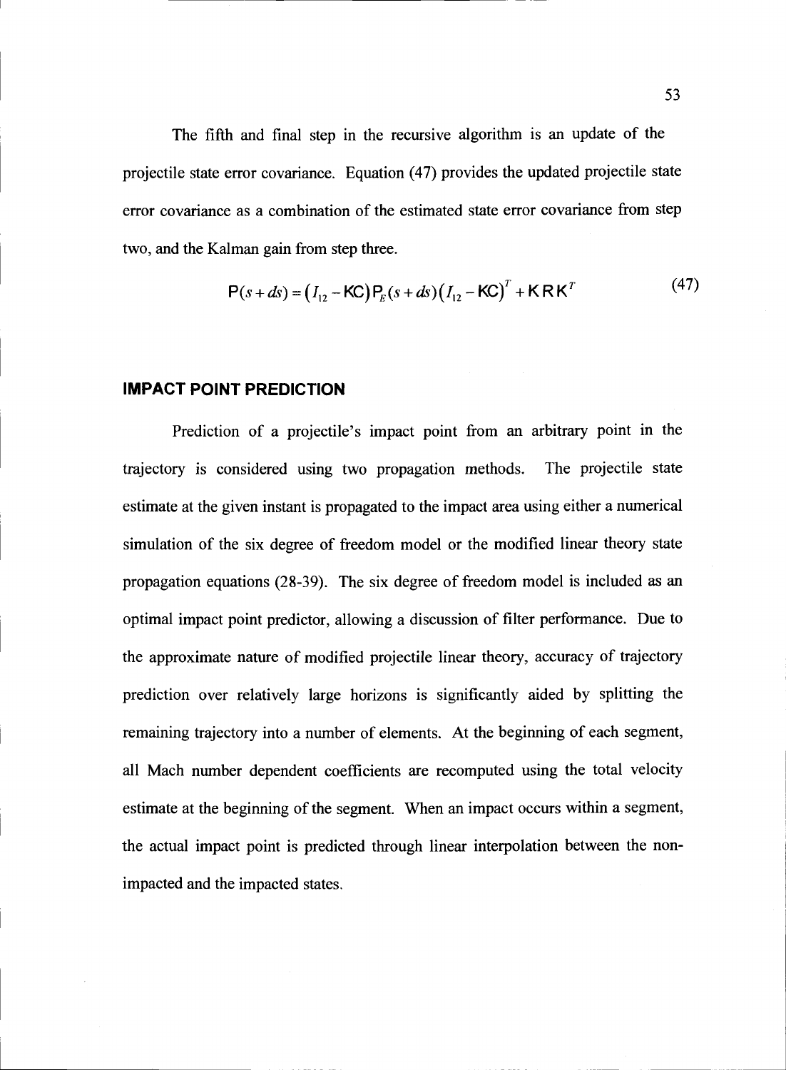The fifth and final step in the recursive algorithm is an update of the projectile state error covariance. Equation (47) provides the updated projectile state error covariance as a combination of the estimated state error covariance from step two, and the Kalman gain from step three.

$$\mathsf{P}(s+ds) = \left(I_{12} - \mathsf{KC}\right)\mathsf{P}_E(s+ds)\left(I_{12} - \mathsf{KC}\right)^T + \mathsf{K}\,\mathsf{R}\,\mathsf{K}^T \tag{47}$$

### IMPACT POINT PREDICTION

Prediction of a projectile's impact point from an arbitrary point in the trajectory is considered using two propagation methods. The projectile state estimate at the given instant is propagated to the impact area using either a numerical simulation of the six degree of freedom model or the modified linear theory state propagation equations (28-39). The six degree of freedom model is included as an optimal impact point predictor, allowing a discussion of filter performance. Due to the approximate nature of modified projectile linear theory, accuracy of trajectory prediction over relatively large horizons is significantly aided by splitting the remaining trajectory into a number of elements. At the beginning of each segment, all Mach number dependent coefficients are recomputed using the total velocity estimate at the beginning of the segment. When an impact occurs within a segment, the actual impact point is predicted through linear interpolation between the non-impacted and the impacted states.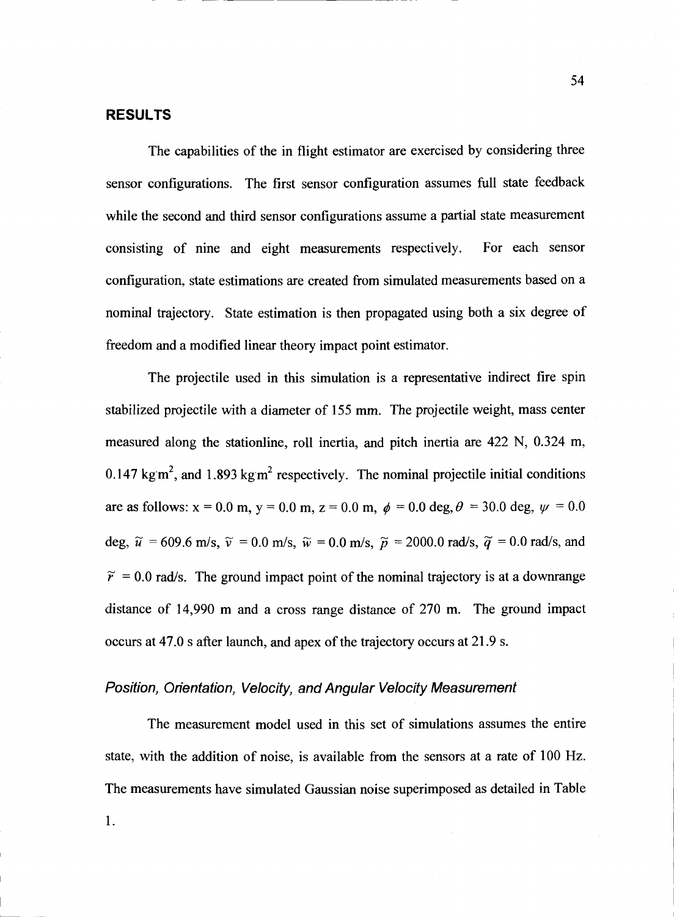## RESULTS

The capabilities of the in flight estimator are exercised by considering three sensor configurations. The first sensor configuration assumes full state feedback while the second and third sensor configurations assume a partial state measurement consisting of nine and eight measurements respectively. For each sensor configuration, state estimations are created from simulated measurements based on a nominal trajectory. State estimation is then propagated using both a six degree of freedom and a modified linear theory impact point estimator.

The projectile used in this simulation is a representative indirect fire spin stabilized projectile with a diameter of 155 mm. The projectile weight, mass center measured along the stationline, roll inertia, and pitch inertia are 422 N, 0.324 m, 0.147 kg m$^2$, and 1.893 kg m$^2$ respectively. The nominal projectile initial conditions are as follows: x = 0.0 m, y = 0.0 m, z = 0.0 m, $\phi$ = 0.0 deg, $\theta$ = 30.0 deg, $\psi$ = 0.0 deg, $\tilde{u}$ = 609.6 m/s, $\tilde{v}$ = 0.0 m/s, $\tilde{w}$ = 0.0 m/s, $\tilde{p}$ = 2000.0 rad/s, $\tilde{q}$ = 0.0 rad/s, and $\tilde{r}$ = 0.0 rad/s. The ground impact point of the nominal trajectory is at a downrange distance of 14,990 m and a cross range distance of 270 m. The ground impact occurs at 47.0 s after launch, and apex of the trajectory occurs at 21.9 s.

### *Position, Orientation, Velocity, and Angular Velocity Measurement*

The measurement model used in this set of simulations assumes the entire state, with the addition of noise, is available from the sensors at a rate of 100 Hz. The measurements have simulated Gaussian noise superimposed as detailed in Table 1.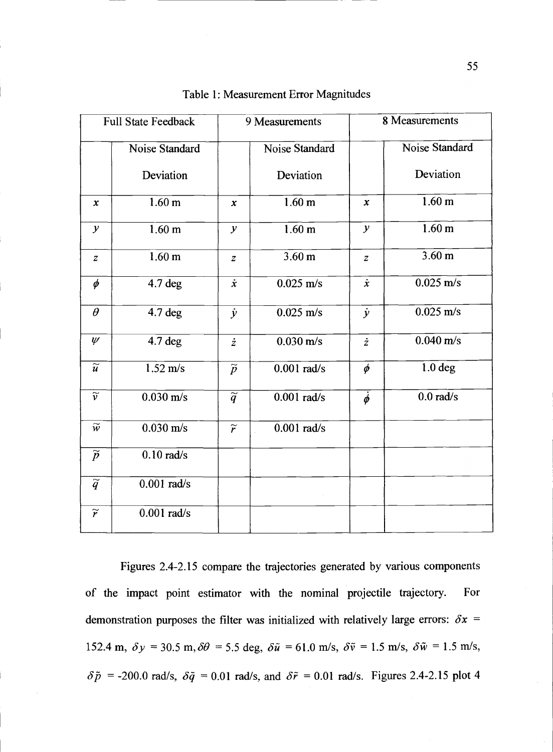Table 1: Measurement Error Magnitudes

| Full State Feedback | | 9 Measurements | | 8 Measurements | |
|---|---|---|---|---|---|
| | Noise Standard Deviation | | Noise Standard Deviation | | Noise Standard Deviation |
| $x$ | 1.60 m | $x$ | 1.60 m | $x$ | 1.60 m |
| $y$ | 1.60 m | $y$ | 1.60 m | $y$ | 1.60 m |
| $z$ | 1.60 m | $z$ | 3.60 m | $z$ | 3.60 m |
| $\phi$ | 4.7 deg | $\dot{x}$ | 0.025 m/s | $\dot{x}$ | 0.025 m/s |
| $\theta$ | 4.7 deg | $\dot{y}$ | 0.025 m/s | $\dot{y}$ | 0.025 m/s |
| $\psi$ | 4.7 deg | $\dot{z}$ | 0.030 m/s | $\dot{z}$ | 0.040 m/s |
| $\tilde{u}$ | 1.52 m/s | $\tilde{p}$ | 0.001 rad/s | $\phi$ | 1.0 deg |
| $\tilde{v}$ | 0.030 m/s | $\tilde{q}$ | 0.001 rad/s | $\dot{\phi}$ | 0.0 rad/s |
| $\tilde{w}$ | 0.030 m/s | $\tilde{r}$ | 0.001 rad/s | | |
| $\tilde{p}$ | 0.10 rad/s | | | | |
| $\tilde{q}$ | 0.001 rad/s | | | | |
| $\tilde{r}$ | 0.001 rad/s | | | | |

Figures 2.4-2.15 compare the trajectories generated by various components of the impact point estimator with the nominal projectile trajectory. For demonstration purposes the filter was initialized with relatively large errors: $\delta x$ = 152.4 m, $\delta y$ = 30.5 m, $\delta\theta$ = 5.5 deg, $\delta\tilde{u}$ = 61.0 m/s, $\delta\tilde{v}$ = 1.5 m/s, $\delta\tilde{w}$ = 1.5 m/s, $\delta\tilde{p}$ = -200.0 rad/s, $\delta\tilde{q}$ = 0.01 rad/s, and $\delta\tilde{r}$ = 0.01 rad/s. Figures 2.4-2.15 plot 4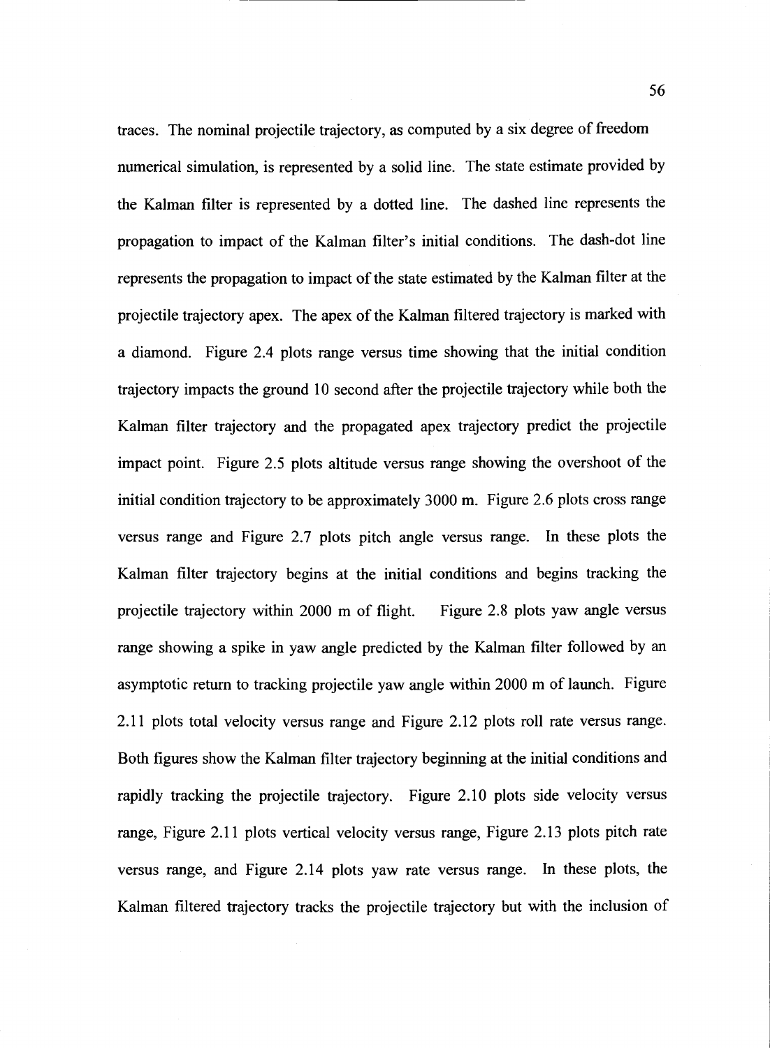traces. The nominal projectile trajectory, as computed by a six degree of freedom numerical simulation, is represented by a solid line. The state estimate provided by the Kalman filter is represented by a dotted line. The dashed line represents the propagation to impact of the Kalman filter's initial conditions. The dash-dot line represents the propagation to impact of the state estimated by the Kalman filter at the projectile trajectory apex. The apex of the Kalman filtered trajectory is marked with a diamond. Figure 2.4 plots range versus time showing that the initial condition trajectory impacts the ground 10 second after the projectile trajectory while both the Kalman filter trajectory and the propagated apex trajectory predict the projectile impact point. Figure 2.5 plots altitude versus range showing the overshoot of the initial condition trajectory to be approximately 3000 m. Figure 2.6 plots cross range versus range and Figure 2.7 plots pitch angle versus range. In these plots the Kalman filter trajectory begins at the initial conditions and begins tracking the projectile trajectory within 2000 m of flight. Figure 2.8 plots yaw angle versus range showing a spike in yaw angle predicted by the Kalman filter followed by an asymptotic return to tracking projectile yaw angle within 2000 m of launch. Figure 2.11 plots total velocity versus range and Figure 2.12 plots roll rate versus range. Both figures show the Kalman filter trajectory beginning at the initial conditions and rapidly tracking the projectile trajectory. Figure 2.10 plots side velocity versus range, Figure 2.11 plots vertical velocity versus range, Figure 2.13 plots pitch rate versus range, and Figure 2.14 plots yaw rate versus range. In these plots, the Kalman filtered trajectory tracks the projectile trajectory but with the inclusion of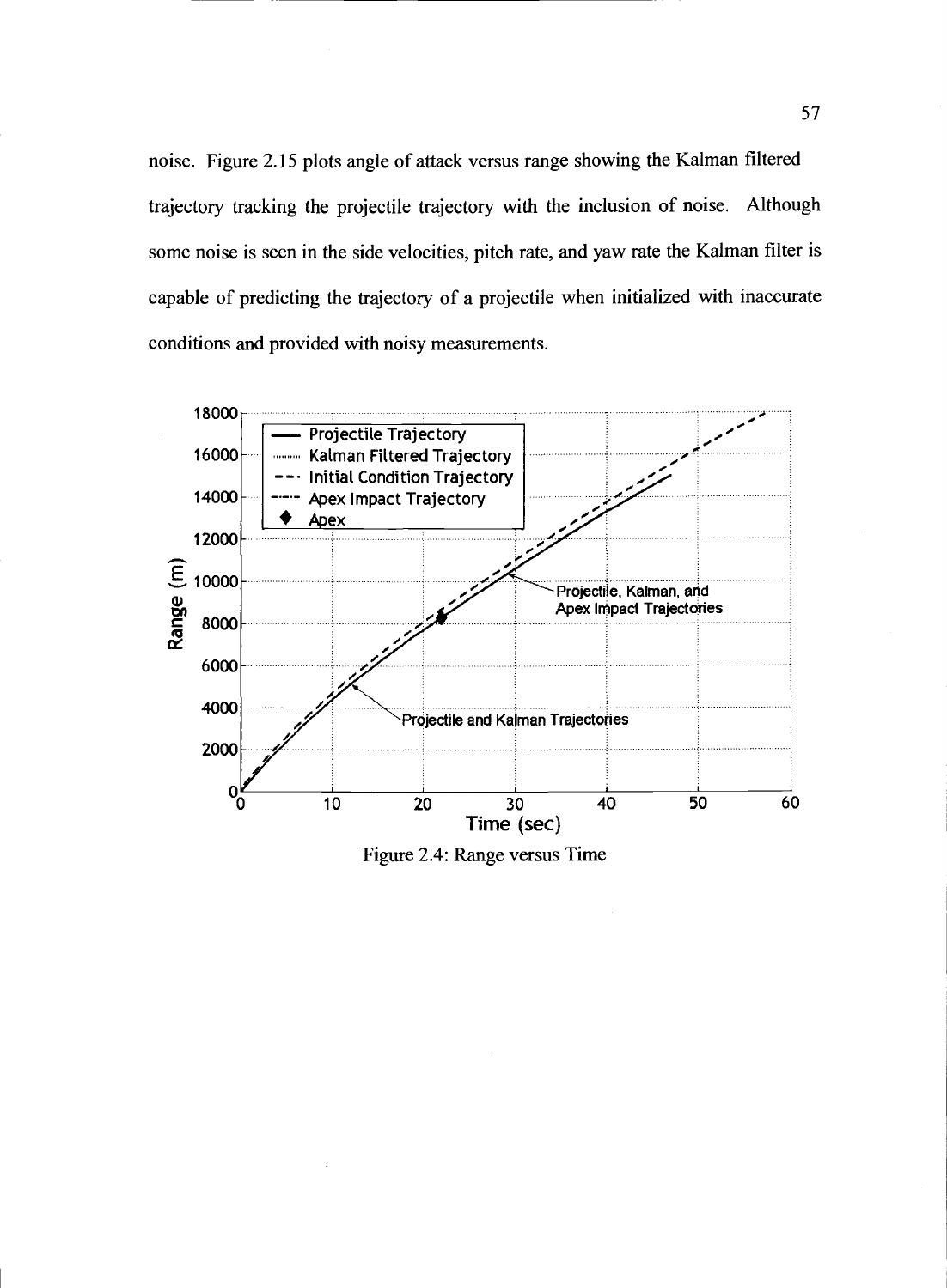noise. Figure 2.15 plots angle of attack versus range showing the Kalman filtered trajectory tracking the projectile trajectory with the inclusion of noise. Although some noise is seen in the side velocities, pitch rate, and yaw rate the Kalman filter is capable of predicting the trajectory of a projectile when initialized with inaccurate conditions and provided with noisy measurements.

Figure 2.4: Range versus Time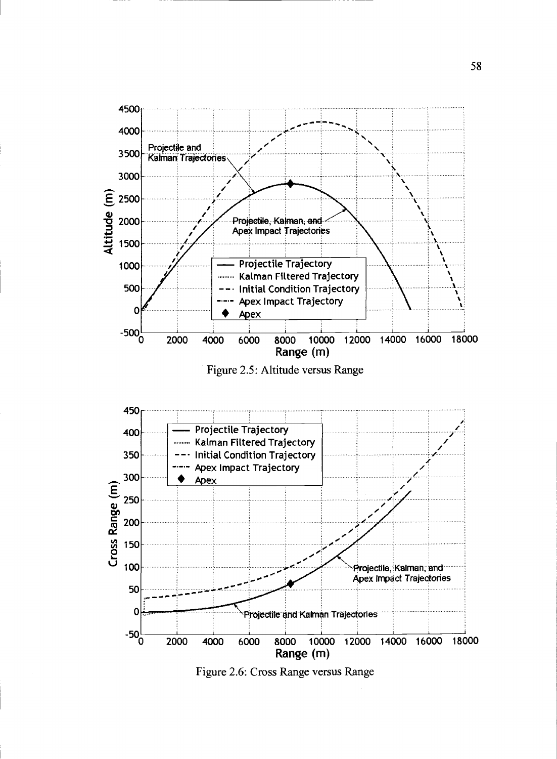Figure 2.5: Altitude versus Range

Figure 2.6: Cross Range versus Range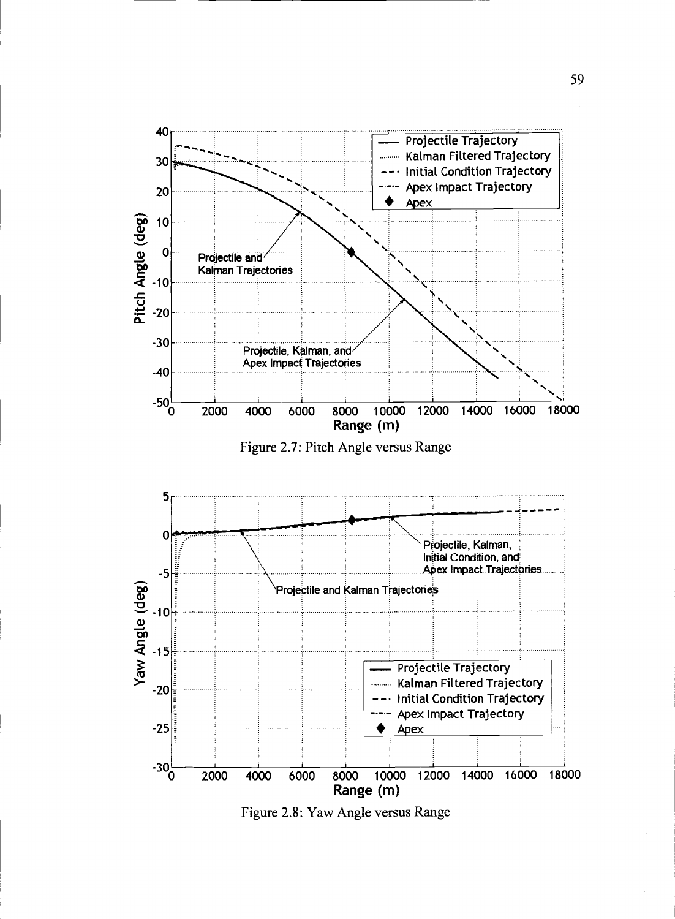Figure 2.7: Pitch Angle versus Range

Figure 2.8: Yaw Angle versus Range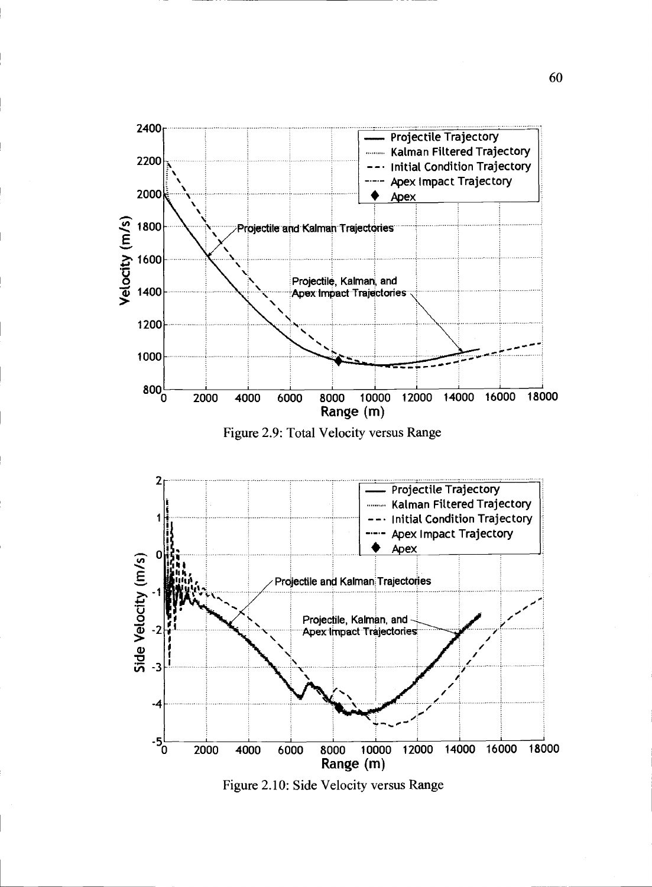Figure 2.9: Total Velocity versus Range

Figure 2.10: Side Velocity versus Range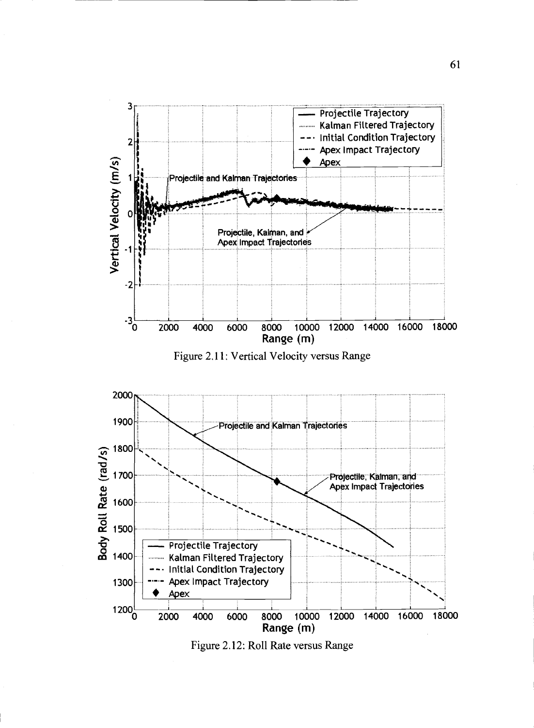Figure 2.11: Vertical Velocity versus Range

Figure 2.12: Roll Rate versus Range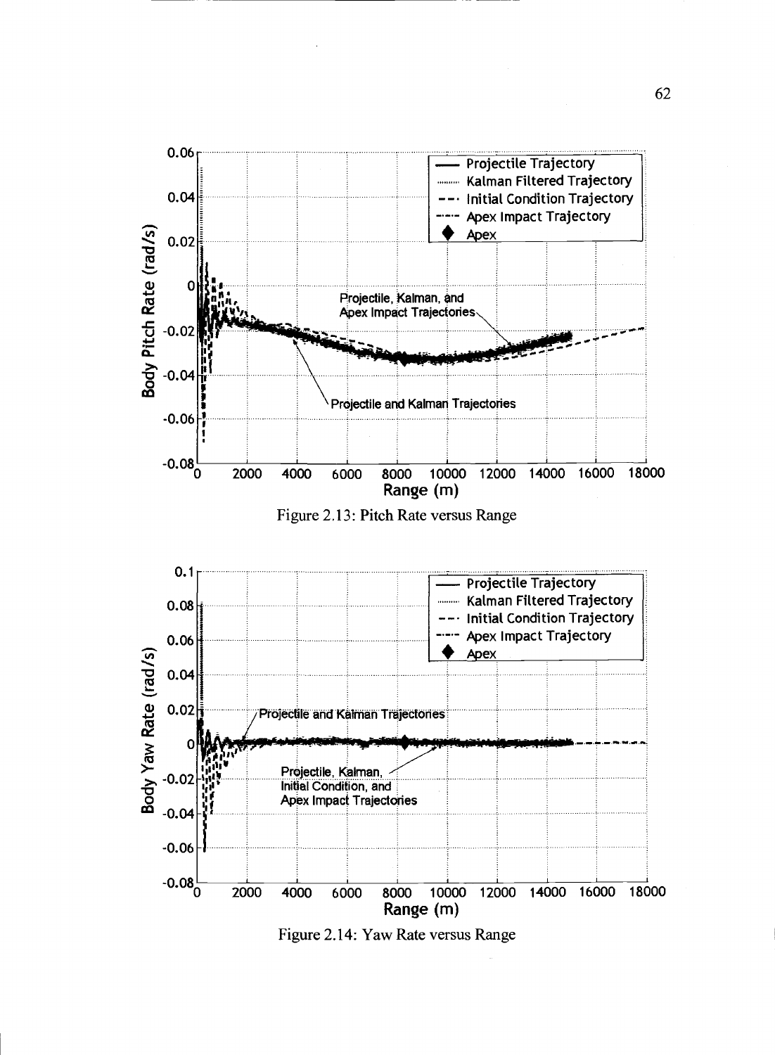Figure 2.13: Pitch Rate versus Range

Figure 2.14: Yaw Rate versus Range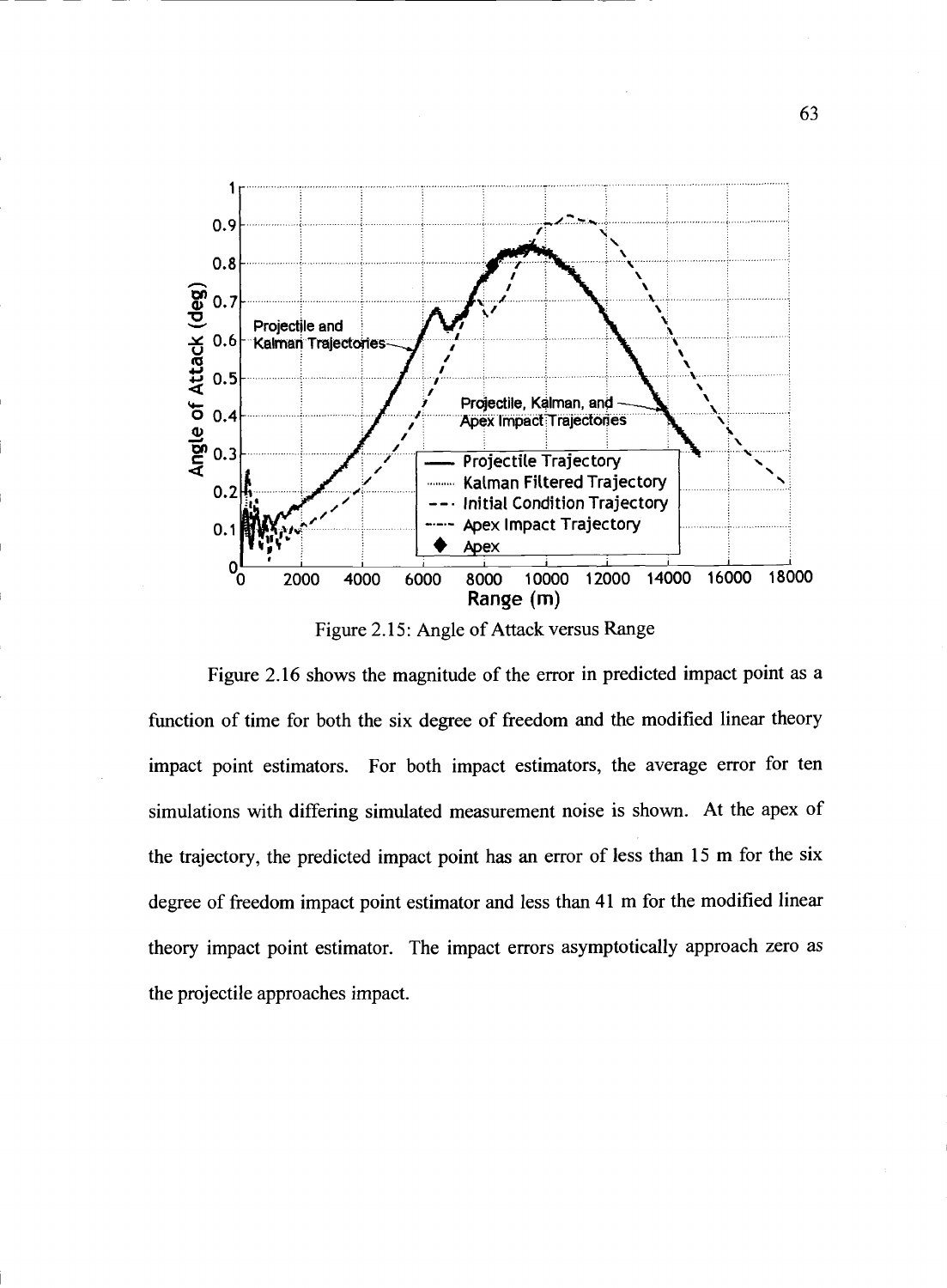Figure 2.15: Angle of Attack versus Range

Figure 2.16 shows the magnitude of the error in predicted impact point as a function of time for both the six degree of freedom and the modified linear theory impact point estimators. For both impact estimators, the average error for ten simulations with differing simulated measurement noise is shown. At the apex of the trajectory, the predicted impact point has an error of less than 15 m for the six degree of freedom impact point estimator and less than 41 m for the modified linear theory impact point estimator. The impact errors asymptotically approach zero as the projectile approaches impact.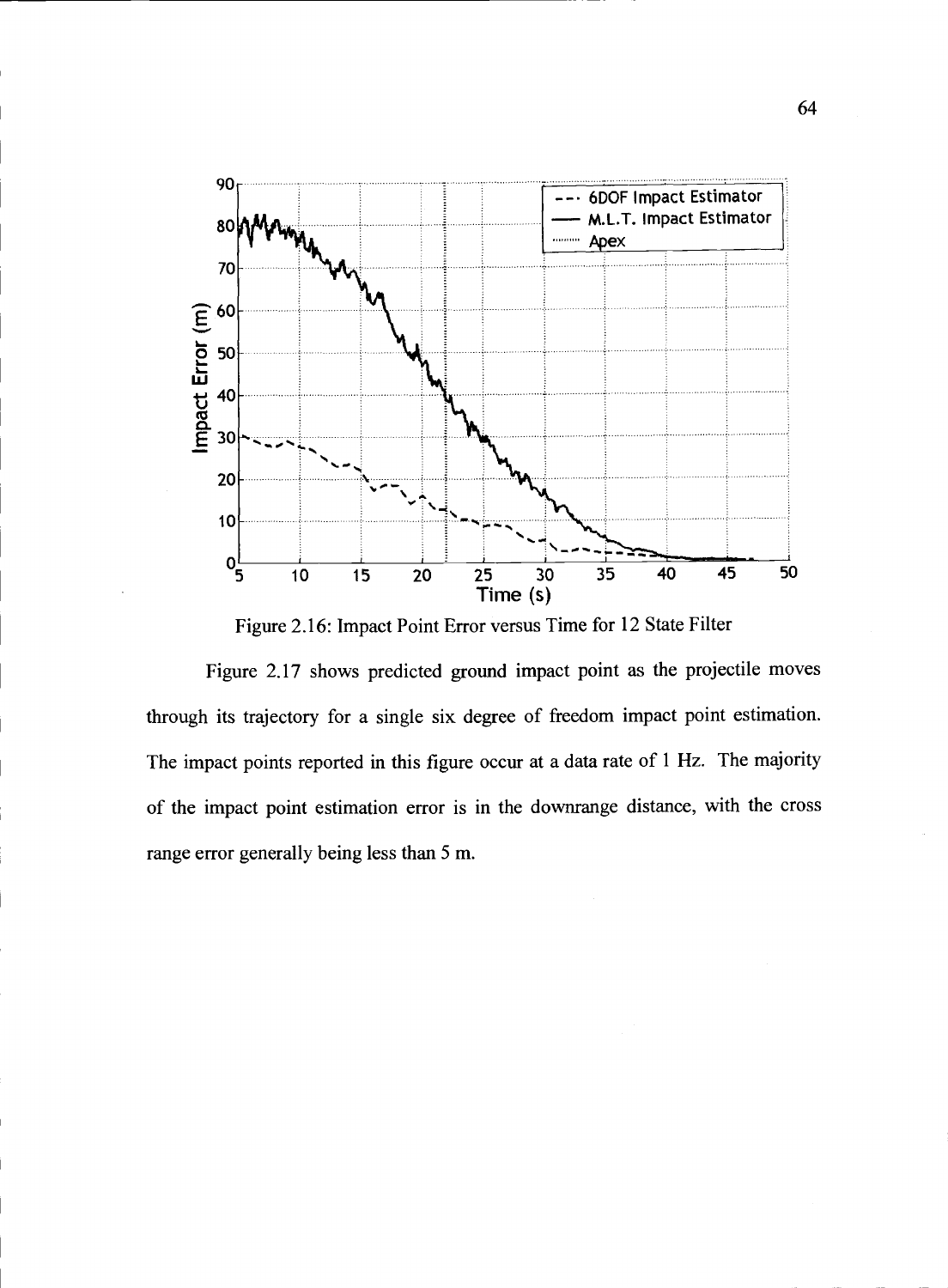Figure 2.16: Impact Point Error versus Time for 12 State Filter

Figure 2.17 shows predicted ground impact point as the projectile moves through its trajectory for a single six degree of freedom impact point estimation. The impact points reported in this figure occur at a data rate of 1 Hz. The majority of the impact point estimation error is in the downrange distance, with the cross range error generally being less than 5 m.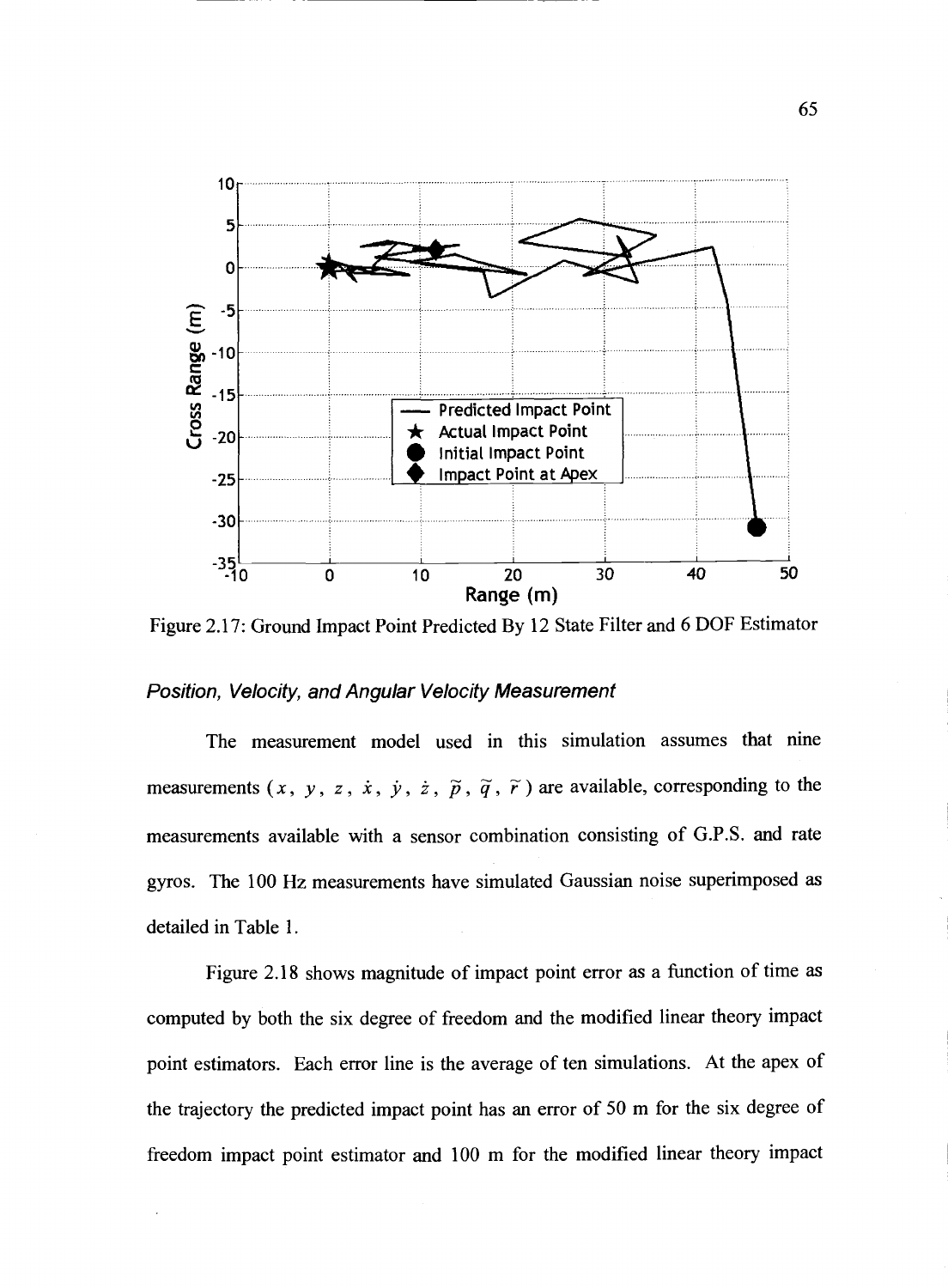Figure 2.17: Ground Impact Point Predicted By 12 State Filter and 6 DOF Estimator

### *Position, Velocity, and Angular Velocity Measurement*

The measurement model used in this simulation assumes that nine measurements ($x$, $y$, $z$, $\dot{x}$, $\dot{y}$, $\dot{z}$, $\tilde{p}$, $\tilde{q}$, $\tilde{r}$) are available, corresponding to the measurements available with a sensor combination consisting of G.P.S. and rate gyros. The 100 Hz measurements have simulated Gaussian noise superimposed as detailed in Table 1.

Figure 2.18 shows magnitude of impact point error as a function of time as computed by both the six degree of freedom and the modified linear theory impact point estimators. Each error line is the average of ten simulations. At the apex of the trajectory the predicted impact point has an error of 50 m for the six degree of freedom impact point estimator and 100 m for the modified linear theory impact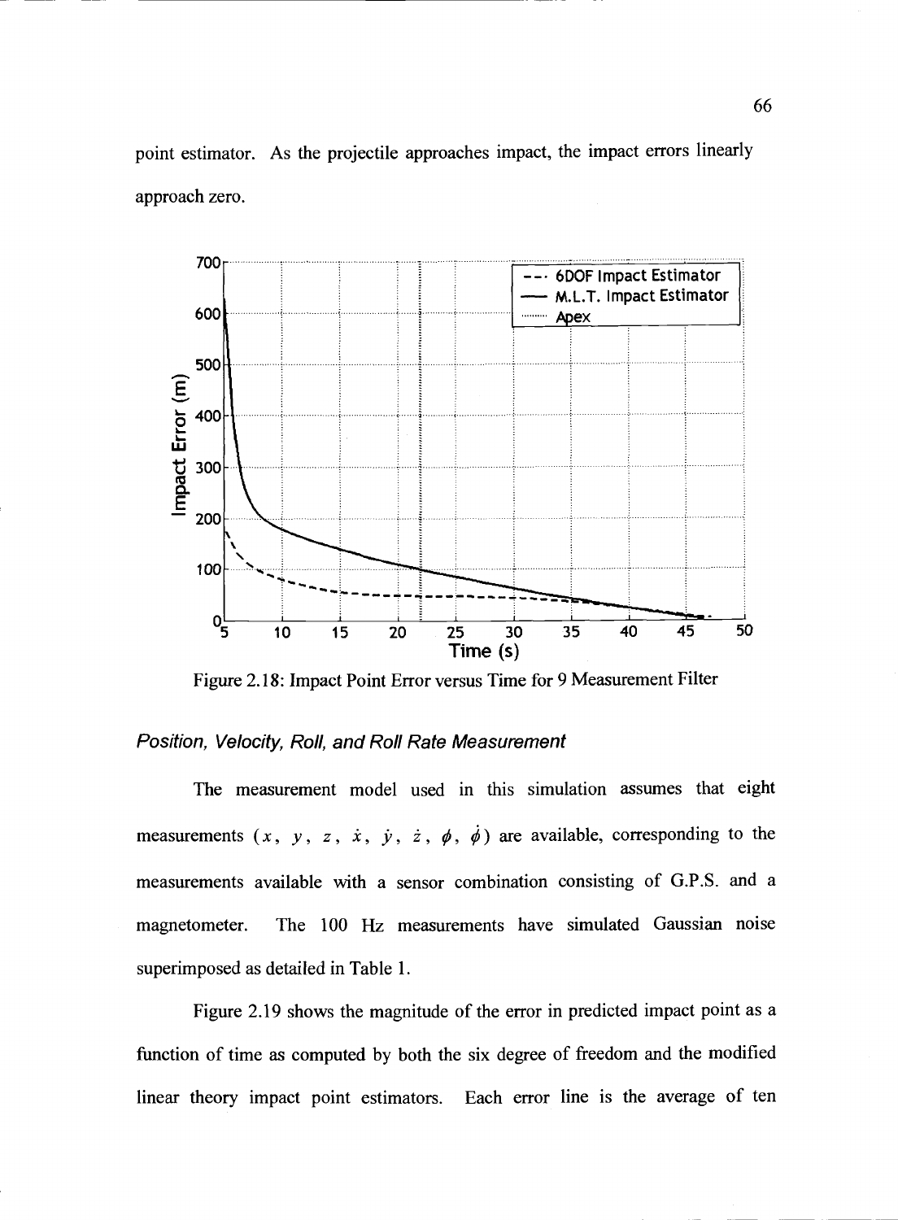point estimator. As the projectile approaches impact, the impact errors linearly approach zero.

Figure 2.18: Impact Point Error versus Time for 9 Measurement Filter

### *Position, Velocity, Roll, and Roll Rate Measurement*

The measurement model used in this simulation assumes that eight measurements ($x$, $y$, $z$, $\dot{x}$, $\dot{y}$, $\dot{z}$, $\phi$, $\dot{\phi}$) are available, corresponding to the measurements available with a sensor combination consisting of G.P.S. and a magnetometer. The 100 Hz measurements have simulated Gaussian noise superimposed as detailed in Table 1.

Figure 2.19 shows the magnitude of the error in predicted impact point as a function of time as computed by both the six degree of freedom and the modified linear theory impact point estimators. Each error line is the average of ten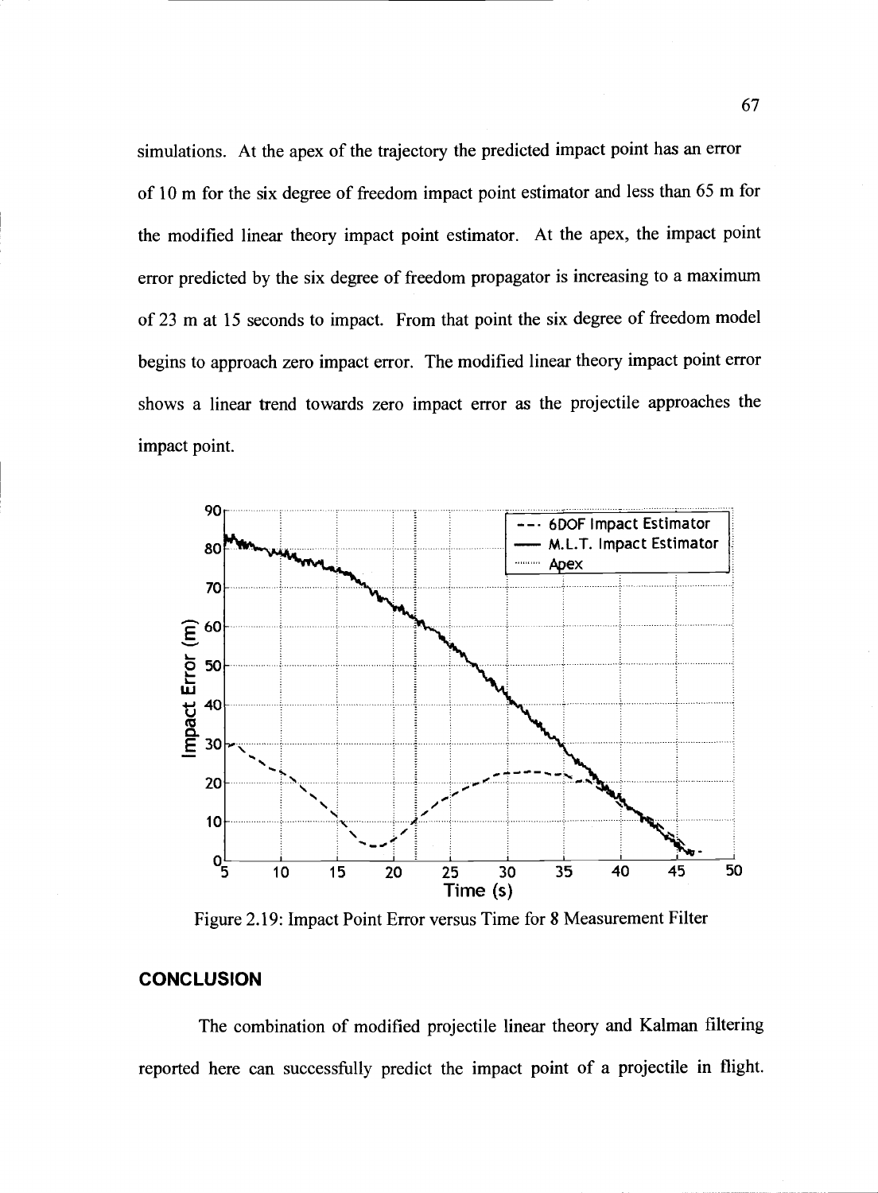simulations. At the apex of the trajectory the predicted impact point has an error of 10 m for the six degree of freedom impact point estimator and less than 65 m for the modified linear theory impact point estimator. At the apex, the impact point error predicted by the six degree of freedom propagator is increasing to a maximum of 23 m at 15 seconds to impact. From that point the six degree of freedom model begins to approach zero impact error. The modified linear theory impact point error shows a linear trend towards zero impact error as the projectile approaches the impact point.

Figure 2.19: Impact Point Error versus Time for 8 Measurement Filter

## CONCLUSION

The combination of modified projectile linear theory and Kalman filtering reported here can successfully predict the impact point of a projectile in flight.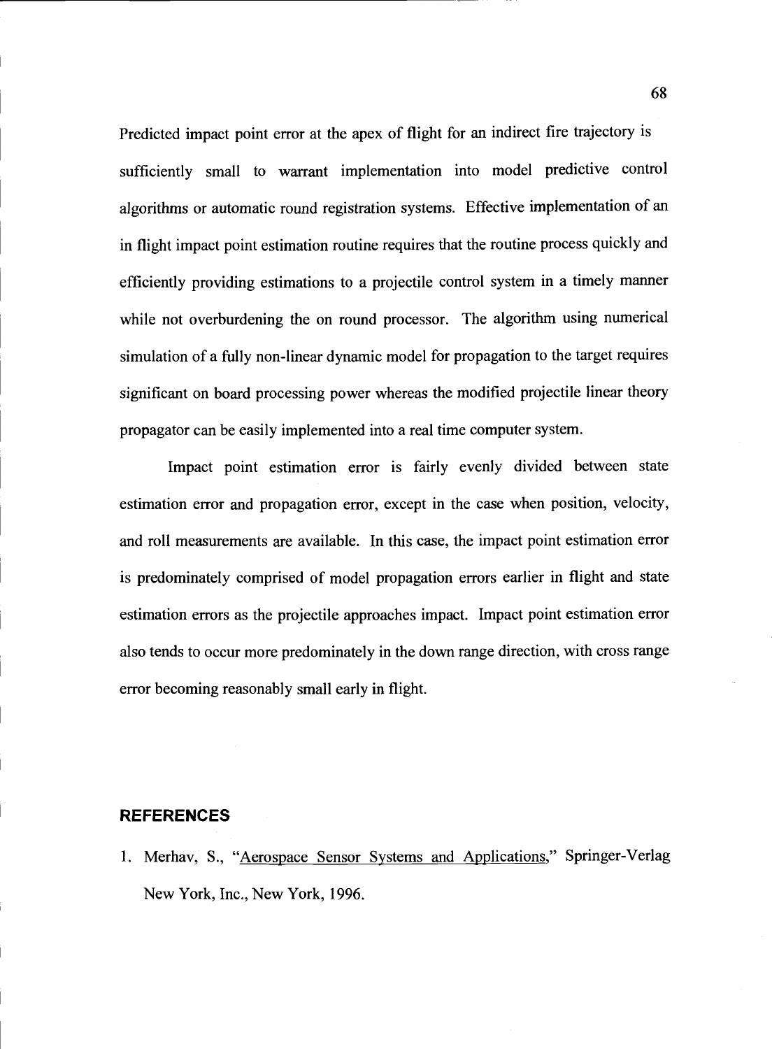Predicted impact point error at the apex of flight for an indirect fire trajectory is sufficiently small to warrant implementation into model predictive control algorithms or automatic round registration systems. Effective implementation of an in flight impact point estimation routine requires that the routine process quickly and efficiently providing estimations to a projectile control system in a timely manner while not overburdening the on round processor. The algorithm using numerical simulation of a fully non-linear dynamic model for propagation to the target requires significant on board processing power whereas the modified projectile linear theory propagator can be easily implemented into a real time computer system.

Impact point estimation error is fairly evenly divided between state estimation error and propagation error, except in the case when position, velocity, and roll measurements are available. In this case, the impact point estimation error is predominately comprised of model propagation errors earlier in flight and state estimation errors as the projectile approaches impact. Impact point estimation error also tends to occur more predominately in the down range direction, with cross range error becoming reasonably small early in flight.

## REFERENCES

1. Merhav, S., "Aerospace Sensor Systems and Applications," Springer-Verlag New York, Inc., New York, 1996.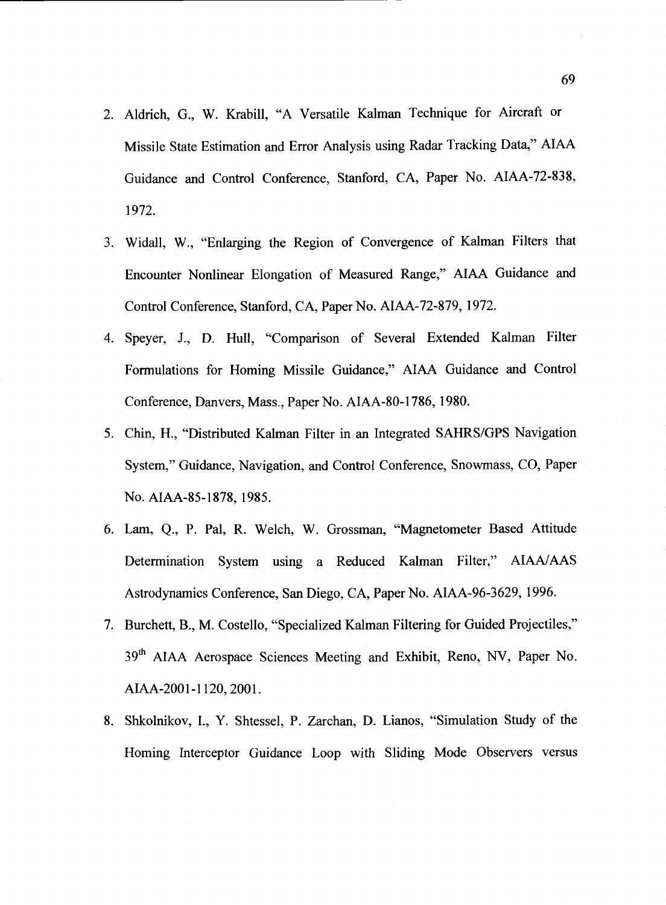2. Aldrich, G., W. Krabill, "A Versatile Kalman Technique for Aircraft or Missile State Estimation and Error Analysis using Radar Tracking Data," AIAA Guidance and Control Conference, Stanford, CA, Paper No. AIAA-72-838, 1972.

3. Widall, W., "Enlarging the Region of Convergence of Kalman Filters that Encounter Nonlinear Elongation of Measured Range," AIAA Guidance and Control Conference, Stanford, CA, Paper No. AIAA-72-879, 1972.

4. Speyer, J., D. Hull, "Comparison of Several Extended Kalman Filter Formulations for Homing Missile Guidance," AIAA Guidance and Control Conference, Danvers, Mass., Paper No. AIAA-80-1786, 1980.

5. Chin, H., "Distributed Kalman Filter in an Integrated SAHRS/GPS Navigation System," Guidance, Navigation, and Control Conference, Snowmass, CO, Paper No. AIAA-85-1878, 1985.

6. Lam, Q., P. Pal, R. Welch, W. Grossman, "Magnetometer Based Attitude Determination System using a Reduced Kalman Filter," AIAA/AAS Astrodynamics Conference, San Diego, CA, Paper No. AIAA-96-3629, 1996.

7. Burchett, B., M. Costello, "Specialized Kalman Filtering for Guided Projectiles," 39th AIAA Aerospace Sciences Meeting and Exhibit, Reno, NV, Paper No. AIAA-2001-1120, 2001.

8. Shkolnikov, I., Y. Shtessel, P. Zarchan, D. Lianos, "Simulation Study of the Homing Interceptor Guidance Loop with Sliding Mode Observers versus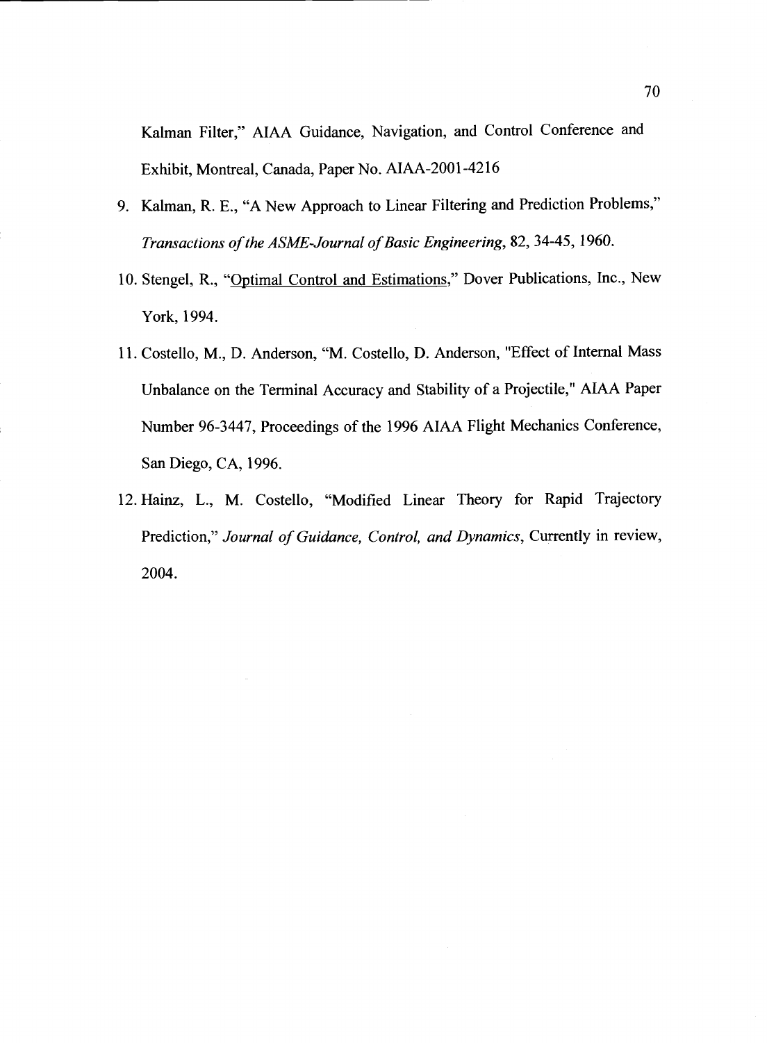Kalman Filter," AIAA Guidance, Navigation, and Control Conference and Exhibit, Montreal, Canada, Paper No. AIAA-2001-4216

9. Kalman, R. E., "A New Approach to Linear Filtering and Prediction Problems," *Transactions of the ASME-Journal of Basic Engineering*, 82, 34-45, 1960.
10. Stengel, R., "Optimal Control and Estimations," Dover Publications, Inc., New York, 1994.
11. Costello, M., D. Anderson, "M. Costello, D. Anderson, "Effect of Internal Mass Unbalance on the Terminal Accuracy and Stability of a Projectile," AIAA Paper Number 96-3447, Proceedings of the 1996 AIAA Flight Mechanics Conference, San Diego, CA, 1996.
12. Hainz, L., M. Costello, "Modified Linear Theory for Rapid Trajectory Prediction," *Journal of Guidance, Control, and Dynamics*, Currently in review, 2004.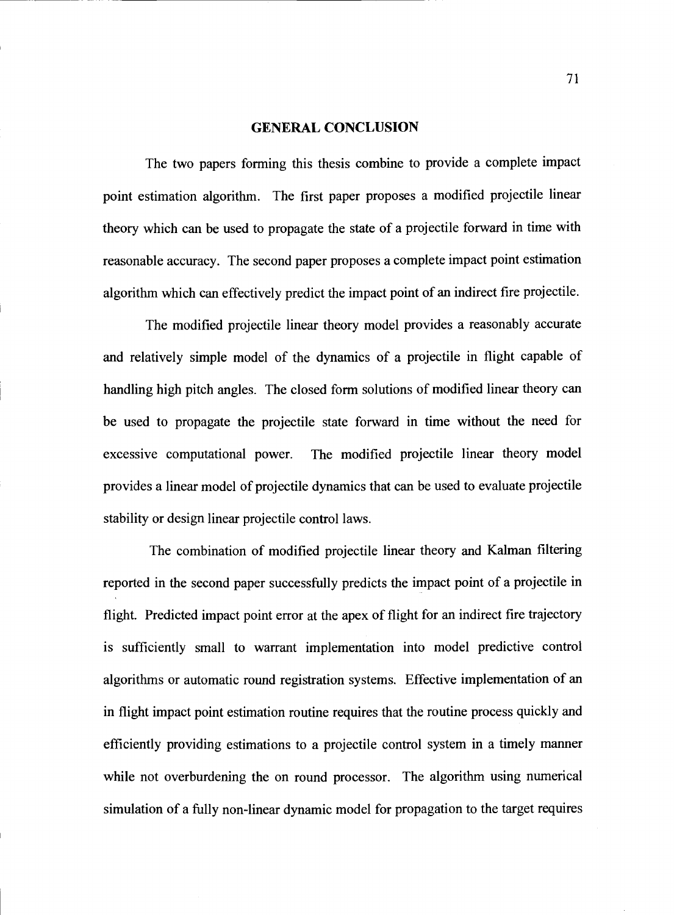# GENERAL CONCLUSION

The two papers forming this thesis combine to provide a complete impact point estimation algorithm. The first paper proposes a modified projectile linear theory which can be used to propagate the state of a projectile forward in time with reasonable accuracy. The second paper proposes a complete impact point estimation algorithm which can effectively predict the impact point of an indirect fire projectile.

The modified projectile linear theory model provides a reasonably accurate and relatively simple model of the dynamics of a projectile in flight capable of handling high pitch angles. The closed form solutions of modified linear theory can be used to propagate the projectile state forward in time without the need for excessive computational power. The modified projectile linear theory model provides a linear model of projectile dynamics that can be used to evaluate projectile stability or design linear projectile control laws.

The combination of modified projectile linear theory and Kalman filtering reported in the second paper successfully predicts the impact point of a projectile in flight. Predicted impact point error at the apex of flight for an indirect fire trajectory is sufficiently small to warrant implementation into model predictive control algorithms or automatic round registration systems. Effective implementation of an in flight impact point estimation routine requires that the routine process quickly and efficiently providing estimations to a projectile control system in a timely manner while not overburdening the on round processor. The algorithm using numerical simulation of a fully non-linear dynamic model for propagation to the target requires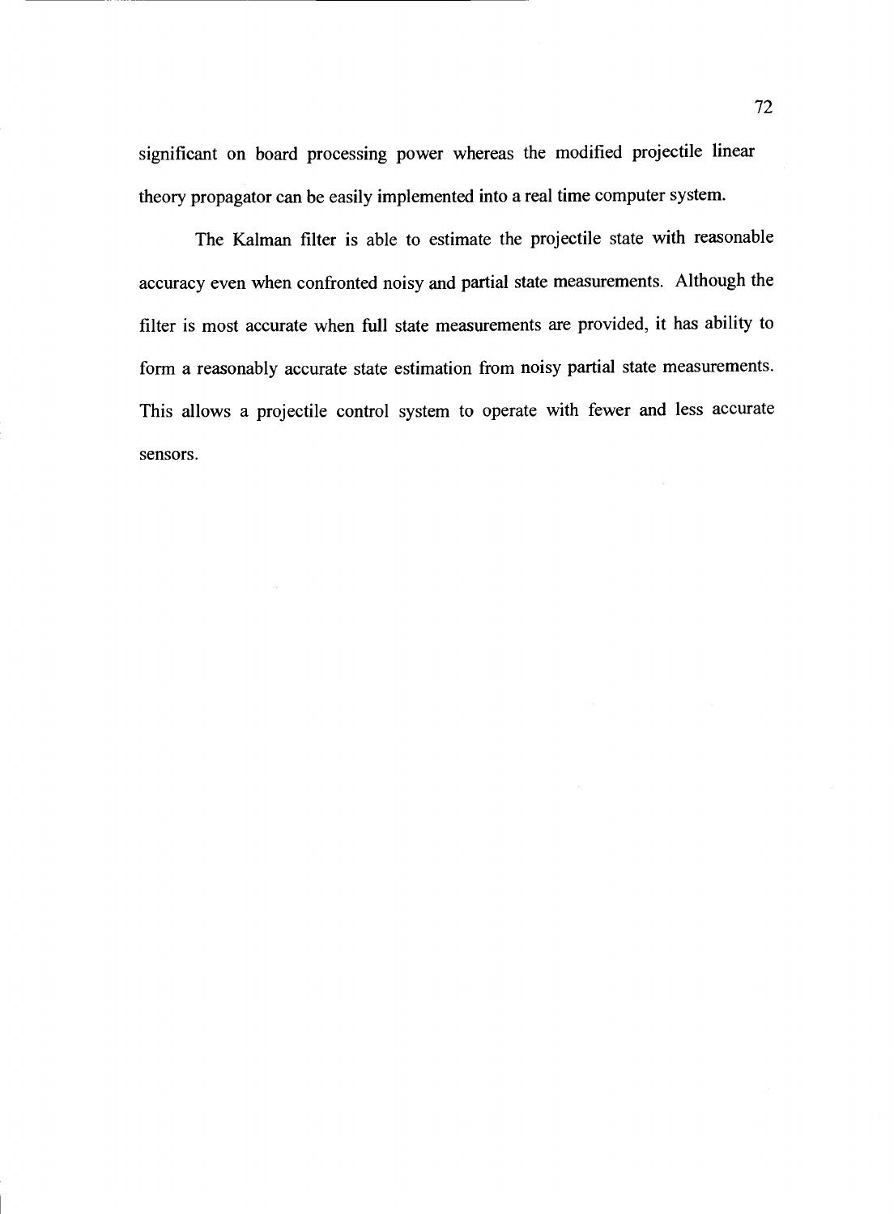significant on board processing power whereas the modified projectile linear theory propagator can be easily implemented into a real time computer system.

The Kalman filter is able to estimate the projectile state with reasonable accuracy even when confronted noisy and partial state measurements. Although the filter is most accurate when full state measurements are provided, it has ability to form a reasonably accurate state estimation from noisy partial state measurements. This allows a projectile control system to operate with fewer and less accurate sensors.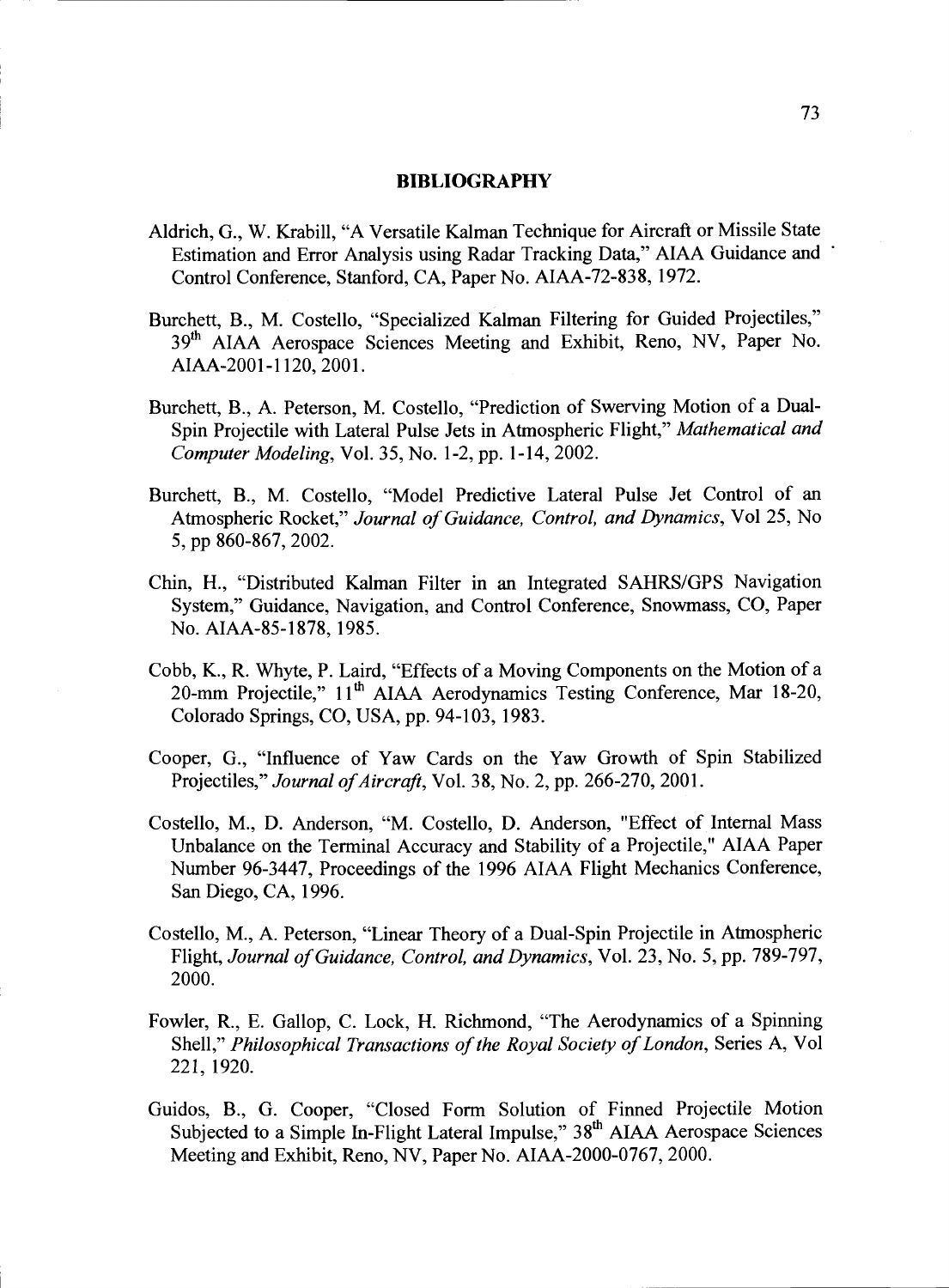# BIBLIOGRAPHY

Aldrich, G., W. Krabill, "A Versatile Kalman Technique for Aircraft or Missile State Estimation and Error Analysis using Radar Tracking Data," AIAA Guidance and Control Conference, Stanford, CA, Paper No. AIAA-72-838, 1972.

Burchett, B., M. Costello, "Specialized Kalman Filtering for Guided Projectiles," 39th AIAA Aerospace Sciences Meeting and Exhibit, Reno, NV, Paper No. AIAA-2001-1120, 2001.

Burchett, B., A. Peterson, M. Costello, "Prediction of Swerving Motion of a Dual-Spin Projectile with Lateral Pulse Jets in Atmospheric Flight," *Mathematical and Computer Modeling*, Vol. 35, No. 1-2, pp. 1-14, 2002.

Burchett, B., M. Costello, "Model Predictive Lateral Pulse Jet Control of an Atmospheric Rocket," *Journal of Guidance, Control, and Dynamics*, Vol 25, No 5, pp 860-867, 2002.

Chin, H., "Distributed Kalman Filter in an Integrated SAHRS/GPS Navigation System," Guidance, Navigation, and Control Conference, Snowmass, CO, Paper No. AIAA-85-1878, 1985.

Cobb, K., R. Whyte, P. Laird, "Effects of a Moving Components on the Motion of a 20-mm Projectile," 11th AIAA Aerodynamics Testing Conference, Mar 18-20, Colorado Springs, CO, USA, pp. 94-103, 1983.

Cooper, G., "Influence of Yaw Cards on the Yaw Growth of Spin Stabilized Projectiles," *Journal of Aircraft*, Vol. 38, No. 2, pp. 266-270, 2001.

Costello, M., D. Anderson, "M. Costello, D. Anderson, "Effect of Internal Mass Unbalance on the Terminal Accuracy and Stability of a Projectile," AIAA Paper Number 96-3447, Proceedings of the 1996 AIAA Flight Mechanics Conference, San Diego, CA, 1996.

Costello, M., A. Peterson, "Linear Theory of a Dual-Spin Projectile in Atmospheric Flight, *Journal of Guidance, Control, and Dynamics*, Vol. 23, No. 5, pp. 789-797, 2000.

Fowler, R., E. Gallop, C. Lock, H. Richmond, "The Aerodynamics of a Spinning Shell," *Philosophical Transactions of the Royal Society of London*, Series A, Vol 221, 1920.

Guidos, B., G. Cooper, "Closed Form Solution of Finned Projectile Motion Subjected to a Simple In-Flight Lateral Impulse," 38th AIAA Aerospace Sciences Meeting and Exhibit, Reno, NV, Paper No. AIAA-2000-0767, 2000.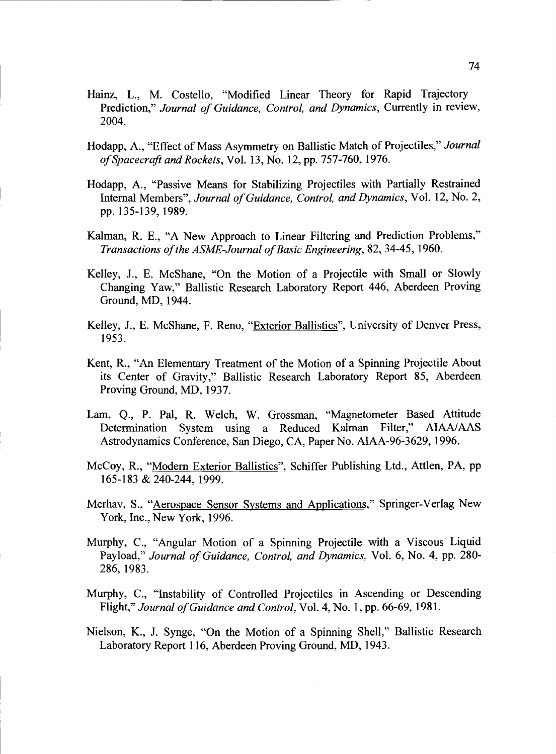Hainz, L., M. Costello, "Modified Linear Theory for Rapid Trajectory Prediction," *Journal of Guidance, Control, and Dynamics*, Currently in review, 2004.

Hodapp, A., "Effect of Mass Asymmetry on Ballistic Match of Projectiles," *Journal of Spacecraft and Rockets*, Vol. 13, No. 12, pp. 757-760, 1976.

Hodapp, A., "Passive Means for Stabilizing Projectiles with Partially Restrained Internal Members", *Journal of Guidance, Control, and Dynamics*, Vol. 12, No. 2, pp. 135-139, 1989.

Kalman, R. E., "A New Approach to Linear Filtering and Prediction Problems," *Transactions of the ASME-Journal of Basic Engineering*, 82, 34-45, 1960.

Kelley, J., E. McShane, "On the Motion of a Projectile with Small or Slowly Changing Yaw," Ballistic Research Laboratory Report 446, Aberdeen Proving Ground, MD, 1944.

Kelley, J., E. McShane, F. Reno, "Exterior Ballistics", University of Denver Press, 1953.

Kent, R., "An Elementary Treatment of the Motion of a Spinning Projectile About its Center of Gravity," Ballistic Research Laboratory Report 85, Aberdeen Proving Ground, MD, 1937.

Lam, Q., P. Pal, R. Welch, W. Grossman, "Magnetometer Based Attitude Determination System using a Reduced Kalman Filter," AIAA/AAS Astrodynamics Conference, San Diego, CA, Paper No. AIAA-96-3629, 1996.

McCoy, R., "Modern Exterior Ballistics", Schiffer Publishing Ltd., Attlen, PA, pp 165-183 & 240-244, 1999.

Merhav, S., "Aerospace Sensor Systems and Applications," Springer-Verlag New York, Inc., New York, 1996.

Murphy, C., "Angular Motion of a Spinning Projectile with a Viscous Liquid Payload," *Journal of Guidance, Control, and Dynamics,* Vol. 6, No. 4, pp. 280-286, 1983.

Murphy, C., "Instability of Controlled Projectiles in Ascending or Descending Flight," *Journal of Guidance and Control*, Vol. 4, No. 1, pp. 66-69, 1981.

Nielson, K., J. Synge, "On the Motion of a Spinning Shell," Ballistic Research Laboratory Report 116, Aberdeen Proving Ground, MD, 1943.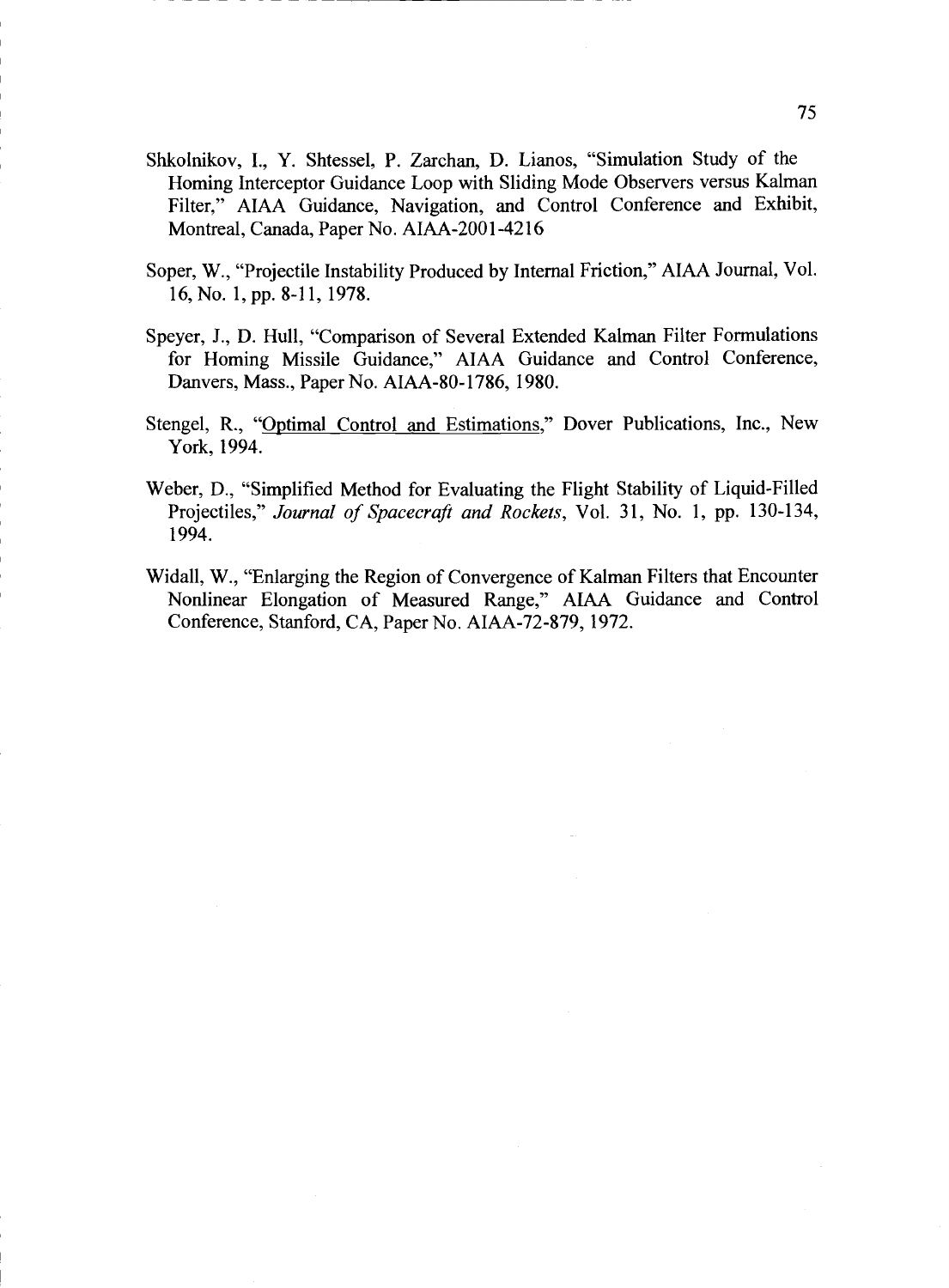Shkolnikov, I., Y. Shtessel, P. Zarchan, D. Lianos, "Simulation Study of the Homing Interceptor Guidance Loop with Sliding Mode Observers versus Kalman Filter," AIAA Guidance, Navigation, and Control Conference and Exhibit, Montreal, Canada, Paper No. AIAA-2001-4216

Soper, W., "Projectile Instability Produced by Internal Friction," AIAA Journal, Vol. 16, No. 1, pp. 8-11, 1978.

Speyer, J., D. Hull, "Comparison of Several Extended Kalman Filter Formulations for Homing Missile Guidance," AIAA Guidance and Control Conference, Danvers, Mass., Paper No. AIAA-80-1786, 1980.

Stengel, R., "Optimal Control and Estimations," Dover Publications, Inc., New York, 1994.

Weber, D., "Simplified Method for Evaluating the Flight Stability of Liquid-Filled Projectiles," *Journal of Spacecraft and Rockets*, Vol. 31, No. 1, pp. 130-134, 1994.

Widall, W., "Enlarging the Region of Convergence of Kalman Filters that Encounter Nonlinear Elongation of Measured Range," AIAA Guidance and Control Conference, Stanford, CA, Paper No. AIAA-72-879, 1972.